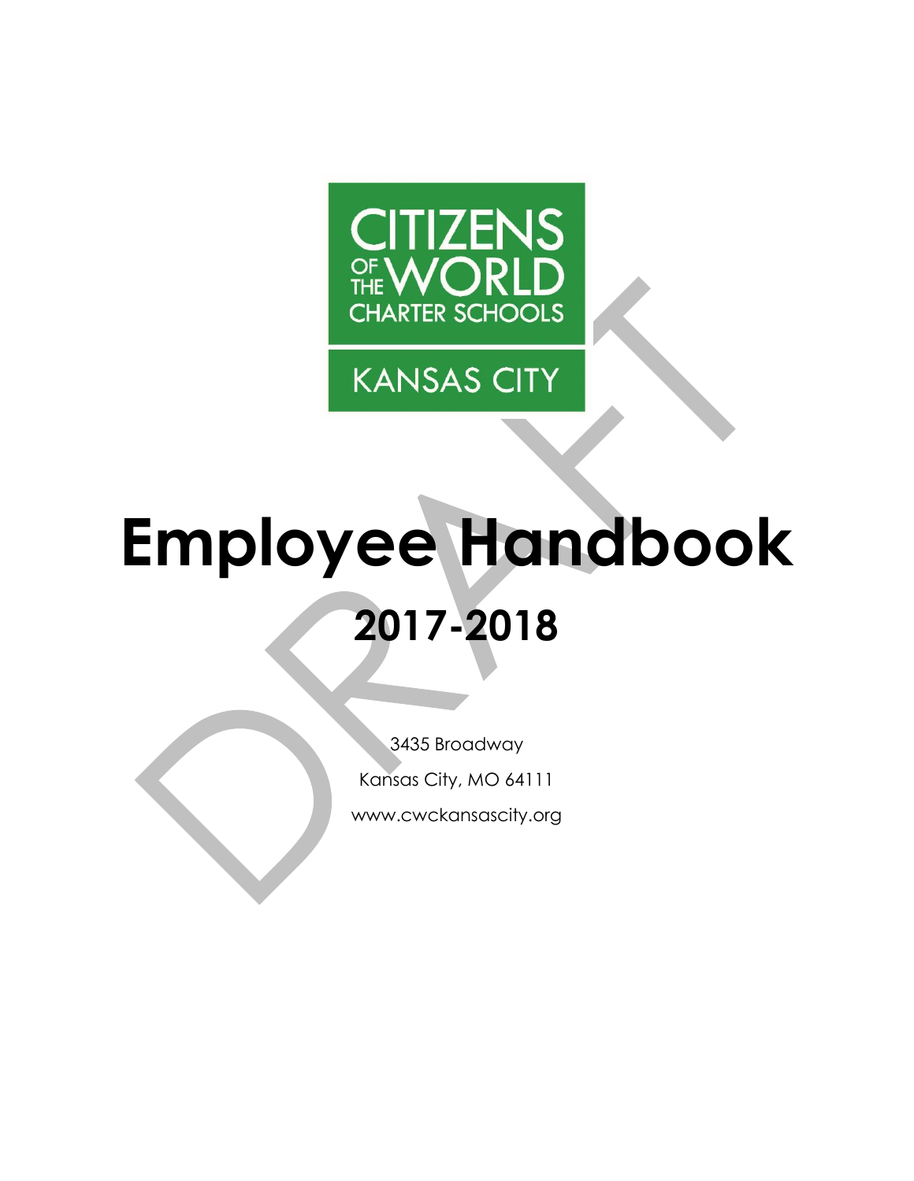CITIZENS OF THE WORLD CHARTER SCHOOLS

KANSAS CITY

# Employee Handbook

## 2017-2018

3435 Broadway

Kansas City, MO 64111

www.cwckansascity.org

DRAFT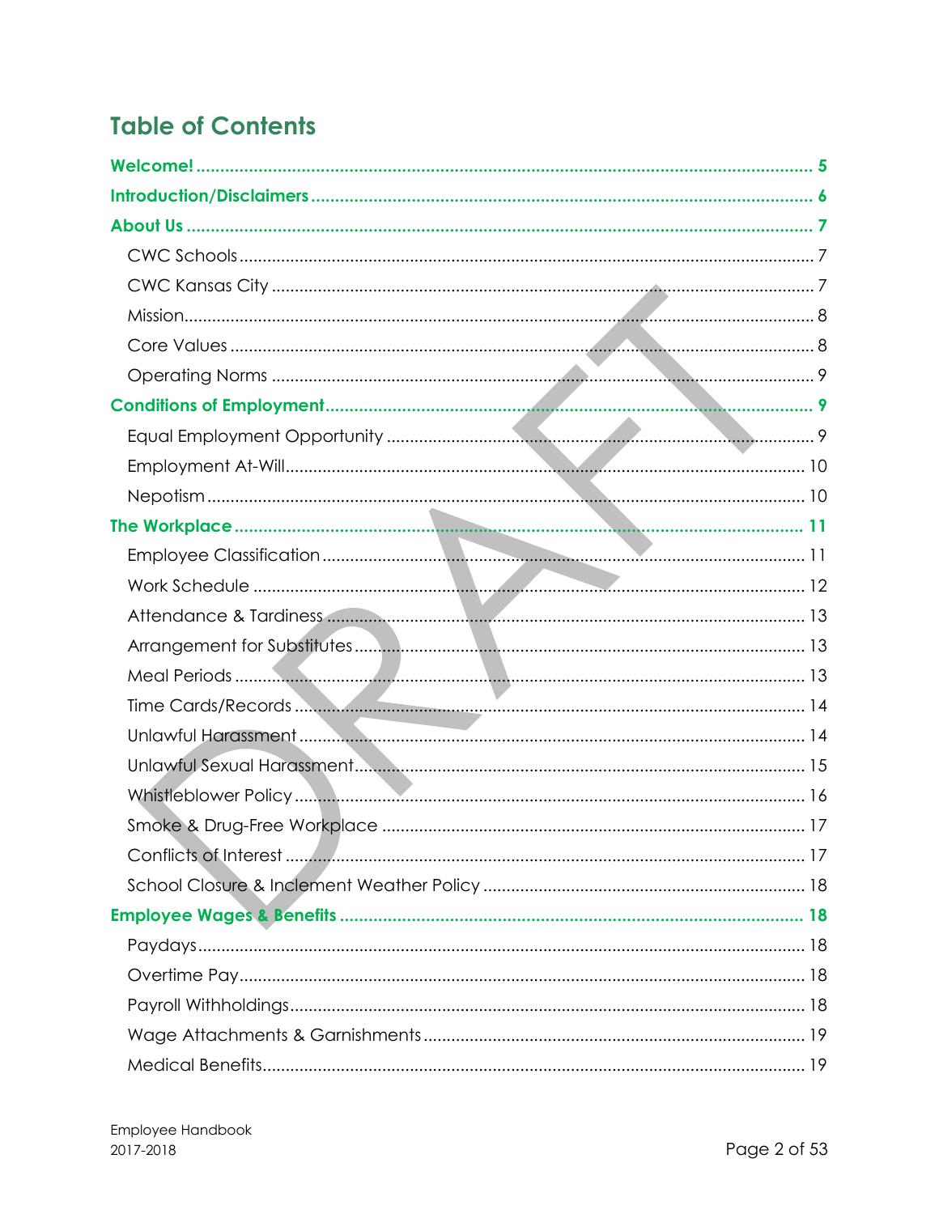# Table of Contents

**Welcome! ..... 5**

**Introduction/Disclaimers ..... 6**

**About Us ..... 7**

- CWC Schools ..... 7
- CWC Kansas City ..... 7
- Mission ..... 8
- Core Values ..... 8
- Operating Norms ..... 9

**Conditions of Employment ..... 9**

- Equal Employment Opportunity ..... 9
- Employment At-Will ..... 10
- Nepotism ..... 10

**The Workplace ..... 11**

- Employee Classification ..... 11
- Work Schedule ..... 12
- Attendance & Tardiness ..... 13
- Arrangement for Substitutes ..... 13
- Meal Periods ..... 13
- Time Cards/Records ..... 14
- Unlawful Harassment ..... 14
- Unlawful Sexual Harassment ..... 15
- Whistleblower Policy ..... 16
- Smoke & Drug-Free Workplace ..... 17
- Conflicts of Interest ..... 17
- School Closure & Inclement Weather Policy ..... 18

**Employee Wages & Benefits ..... 18**

- Paydays ..... 18
- Overtime Pay ..... 18
- Payroll Withholdings ..... 18
- Wage Attachments & Garnishments ..... 19
- Medical Benefits ..... 19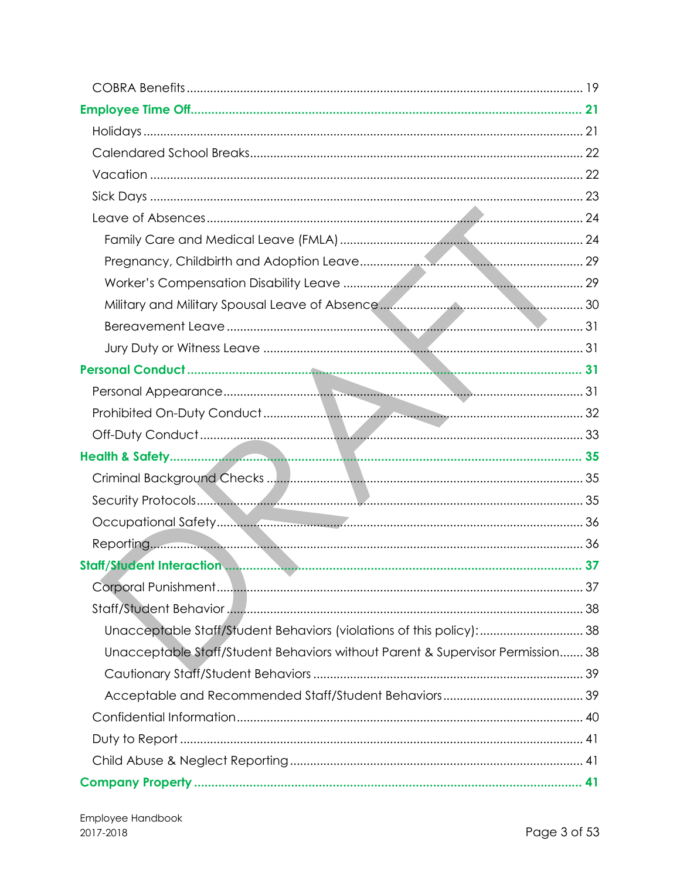- COBRA Benefits ..... 19
- **Employee Time Off ..... 21**
  - Holidays ..... 21
  - Calendared School Breaks ..... 22
  - Vacation ..... 22
  - Sick Days ..... 23
  - Leave of Absences ..... 24
    - Family Care and Medical Leave (FMLA) ..... 24
    - Pregnancy, Childbirth and Adoption Leave ..... 29
    - Worker's Compensation Disability Leave ..... 29
    - Military and Military Spousal Leave of Absence ..... 30
    - Bereavement Leave ..... 31
    - Jury Duty or Witness Leave ..... 31
- **Personal Conduct ..... 31**
  - Personal Appearance ..... 31
  - Prohibited On-Duty Conduct ..... 32
  - Off-Duty Conduct ..... 33
- **Health & Safety ..... 35**
  - Criminal Background Checks ..... 35
  - Security Protocols ..... 35
  - Occupational Safety ..... 36
  - Reporting ..... 36
- **Staff/Student Interaction ..... 37**
  - Corporal Punishment ..... 37
  - Staff/Student Behavior ..... 38
    - Unacceptable Staff/Student Behaviors (violations of this policy): ..... 38
    - Unacceptable Staff/Student Behaviors without Parent & Supervisor Permission ..... 38
    - Cautionary Staff/Student Behaviors ..... 39
    - Acceptable and Recommended Staff/Student Behaviors ..... 39
  - Confidential Information ..... 40
  - Duty to Report ..... 41
  - Child Abuse & Neglect Reporting ..... 41
- **Company Property ..... 41**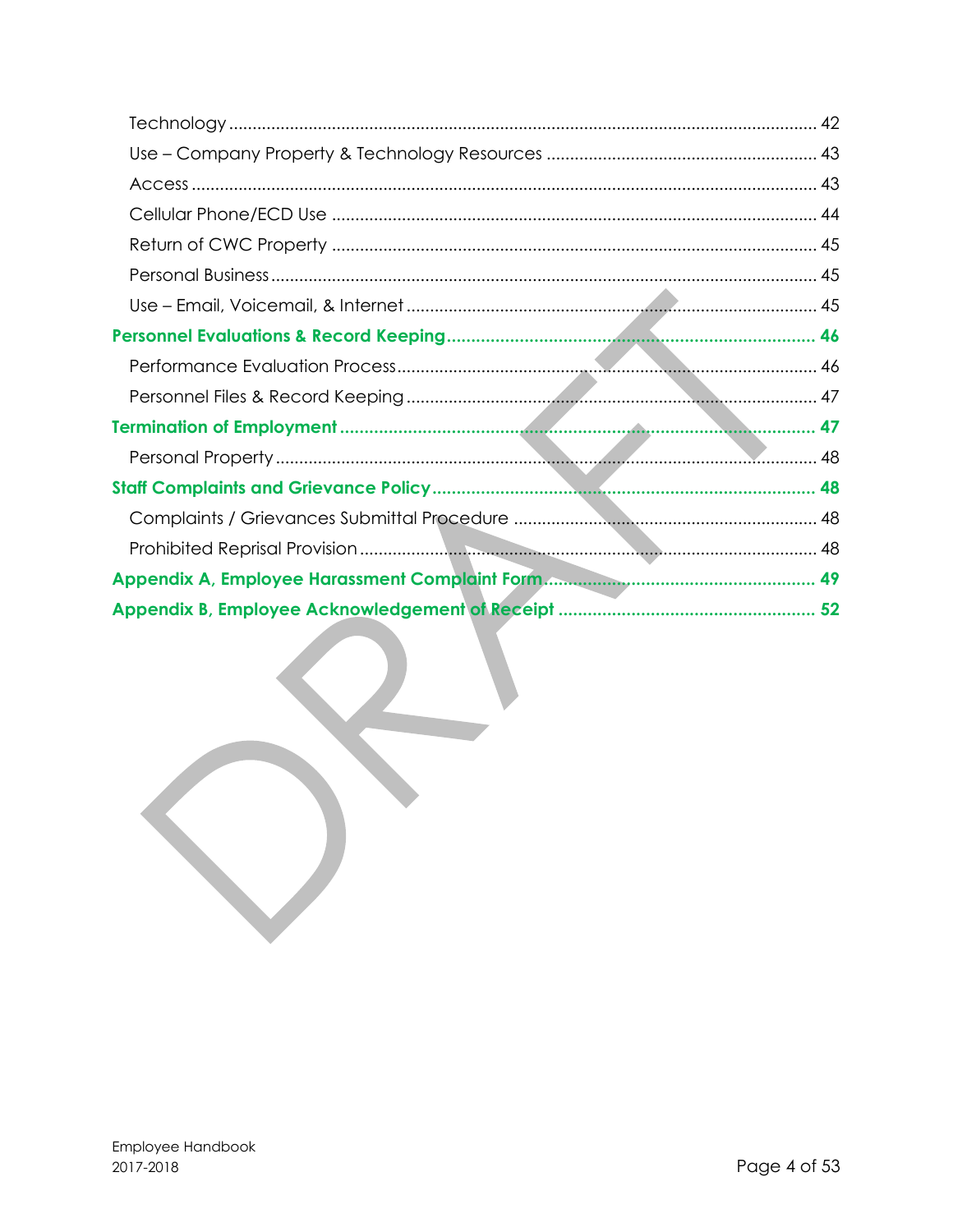Technology ........................................................................................................... 42

Use – Company Property & Technology Resources ......................................................... 43

Access ................................................................................................................... 43

Cellular Phone/ECD Use ....................................................................................... 44

Return of CWC Property ...................................................................................... 45

Personal Business ................................................................................................. 45

Use – Email, Voicemail, & Internet ...................................................................... 45

**Personnel Evaluations & Record Keeping ............................................................................ 46**

Performance Evaluation Process ......................................................................... 46

Personnel Files & Record Keeping ...................................................................... 47

**Termination of Employment .................................................................................................... 47**

Personal Property .................................................................................................. 48

**Staff Complaints and Grievance Policy ................................................................................ 48**

Complaints / Grievances Submittal Procedure ................................................ 48

Prohibited Reprisal Provision ................................................................................. 48

**Appendix A, Employee Harassment Complaint Form ....................................................... 49**

**Appendix B, Employee Acknowledgement of Receipt .................................................... 52**

DRAFT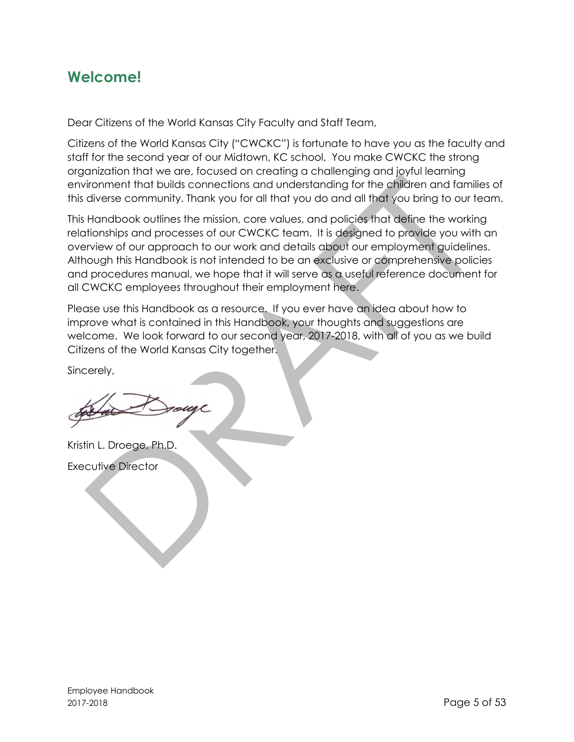## Welcome!

Dear Citizens of the World Kansas City Faculty and Staff Team,

Citizens of the World Kansas City ("CWCKC") is fortunate to have you as the faculty and staff for the second year of our Midtown, KC school. You make CWCKC the strong organization that we are, focused on creating a challenging and joyful learning environment that builds connections and understanding for the children and families of this diverse community. Thank you for all that you do and all that you bring to our team.

This Handbook outlines the mission, core values, and policies that define the working relationships and processes of our CWCKC team. It is designed to provide you with an overview of our approach to our work and details about our employment guidelines. Although this Handbook is not intended to be an exclusive or comprehensive policies and procedures manual, we hope that it will serve as a useful reference document for all CWCKC employees throughout their employment here.

Please use this Handbook as a resource. If you ever have an idea about how to improve what is contained in this Handbook, your thoughts and suggestions are welcome. We look forward to our second year, 2017-2018, with all of you as we build Citizens of the World Kansas City together.

Sincerely,

Kristin L. Droege, Ph.D.

Executive Director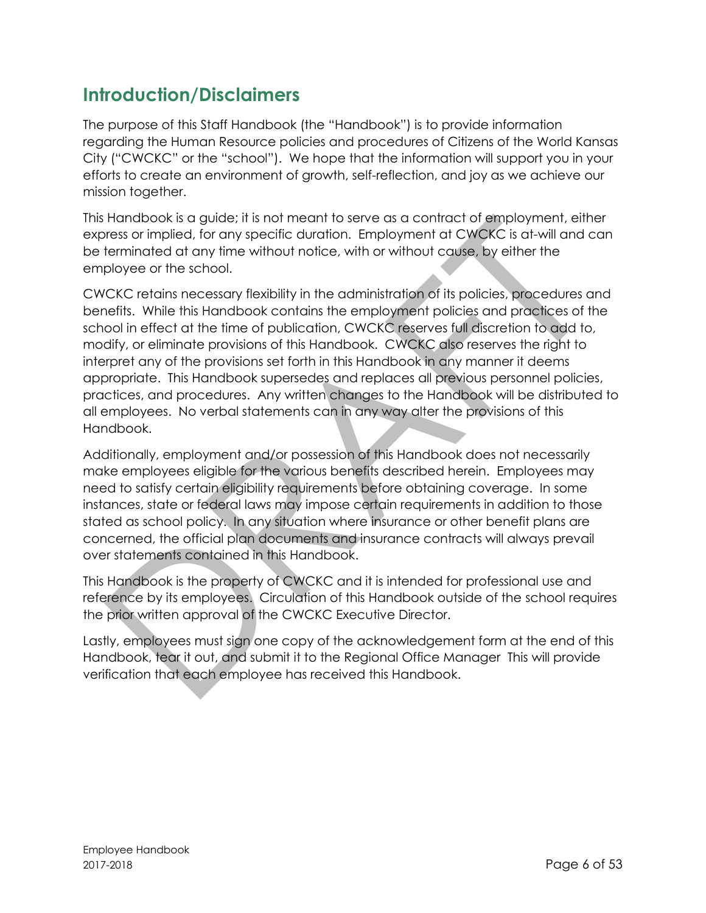## Introduction/Disclaimers

The purpose of this Staff Handbook (the "Handbook") is to provide information regarding the Human Resource policies and procedures of Citizens of the World Kansas City ("CWCKC" or the "school"). We hope that the information will support you in your efforts to create an environment of growth, self-reflection, and joy as we achieve our mission together.

This Handbook is a guide; it is not meant to serve as a contract of employment, either express or implied, for any specific duration. Employment at CWCKC is at-will and can be terminated at any time without notice, with or without cause, by either the employee or the school.

CWCKC retains necessary flexibility in the administration of its policies, procedures and benefits. While this Handbook contains the employment policies and practices of the school in effect at the time of publication, CWCKC reserves full discretion to add to, modify, or eliminate provisions of this Handbook. CWCKC also reserves the right to interpret any of the provisions set forth in this Handbook in any manner it deems appropriate. This Handbook supersedes and replaces all previous personnel policies, practices, and procedures. Any written changes to the Handbook will be distributed to all employees. No verbal statements can in any way alter the provisions of this Handbook.

Additionally, employment and/or possession of this Handbook does not necessarily make employees eligible for the various benefits described herein. Employees may need to satisfy certain eligibility requirements before obtaining coverage. In some instances, state or federal laws may impose certain requirements in addition to those stated as school policy. In any situation where insurance or other benefit plans are concerned, the official plan documents and insurance contracts will always prevail over statements contained in this Handbook.

This Handbook is the property of CWCKC and it is intended for professional use and reference by its employees. Circulation of this Handbook outside of the school requires the prior written approval of the CWCKC Executive Director.

Lastly, employees must sign one copy of the acknowledgement form at the end of this Handbook, tear it out, and submit it to the Regional Office Manager This will provide verification that each employee has received this Handbook.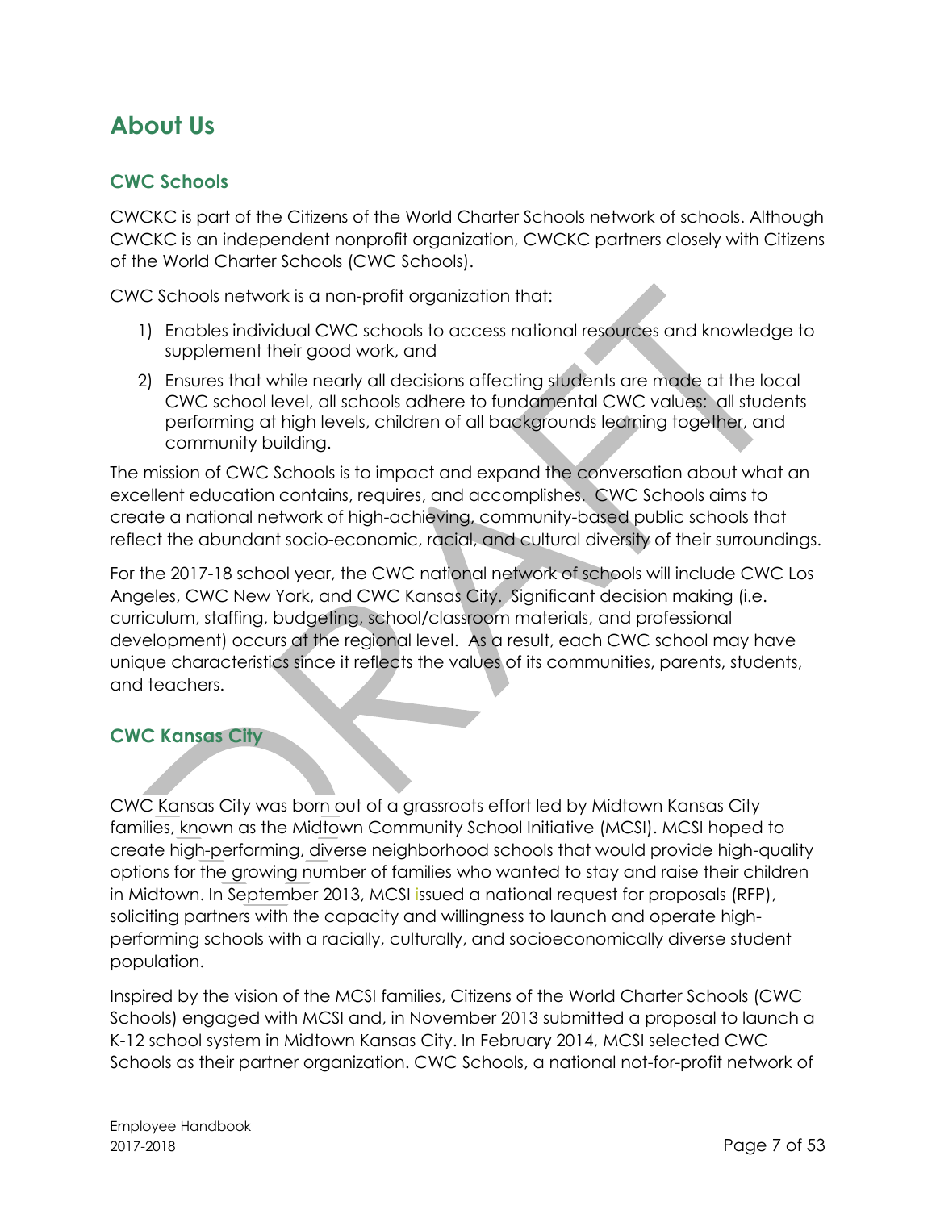# About Us

## CWC Schools

CWCKC is part of the Citizens of the World Charter Schools network of schools. Although CWCKC is an independent nonprofit organization, CWCKC partners closely with Citizens of the World Charter Schools (CWC Schools).

CWC Schools network is a non-profit organization that:

1) Enables individual CWC schools to access national resources and knowledge to supplement their good work, and
2) Ensures that while nearly all decisions affecting students are made at the local CWC school level, all schools adhere to fundamental CWC values: all students performing at high levels, children of all backgrounds learning together, and community building.

The mission of CWC Schools is to impact and expand the conversation about what an excellent education contains, requires, and accomplishes. CWC Schools aims to create a national network of high-achieving, community-based public schools that reflect the abundant socio-economic, racial, and cultural diversity of their surroundings.

For the 2017-18 school year, the CWC national network of schools will include CWC Los Angeles, CWC New York, and CWC Kansas City. Significant decision making (i.e. curriculum, staffing, budgeting, school/classroom materials, and professional development) occurs at the regional level. As a result, each CWC school may have unique characteristics since it reflects the values of its communities, parents, students, and teachers.

## CWC Kansas City

CWC Kansas City was born out of a grassroots effort led by Midtown Kansas City families, known as the Midtown Community School Initiative (MCSI). MCSI hoped to create high-performing, diverse neighborhood schools that would provide high-quality options for the growing number of families who wanted to stay and raise their children in Midtown. In September 2013, MCSI issued a national request for proposals (RFP), soliciting partners with the capacity and willingness to launch and operate high-performing schools with a racially, culturally, and socioeconomically diverse student population.

Inspired by the vision of the MCSI families, Citizens of the World Charter Schools (CWC Schools) engaged with MCSI and, in November 2013 submitted a proposal to launch a K-12 school system in Midtown Kansas City. In February 2014, MCSI selected CWC Schools as their partner organization. CWC Schools, a national not-for-profit network of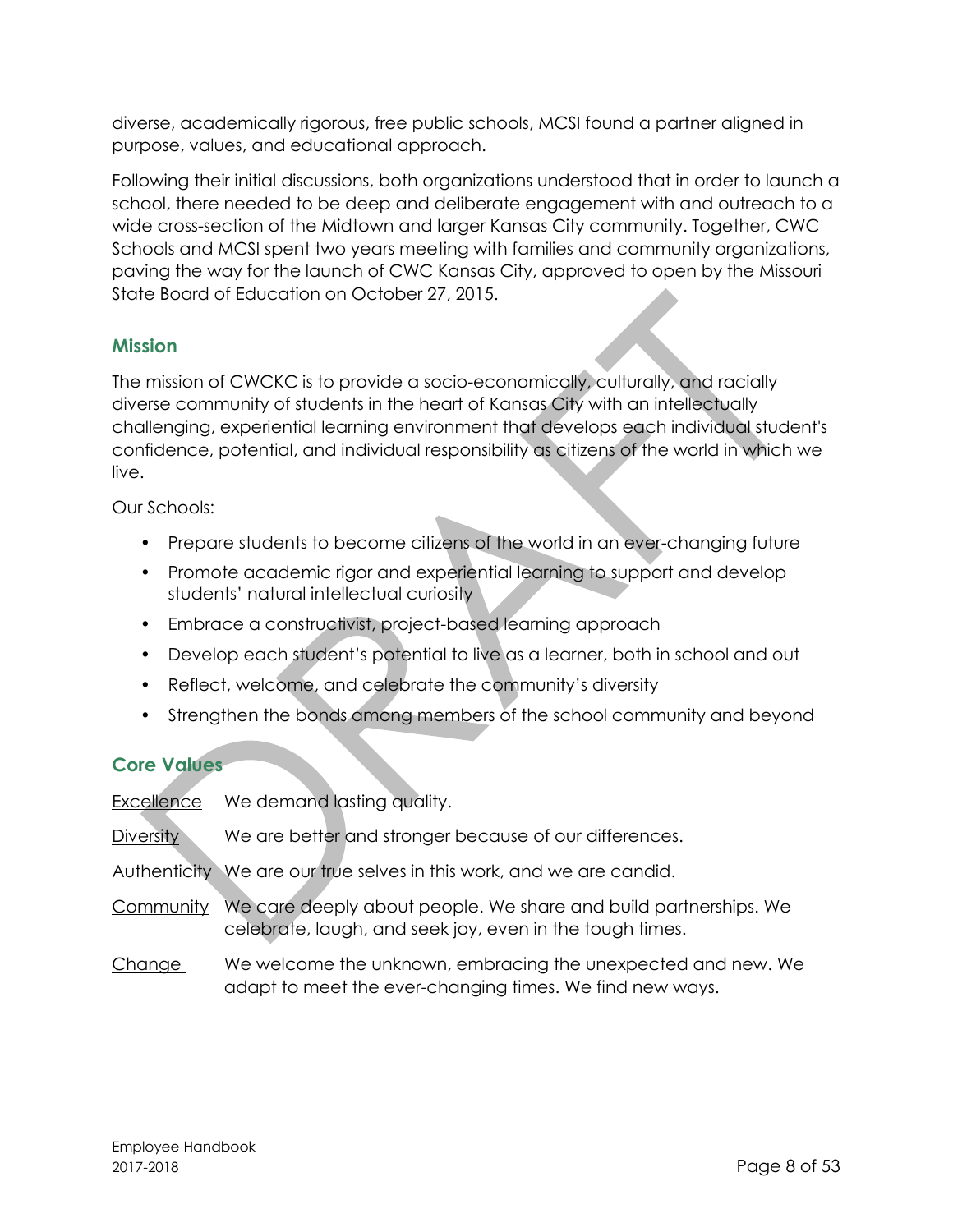diverse, academically rigorous, free public schools, MCSI found a partner aligned in purpose, values, and educational approach.

Following their initial discussions, both organizations understood that in order to launch a school, there needed to be deep and deliberate engagement with and outreach to a wide cross-section of the Midtown and larger Kansas City community. Together, CWC Schools and MCSI spent two years meeting with families and community organizations, paving the way for the launch of CWC Kansas City, approved to open by the Missouri State Board of Education on October 27, 2015.

## Mission

The mission of CWCKC is to provide a socio-economically, culturally, and racially diverse community of students in the heart of Kansas City with an intellectually challenging, experiential learning environment that develops each individual student's confidence, potential, and individual responsibility as citizens of the world in which we live.

Our Schools:

- Prepare students to become citizens of the world in an ever-changing future
- Promote academic rigor and experiential learning to support and develop students' natural intellectual curiosity
- Embrace a constructivist, project-based learning approach
- Develop each student's potential to live as a learner, both in school and out
- Reflect, welcome, and celebrate the community's diversity
- Strengthen the bonds among members of the school community and beyond

## Core Values

<u>Excellence</u> We demand lasting quality.

<u>Diversity</u> We are better and stronger because of our differences.

<u>Authenticity</u> We are our true selves in this work, and we are candid.

<u>Community</u> We care deeply about people. We share and build partnerships. We celebrate, laugh, and seek joy, even in the tough times.

<u>Change</u> We welcome the unknown, embracing the unexpected and new. We adapt to meet the ever-changing times. We find new ways.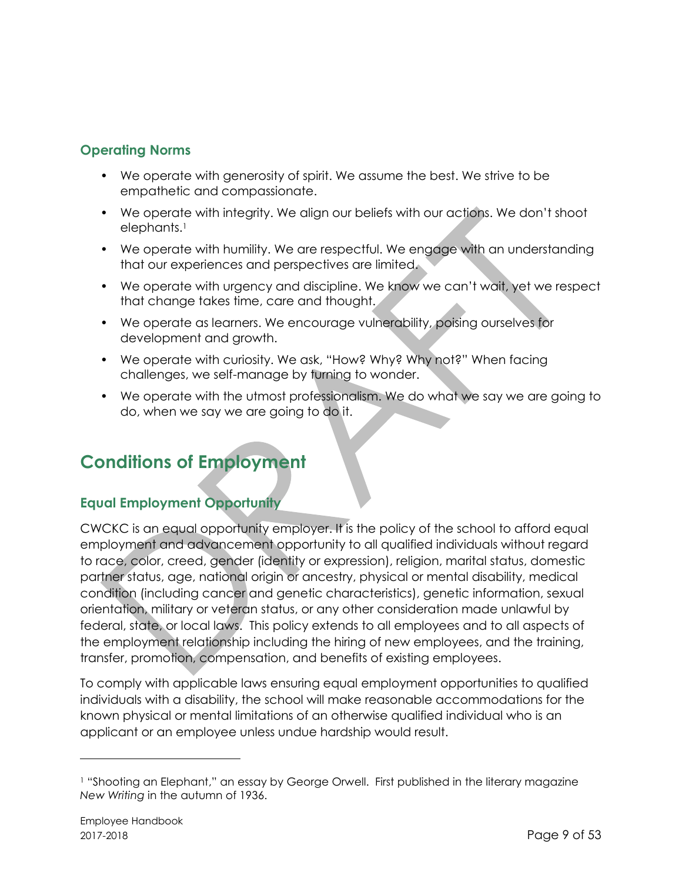### Operating Norms

- We operate with generosity of spirit. We assume the best. We strive to be empathetic and compassionate.
- We operate with integrity. We align our beliefs with our actions. We don't shoot elephants.[1]
- We operate with humility. We are respectful. We engage with an understanding that our experiences and perspectives are limited.
- We operate with urgency and discipline. We know we can't wait, yet we respect that change takes time, care and thought.
- We operate as learners. We encourage vulnerability, poising ourselves for development and growth.
- We operate with curiosity. We ask, "How? Why? Why not?" When facing challenges, we self-manage by turning to wonder.
- We operate with the utmost professionalism. We do what we say we are going to do, when we say we are going to do it.

## Conditions of Employment

### Equal Employment Opportunity

CWCKC is an equal opportunity employer. It is the policy of the school to afford equal employment and advancement opportunity to all qualified individuals without regard to race, color, creed, gender (identity or expression), religion, marital status, domestic partner status, age, national origin or ancestry, physical or mental disability, medical condition (including cancer and genetic characteristics), genetic information, sexual orientation, military or veteran status, or any other consideration made unlawful by federal, state, or local laws. This policy extends to all employees and to all aspects of the employment relationship including the hiring of new employees, and the training, transfer, promotion, compensation, and benefits of existing employees.

To comply with applicable laws ensuring equal employment opportunities to qualified individuals with a disability, the school will make reasonable accommodations for the known physical or mental limitations of an otherwise qualified individual who is an applicant or an employee unless undue hardship would result.

---

[1] "Shooting an Elephant," an essay by George Orwell. First published in the literary magazine *New Writing* in the autumn of 1936.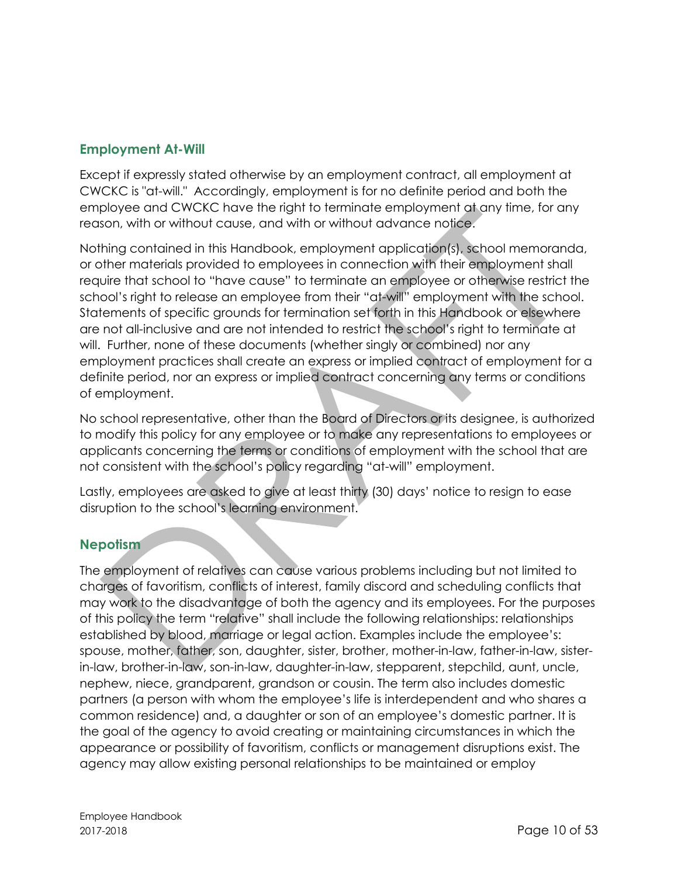## Employment At-Will

Except if expressly stated otherwise by an employment contract, all employment at CWCKC is "at-will." Accordingly, employment is for no definite period and both the employee and CWCKC have the right to terminate employment at any time, for any reason, with or without cause, and with or without advance notice.

Nothing contained in this Handbook, employment application(s), school memoranda, or other materials provided to employees in connection with their employment shall require that school to "have cause" to terminate an employee or otherwise restrict the school's right to release an employee from their "at-will" employment with the school. Statements of specific grounds for termination set forth in this Handbook or elsewhere are not all-inclusive and are not intended to restrict the school's right to terminate at will. Further, none of these documents (whether singly or combined) nor any employment practices shall create an express or implied contract of employment for a definite period, nor an express or implied contract concerning any terms or conditions of employment.

No school representative, other than the Board of Directors or its designee, is authorized to modify this policy for any employee or to make any representations to employees or applicants concerning the terms or conditions of employment with the school that are not consistent with the school's policy regarding "at-will" employment.

Lastly, employees are asked to give at least thirty (30) days' notice to resign to ease disruption to the school's learning environment.

## Nepotism

The employment of relatives can cause various problems including but not limited to charges of favoritism, conflicts of interest, family discord and scheduling conflicts that may work to the disadvantage of both the agency and its employees. For the purposes of this policy the term "relative" shall include the following relationships: relationships established by blood, marriage or legal action. Examples include the employee's: spouse, mother, father, son, daughter, sister, brother, mother-in-law, father-in-law, sister-in-law, brother-in-law, son-in-law, daughter-in-law, stepparent, stepchild, aunt, uncle, nephew, niece, grandparent, grandson or cousin. The term also includes domestic partners (a person with whom the employee's life is interdependent and who shares a common residence) and, a daughter or son of an employee's domestic partner. It is the goal of the agency to avoid creating or maintaining circumstances in which the appearance or possibility of favoritism, conflicts or management disruptions exist. The agency may allow existing personal relationships to be maintained or employ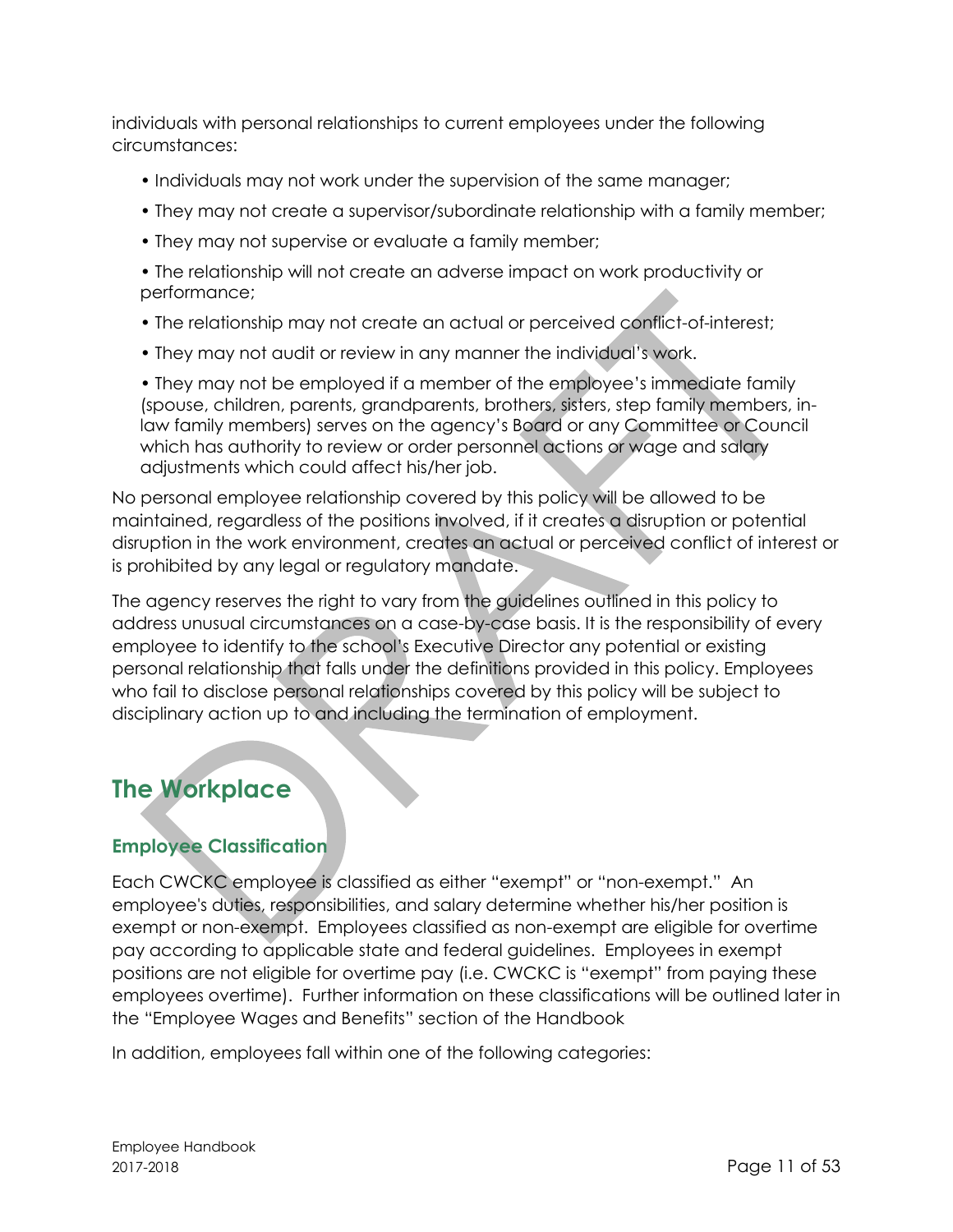individuals with personal relationships to current employees under the following circumstances:

- Individuals may not work under the supervision of the same manager;
- They may not create a supervisor/subordinate relationship with a family member;
- They may not supervise or evaluate a family member;
- The relationship will not create an adverse impact on work productivity or performance;
- The relationship may not create an actual or perceived conflict-of-interest;
- They may not audit or review in any manner the individual's work.
- They may not be employed if a member of the employee's immediate family (spouse, children, parents, grandparents, brothers, sisters, step family members, in-law family members) serves on the agency's Board or any Committee or Council which has authority to review or order personnel actions or wage and salary adjustments which could affect his/her job.

No personal employee relationship covered by this policy will be allowed to be maintained, regardless of the positions involved, if it creates a disruption or potential disruption in the work environment, creates an actual or perceived conflict of interest or is prohibited by any legal or regulatory mandate.

The agency reserves the right to vary from the guidelines outlined in this policy to address unusual circumstances on a case-by-case basis. It is the responsibility of every employee to identify to the school's Executive Director any potential or existing personal relationship that falls under the definitions provided in this policy. Employees who fail to disclose personal relationships covered by this policy will be subject to disciplinary action up to and including the termination of employment.

# The Workplace

## Employee Classification

Each CWCKC employee is classified as either "exempt" or "non-exempt." An employee's duties, responsibilities, and salary determine whether his/her position is exempt or non-exempt. Employees classified as non-exempt are eligible for overtime pay according to applicable state and federal guidelines. Employees in exempt positions are not eligible for overtime pay (i.e. CWCKC is "exempt" from paying these employees overtime). Further information on these classifications will be outlined later in the "Employee Wages and Benefits" section of the Handbook

In addition, employees fall within one of the following categories: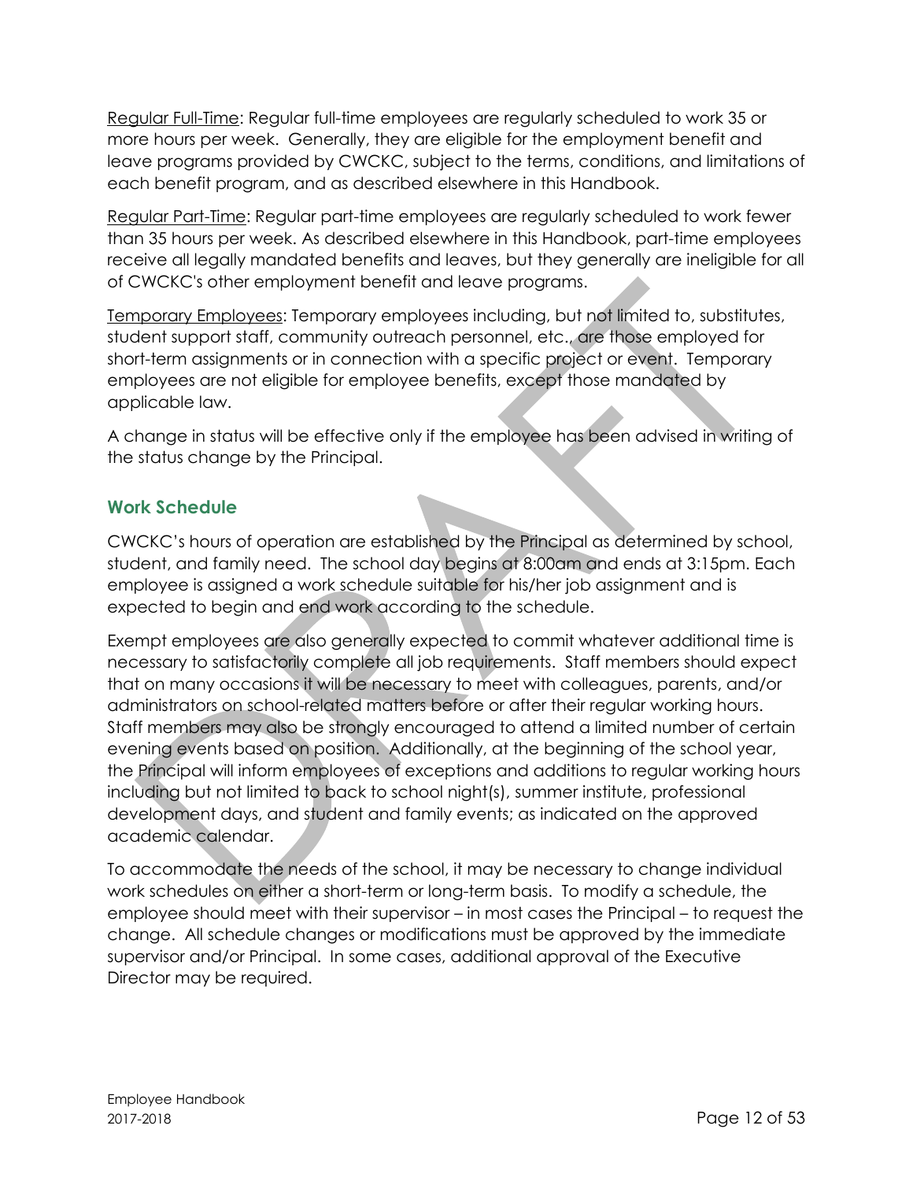Regular Full-Time: Regular full-time employees are regularly scheduled to work 35 or more hours per week. Generally, they are eligible for the employment benefit and leave programs provided by CWCKC, subject to the terms, conditions, and limitations of each benefit program, and as described elsewhere in this Handbook.

Regular Part-Time: Regular part-time employees are regularly scheduled to work fewer than 35 hours per week. As described elsewhere in this Handbook, part-time employees receive all legally mandated benefits and leaves, but they generally are ineligible for all of CWCKC's other employment benefit and leave programs.

Temporary Employees: Temporary employees including, but not limited to, substitutes, student support staff, community outreach personnel, etc., are those employed for short-term assignments or in connection with a specific project or event. Temporary employees are not eligible for employee benefits, except those mandated by applicable law.

A change in status will be effective only if the employee has been advised in writing of the status change by the Principal.

## Work Schedule

CWCKC's hours of operation are established by the Principal as determined by school, student, and family need. The school day begins at 8:00am and ends at 3:15pm. Each employee is assigned a work schedule suitable for his/her job assignment and is expected to begin and end work according to the schedule.

Exempt employees are also generally expected to commit whatever additional time is necessary to satisfactorily complete all job requirements. Staff members should expect that on many occasions it will be necessary to meet with colleagues, parents, and/or administrators on school-related matters before or after their regular working hours. Staff members may also be strongly encouraged to attend a limited number of certain evening events based on position. Additionally, at the beginning of the school year, the Principal will inform employees of exceptions and additions to regular working hours including but not limited to back to school night(s), summer institute, professional development days, and student and family events; as indicated on the approved academic calendar.

To accommodate the needs of the school, it may be necessary to change individual work schedules on either a short-term or long-term basis. To modify a schedule, the employee should meet with their supervisor – in most cases the Principal – to request the change. All schedule changes or modifications must be approved by the immediate supervisor and/or Principal. In some cases, additional approval of the Executive Director may be required.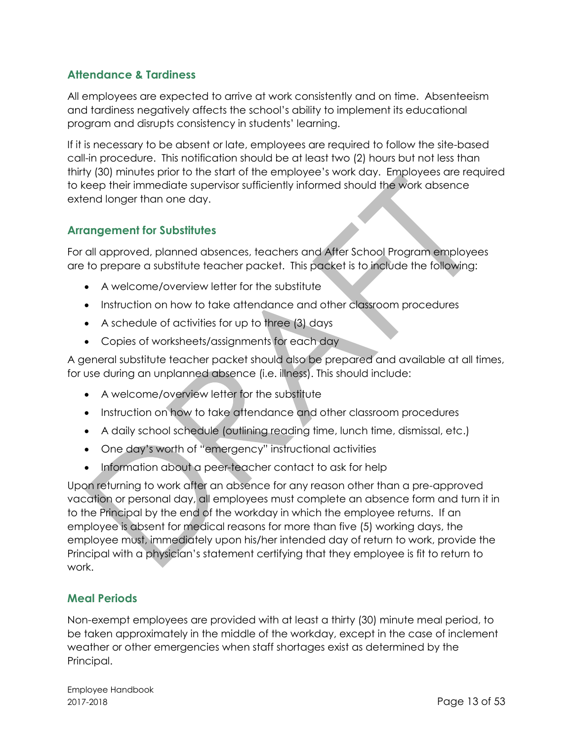## Attendance & Tardiness

All employees are expected to arrive at work consistently and on time. Absenteeism and tardiness negatively affects the school's ability to implement its educational program and disrupts consistency in students' learning.

If it is necessary to be absent or late, employees are required to follow the site-based call-in procedure. This notification should be at least two (2) hours but not less than thirty (30) minutes prior to the start of the employee's work day. Employees are required to keep their immediate supervisor sufficiently informed should the work absence extend longer than one day.

## Arrangement for Substitutes

For all approved, planned absences, teachers and After School Program employees are to prepare a substitute teacher packet. This packet is to include the following:

- A welcome/overview letter for the substitute
- Instruction on how to take attendance and other classroom procedures
- A schedule of activities for up to three (3) days
- Copies of worksheets/assignments for each day

A general substitute teacher packet should also be prepared and available at all times, for use during an unplanned absence (i.e. illness). This should include:

- A welcome/overview letter for the substitute
- Instruction on how to take attendance and other classroom procedures
- A daily school schedule (outlining reading time, lunch time, dismissal, etc.)
- One day's worth of "emergency" instructional activities
- Information about a peer-teacher contact to ask for help

Upon returning to work after an absence for any reason other than a pre-approved vacation or personal day, all employees must complete an absence form and turn it in to the Principal by the end of the workday in which the employee returns. If an employee is absent for medical reasons for more than five (5) working days, the employee must, immediately upon his/her intended day of return to work, provide the Principal with a physician's statement certifying that they employee is fit to return to work.

## Meal Periods

Non-exempt employees are provided with at least a thirty (30) minute meal period, to be taken approximately in the middle of the workday, except in the case of inclement weather or other emergencies when staff shortages exist as determined by the Principal.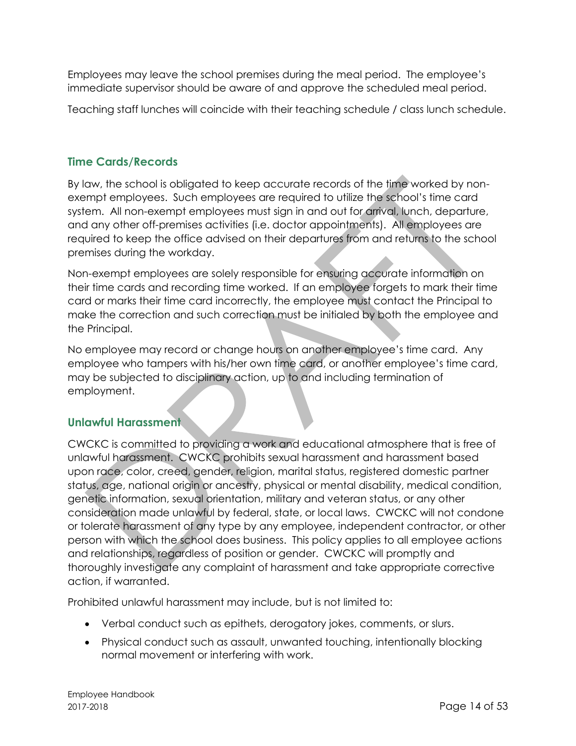Employees may leave the school premises during the meal period. The employee's immediate supervisor should be aware of and approve the scheduled meal period.

Teaching staff lunches will coincide with their teaching schedule / class lunch schedule.

### Time Cards/Records

By law, the school is obligated to keep accurate records of the time worked by non-exempt employees. Such employees are required to utilize the school's time card system. All non-exempt employees must sign in and out for arrival, lunch, departure, and any other off-premises activities (i.e. doctor appointments). All employees are required to keep the office advised on their departures from and returns to the school premises during the workday.

Non-exempt employees are solely responsible for ensuring accurate information on their time cards and recording time worked. If an employee forgets to mark their time card or marks their time card incorrectly, the employee must contact the Principal to make the correction and such correction must be initialed by both the employee and the Principal.

No employee may record or change hours on another employee's time card. Any employee who tampers with his/her own time card, or another employee's time card, may be subjected to disciplinary action, up to and including termination of employment.

### Unlawful Harassment

CWCKC is committed to providing a work and educational atmosphere that is free of unlawful harassment. CWCKC prohibits sexual harassment and harassment based upon race, color, creed, gender, religion, marital status, registered domestic partner status, age, national origin or ancestry, physical or mental disability, medical condition, genetic information, sexual orientation, military and veteran status, or any other consideration made unlawful by federal, state, or local laws. CWCKC will not condone or tolerate harassment of any type by any employee, independent contractor, or other person with which the school does business. This policy applies to all employee actions and relationships, regardless of position or gender. CWCKC will promptly and thoroughly investigate any complaint of harassment and take appropriate corrective action, if warranted.

Prohibited unlawful harassment may include, but is not limited to:

- Verbal conduct such as epithets, derogatory jokes, comments, or slurs.
- Physical conduct such as assault, unwanted touching, intentionally blocking normal movement or interfering with work.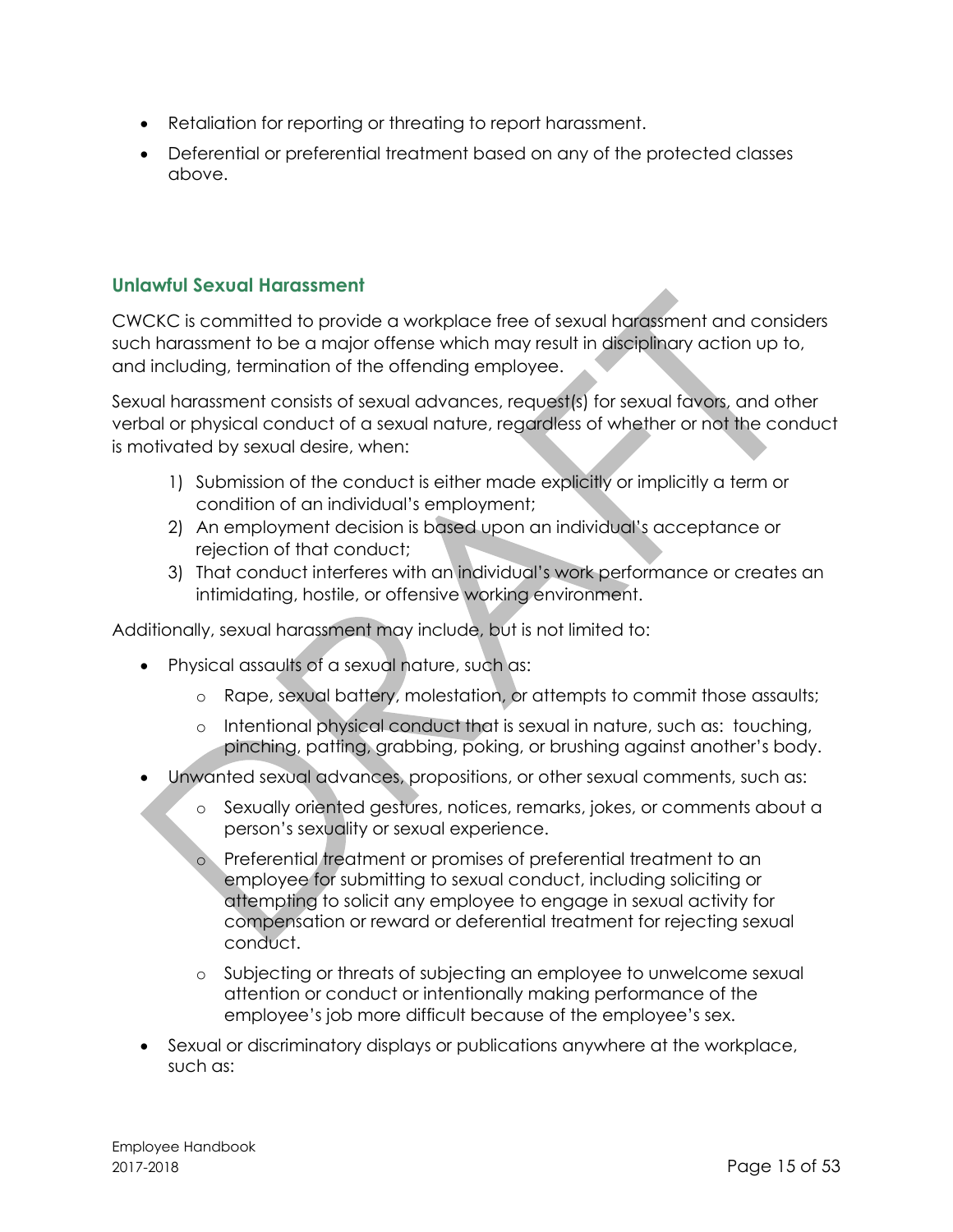- Retaliation for reporting or threating to report harassment.
- Deferential or preferential treatment based on any of the protected classes above.

## Unlawful Sexual Harassment

CWCKC is committed to provide a workplace free of sexual harassment and considers such harassment to be a major offense which may result in disciplinary action up to, and including, termination of the offending employee.

Sexual harassment consists of sexual advances, request(s) for sexual favors, and other verbal or physical conduct of a sexual nature, regardless of whether or not the conduct is motivated by sexual desire, when:

1) Submission of the conduct is either made explicitly or implicitly a term or condition of an individual's employment;
2) An employment decision is based upon an individual's acceptance or rejection of that conduct;
3) That conduct interferes with an individual's work performance or creates an intimidating, hostile, or offensive working environment.

Additionally, sexual harassment may include, but is not limited to:

- Physical assaults of a sexual nature, such as:
  - Rape, sexual battery, molestation, or attempts to commit those assaults;
  - Intentional physical conduct that is sexual in nature, such as: touching, pinching, patting, grabbing, poking, or brushing against another's body.
- Unwanted sexual advances, propositions, or other sexual comments, such as:
  - Sexually oriented gestures, notices, remarks, jokes, or comments about a person's sexuality or sexual experience.
  - Preferential treatment or promises of preferential treatment to an employee for submitting to sexual conduct, including soliciting or attempting to solicit any employee to engage in sexual activity for compensation or reward or deferential treatment for rejecting sexual conduct.
  - Subjecting or threats of subjecting an employee to unwelcome sexual attention or conduct or intentionally making performance of the employee's job more difficult because of the employee's sex.
- Sexual or discriminatory displays or publications anywhere at the workplace, such as: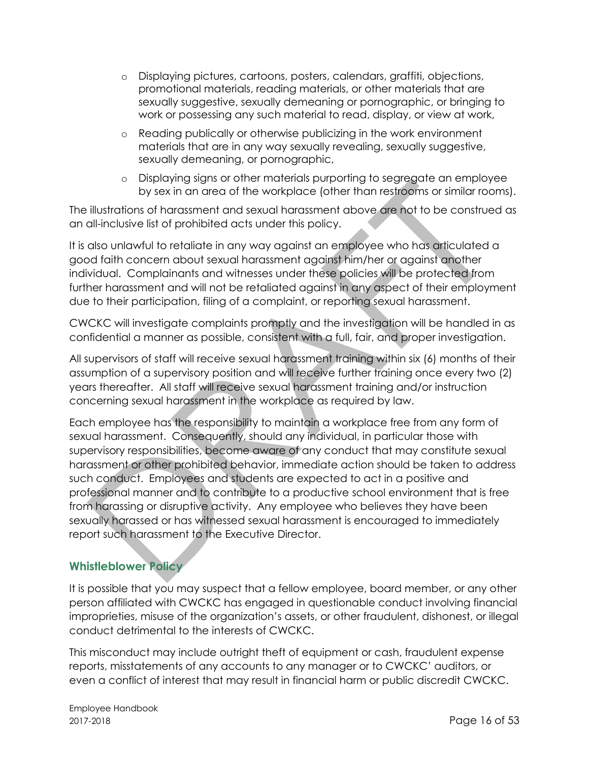- Displaying pictures, cartoons, posters, calendars, graffiti, objections, promotional materials, reading materials, or other materials that are sexually suggestive, sexually demeaning or pornographic, or bringing to work or possessing any such material to read, display, or view at work,
- Reading publically or otherwise publicizing in the work environment materials that are in any way sexually revealing, sexually suggestive, sexually demeaning, or pornographic,
- Displaying signs or other materials purporting to segregate an employee by sex in an area of the workplace (other than restrooms or similar rooms).

The illustrations of harassment and sexual harassment above are not to be construed as an all-inclusive list of prohibited acts under this policy.

It is also unlawful to retaliate in any way against an employee who has articulated a good faith concern about sexual harassment against him/her or against another individual. Complainants and witnesses under these policies will be protected from further harassment and will not be retaliated against in any aspect of their employment due to their participation, filing of a complaint, or reporting sexual harassment.

CWCKC will investigate complaints promptly and the investigation will be handled in as confidential a manner as possible, consistent with a full, fair, and proper investigation.

All supervisors of staff will receive sexual harassment training within six (6) months of their assumption of a supervisory position and will receive further training once every two (2) years thereafter. All staff will receive sexual harassment training and/or instruction concerning sexual harassment in the workplace as required by law.

Each employee has the responsibility to maintain a workplace free from any form of sexual harassment. Consequently, should any individual, in particular those with supervisory responsibilities, become aware of any conduct that may constitute sexual harassment or other prohibited behavior, immediate action should be taken to address such conduct. Employees and students are expected to act in a positive and professional manner and to contribute to a productive school environment that is free from harassing or disruptive activity. Any employee who believes they have been sexually harassed or has witnessed sexual harassment is encouraged to immediately report such harassment to the Executive Director.

## Whistleblower Policy

It is possible that you may suspect that a fellow employee, board member, or any other person affiliated with CWCKC has engaged in questionable conduct involving financial improprieties, misuse of the organization's assets, or other fraudulent, dishonest, or illegal conduct detrimental to the interests of CWCKC.

This misconduct may include outright theft of equipment or cash, fraudulent expense reports, misstatements of any accounts to any manager or to CWCKC' auditors, or even a conflict of interest that may result in financial harm or public discredit CWCKC.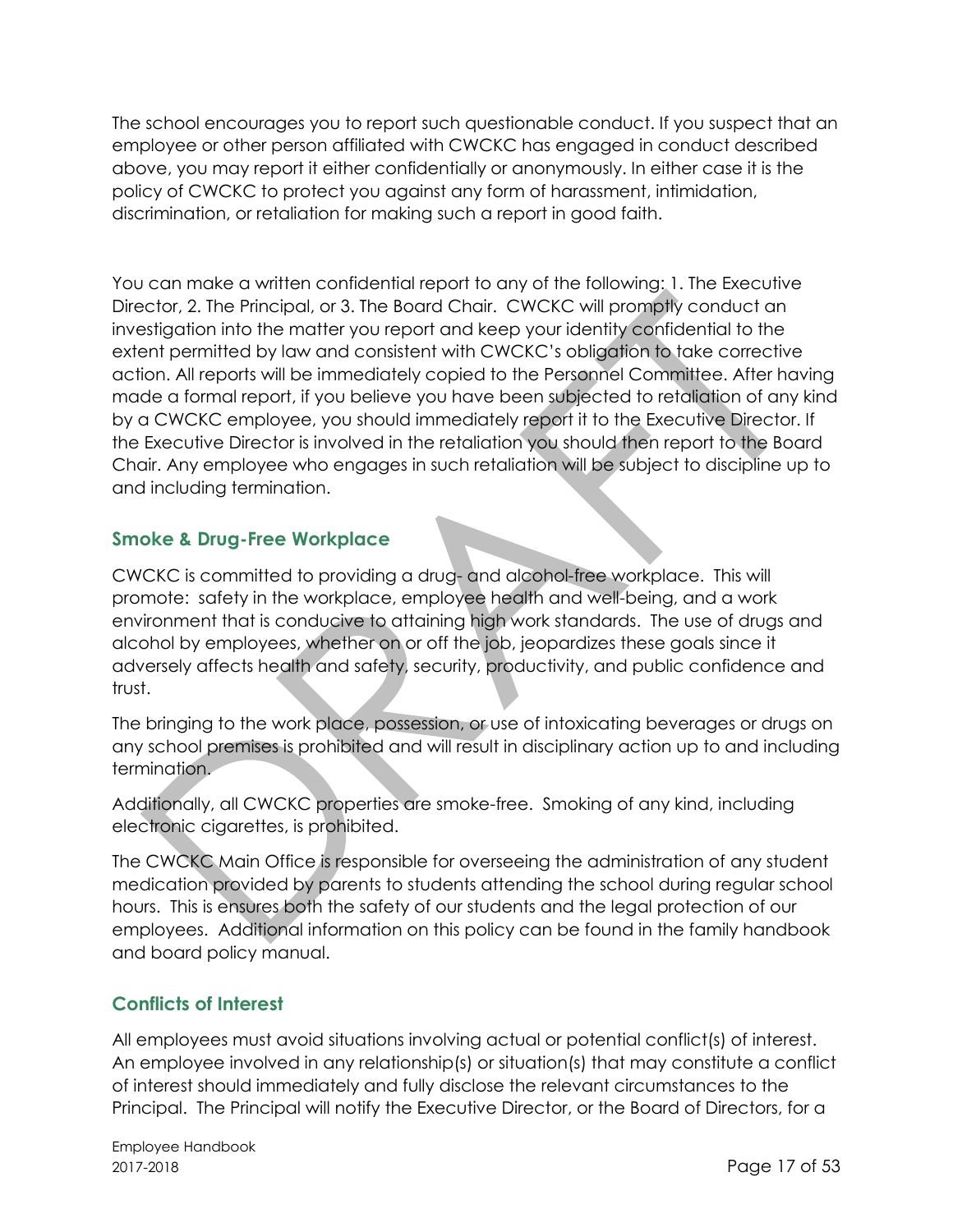The school encourages you to report such questionable conduct. If you suspect that an employee or other person affiliated with CWCKC has engaged in conduct described above, you may report it either confidentially or anonymously. In either case it is the policy of CWCKC to protect you against any form of harassment, intimidation, discrimination, or retaliation for making such a report in good faith.

You can make a written confidential report to any of the following: 1. The Executive Director, 2. The Principal, or 3. The Board Chair. CWCKC will promptly conduct an investigation into the matter you report and keep your identity confidential to the extent permitted by law and consistent with CWCKC's obligation to take corrective action. All reports will be immediately copied to the Personnel Committee. After having made a formal report, if you believe you have been subjected to retaliation of any kind by a CWCKC employee, you should immediately report it to the Executive Director. If the Executive Director is involved in the retaliation you should then report to the Board Chair. Any employee who engages in such retaliation will be subject to discipline up to and including termination.

## Smoke & Drug-Free Workplace

CWCKC is committed to providing a drug- and alcohol-free workplace. This will promote: safety in the workplace, employee health and well-being, and a work environment that is conducive to attaining high work standards. The use of drugs and alcohol by employees, whether on or off the job, jeopardizes these goals since it adversely affects health and safety, security, productivity, and public confidence and trust.

The bringing to the work place, possession, or use of intoxicating beverages or drugs on any school premises is prohibited and will result in disciplinary action up to and including termination.

Additionally, all CWCKC properties are smoke-free. Smoking of any kind, including electronic cigarettes, is prohibited.

The CWCKC Main Office is responsible for overseeing the administration of any student medication provided by parents to students attending the school during regular school hours. This is ensures both the safety of our students and the legal protection of our employees. Additional information on this policy can be found in the family handbook and board policy manual.

## Conflicts of Interest

All employees must avoid situations involving actual or potential conflict(s) of interest. An employee involved in any relationship(s) or situation(s) that may constitute a conflict of interest should immediately and fully disclose the relevant circumstances to the Principal. The Principal will notify the Executive Director, or the Board of Directors, for a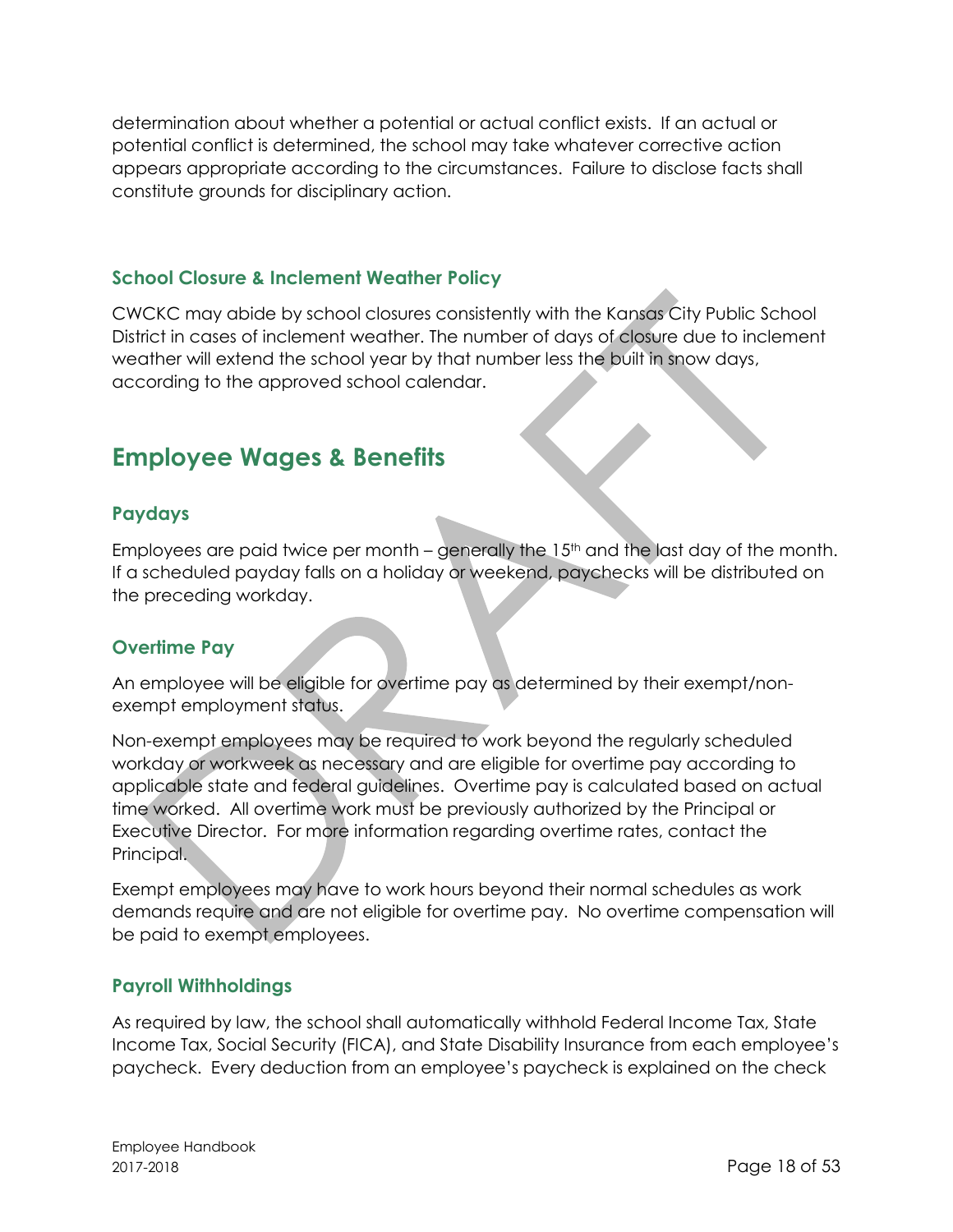determination about whether a potential or actual conflict exists. If an actual or potential conflict is determined, the school may take whatever corrective action appears appropriate according to the circumstances. Failure to disclose facts shall constitute grounds for disciplinary action.

### School Closure & Inclement Weather Policy

CWCKC may abide by school closures consistently with the Kansas City Public School District in cases of inclement weather. The number of days of closure due to inclement weather will extend the school year by that number less the built in snow days, according to the approved school calendar.

## Employee Wages & Benefits

### Paydays

Employees are paid twice per month – generally the 15th and the last day of the month. If a scheduled payday falls on a holiday or weekend, paychecks will be distributed on the preceding workday.

### Overtime Pay

An employee will be eligible for overtime pay as determined by their exempt/non-exempt employment status.

Non-exempt employees may be required to work beyond the regularly scheduled workday or workweek as necessary and are eligible for overtime pay according to applicable state and federal guidelines. Overtime pay is calculated based on actual time worked. All overtime work must be previously authorized by the Principal or Executive Director. For more information regarding overtime rates, contact the Principal.

Exempt employees may have to work hours beyond their normal schedules as work demands require and are not eligible for overtime pay. No overtime compensation will be paid to exempt employees.

### Payroll Withholdings

As required by law, the school shall automatically withhold Federal Income Tax, State Income Tax, Social Security (FICA), and State Disability Insurance from each employee's paycheck. Every deduction from an employee's paycheck is explained on the check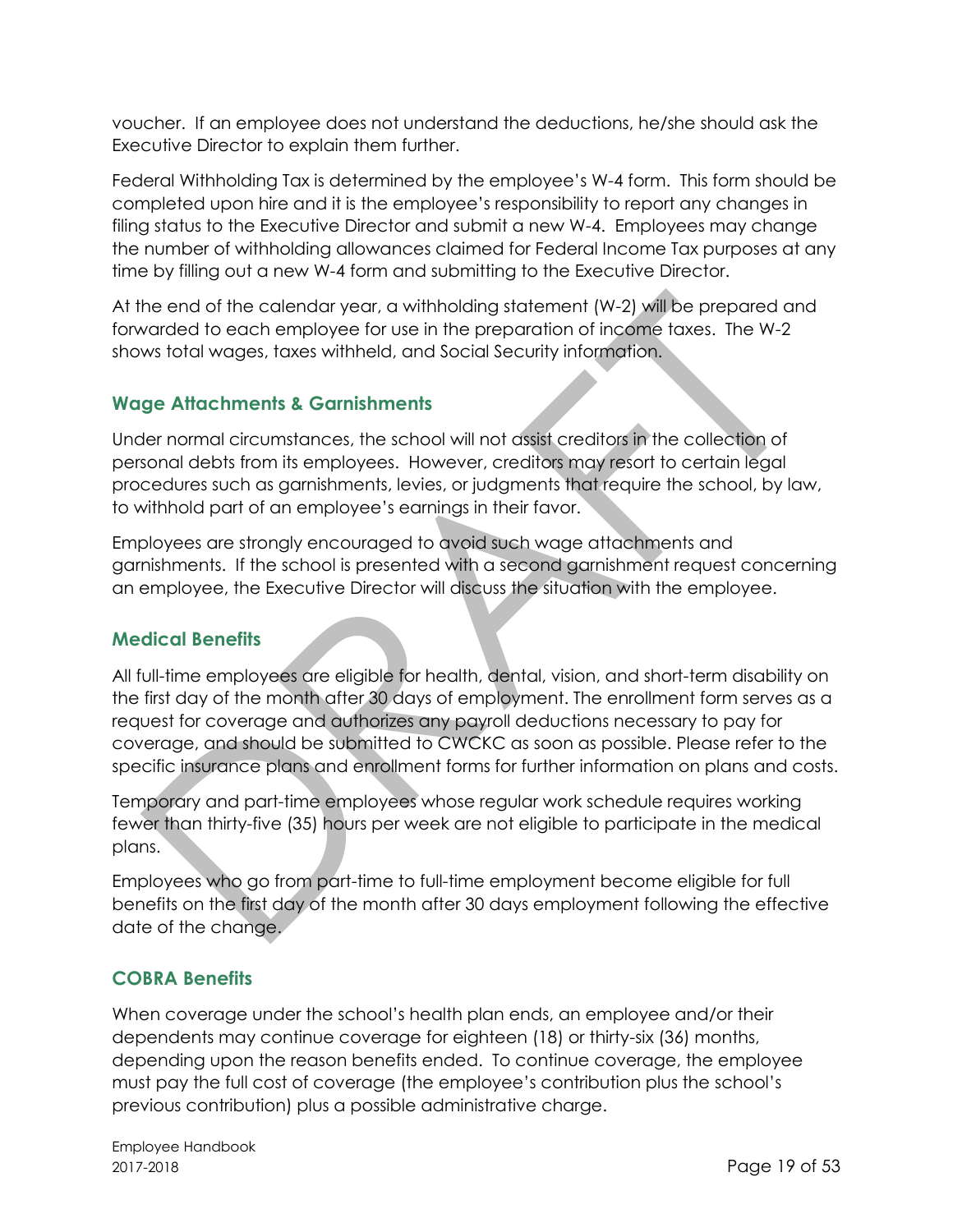voucher. If an employee does not understand the deductions, he/she should ask the Executive Director to explain them further.

Federal Withholding Tax is determined by the employee's W-4 form. This form should be completed upon hire and it is the employee's responsibility to report any changes in filing status to the Executive Director and submit a new W-4. Employees may change the number of withholding allowances claimed for Federal Income Tax purposes at any time by filling out a new W-4 form and submitting to the Executive Director.

At the end of the calendar year, a withholding statement (W-2) will be prepared and forwarded to each employee for use in the preparation of income taxes. The W-2 shows total wages, taxes withheld, and Social Security information.

## Wage Attachments & Garnishments

Under normal circumstances, the school will not assist creditors in the collection of personal debts from its employees. However, creditors may resort to certain legal procedures such as garnishments, levies, or judgments that require the school, by law, to withhold part of an employee's earnings in their favor.

Employees are strongly encouraged to avoid such wage attachments and garnishments. If the school is presented with a second garnishment request concerning an employee, the Executive Director will discuss the situation with the employee.

## Medical Benefits

All full-time employees are eligible for health, dental, vision, and short-term disability on the first day of the month after 30 days of employment. The enrollment form serves as a request for coverage and authorizes any payroll deductions necessary to pay for coverage, and should be submitted to CWCKC as soon as possible. Please refer to the specific insurance plans and enrollment forms for further information on plans and costs.

Temporary and part-time employees whose regular work schedule requires working fewer than thirty-five (35) hours per week are not eligible to participate in the medical plans.

Employees who go from part-time to full-time employment become eligible for full benefits on the first day of the month after 30 days employment following the effective date of the change.

## COBRA Benefits

When coverage under the school's health plan ends, an employee and/or their dependents may continue coverage for eighteen (18) or thirty-six (36) months, depending upon the reason benefits ended. To continue coverage, the employee must pay the full cost of coverage (the employee's contribution plus the school's previous contribution) plus a possible administrative charge.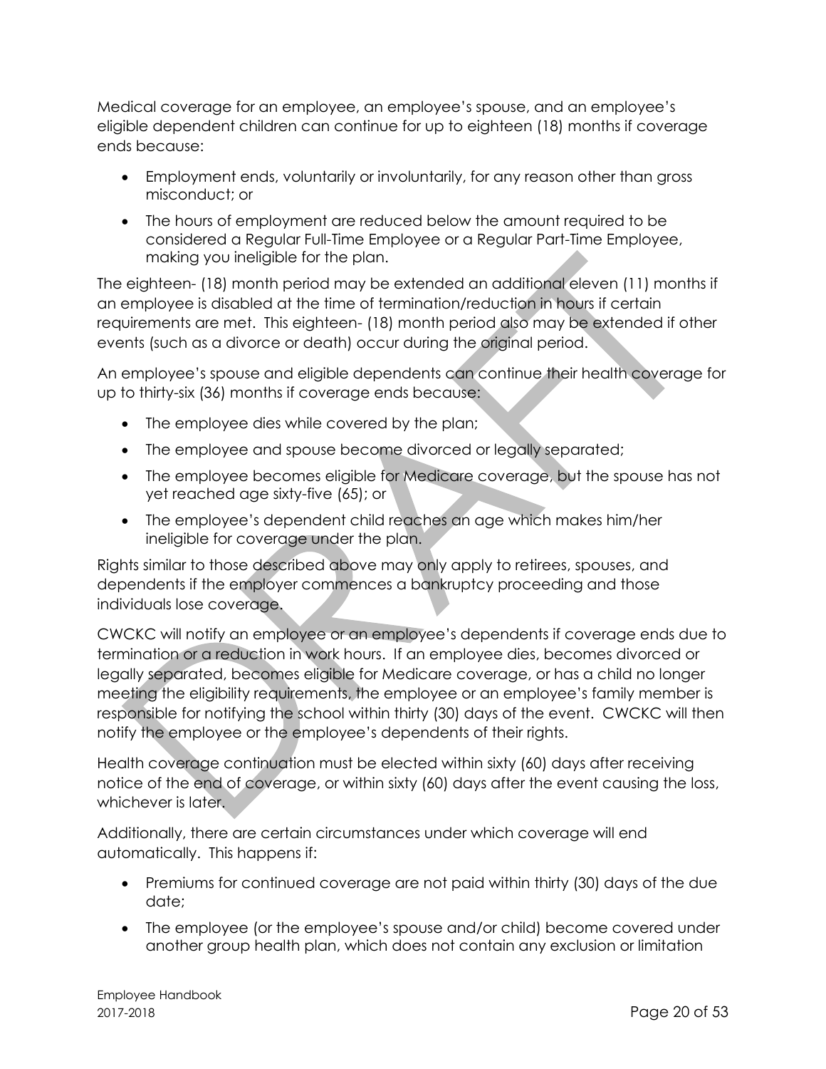Medical coverage for an employee, an employee's spouse, and an employee's eligible dependent children can continue for up to eighteen (18) months if coverage ends because:

- Employment ends, voluntarily or involuntarily, for any reason other than gross misconduct; or
- The hours of employment are reduced below the amount required to be considered a Regular Full-Time Employee or a Regular Part-Time Employee, making you ineligible for the plan.

The eighteen- (18) month period may be extended an additional eleven (11) months if an employee is disabled at the time of termination/reduction in hours if certain requirements are met. This eighteen- (18) month period also may be extended if other events (such as a divorce or death) occur during the original period.

An employee's spouse and eligible dependents can continue their health coverage for up to thirty-six (36) months if coverage ends because:

- The employee dies while covered by the plan;
- The employee and spouse become divorced or legally separated;
- The employee becomes eligible for Medicare coverage, but the spouse has not yet reached age sixty-five (65); or
- The employee's dependent child reaches an age which makes him/her ineligible for coverage under the plan.

Rights similar to those described above may only apply to retirees, spouses, and dependents if the employer commences a bankruptcy proceeding and those individuals lose coverage.

CWCKC will notify an employee or an employee's dependents if coverage ends due to termination or a reduction in work hours. If an employee dies, becomes divorced or legally separated, becomes eligible for Medicare coverage, or has a child no longer meeting the eligibility requirements, the employee or an employee's family member is responsible for notifying the school within thirty (30) days of the event. CWCKC will then notify the employee or the employee's dependents of their rights.

Health coverage continuation must be elected within sixty (60) days after receiving notice of the end of coverage, or within sixty (60) days after the event causing the loss, whichever is later.

Additionally, there are certain circumstances under which coverage will end automatically. This happens if:

- Premiums for continued coverage are not paid within thirty (30) days of the due date;
- The employee (or the employee's spouse and/or child) become covered under another group health plan, which does not contain any exclusion or limitation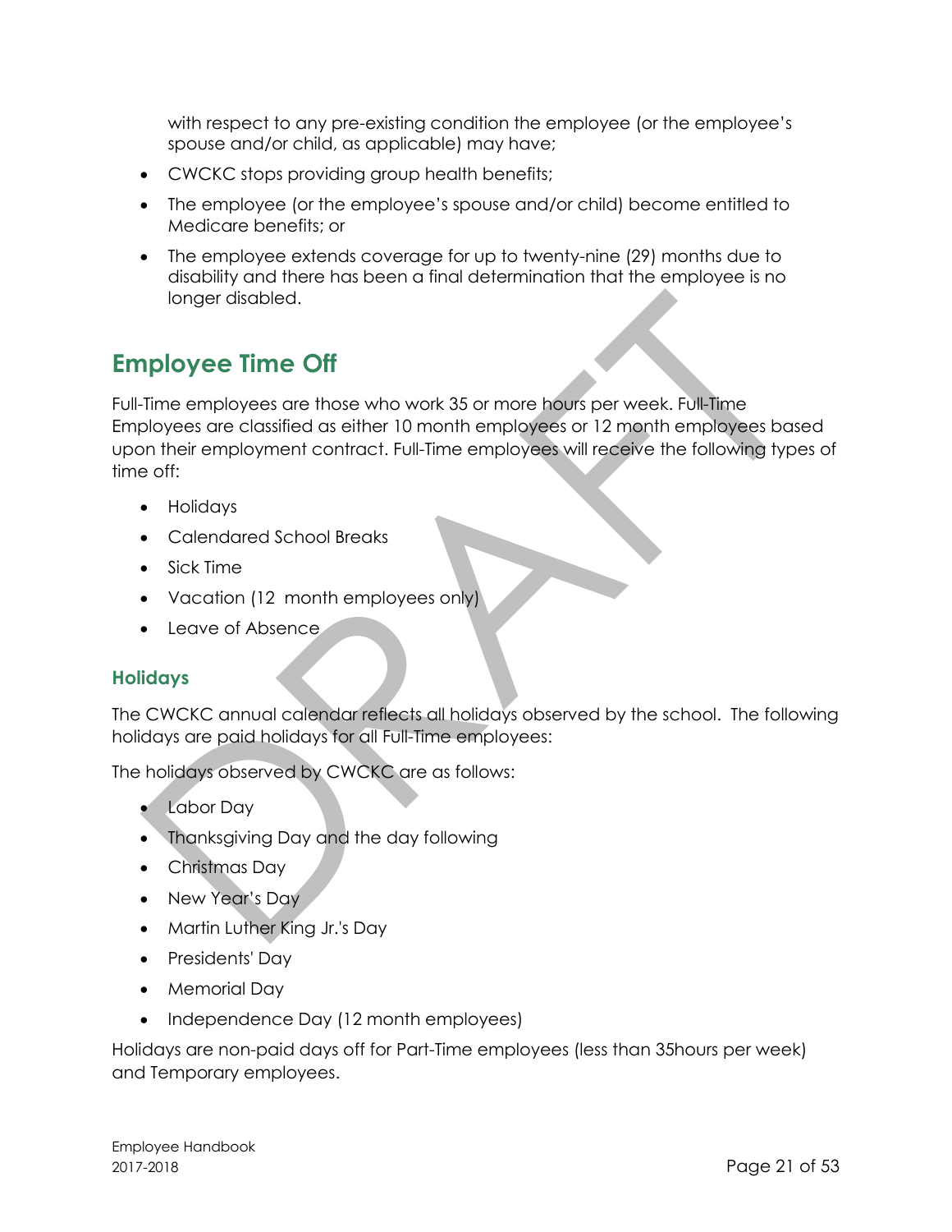with respect to any pre-existing condition the employee (or the employee's spouse and/or child, as applicable) may have;

- CWCKC stops providing group health benefits;
- The employee (or the employee's spouse and/or child) become entitled to Medicare benefits; or
- The employee extends coverage for up to twenty-nine (29) months due to disability and there has been a final determination that the employee is no longer disabled.

## Employee Time Off

Full-Time employees are those who work 35 or more hours per week. Full-Time Employees are classified as either 10 month employees or 12 month employees based upon their employment contract. Full-Time employees will receive the following types of time off:

- Holidays
- Calendared School Breaks
- Sick Time
- Vacation (12 month employees only)
- Leave of Absence

### Holidays

The CWCKC annual calendar reflects all holidays observed by the school. The following holidays are paid holidays for all Full-Time employees:

The holidays observed by CWCKC are as follows:

- Labor Day
- Thanksgiving Day and the day following
- Christmas Day
- New Year's Day
- Martin Luther King Jr.'s Day
- Presidents' Day
- Memorial Day
- Independence Day (12 month employees)

Holidays are non-paid days off for Part-Time employees (less than 35hours per week) and Temporary employees.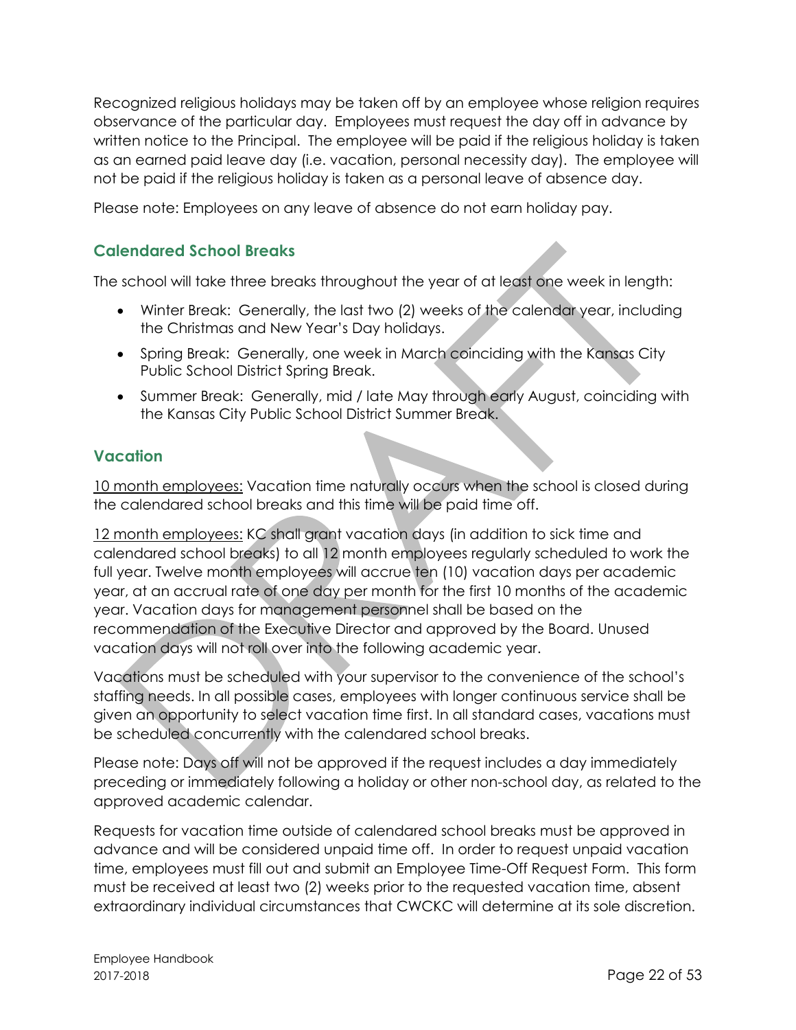Recognized religious holidays may be taken off by an employee whose religion requires observance of the particular day. Employees must request the day off in advance by written notice to the Principal. The employee will be paid if the religious holiday is taken as an earned paid leave day (i.e. vacation, personal necessity day). The employee will not be paid if the religious holiday is taken as a personal leave of absence day.

Please note: Employees on any leave of absence do not earn holiday pay.

### Calendared School Breaks

The school will take three breaks throughout the year of at least one week in length:

- Winter Break: Generally, the last two (2) weeks of the calendar year, including the Christmas and New Year's Day holidays.
- Spring Break: Generally, one week in March coinciding with the Kansas City Public School District Spring Break.
- Summer Break: Generally, mid / late May through early August, coinciding with the Kansas City Public School District Summer Break.

### Vacation

<u>10 month employees:</u> Vacation time naturally occurs when the school is closed during the calendared school breaks and this time will be paid time off.

<u>12 month employees:</u> KC shall grant vacation days (in addition to sick time and calendared school breaks) to all 12 month employees regularly scheduled to work the full year. Twelve month employees will accrue ten (10) vacation days per academic year, at an accrual rate of one day per month for the first 10 months of the academic year. Vacation days for management personnel shall be based on the recommendation of the Executive Director and approved by the Board. Unused vacation days will not roll over into the following academic year.

Vacations must be scheduled with your supervisor to the convenience of the school's staffing needs. In all possible cases, employees with longer continuous service shall be given an opportunity to select vacation time first. In all standard cases, vacations must be scheduled concurrently with the calendared school breaks.

Please note: Days off will not be approved if the request includes a day immediately preceding or immediately following a holiday or other non-school day, as related to the approved academic calendar.

Requests for vacation time outside of calendared school breaks must be approved in advance and will be considered unpaid time off. In order to request unpaid vacation time, employees must fill out and submit an Employee Time-Off Request Form. This form must be received at least two (2) weeks prior to the requested vacation time, absent extraordinary individual circumstances that CWCKC will determine at its sole discretion.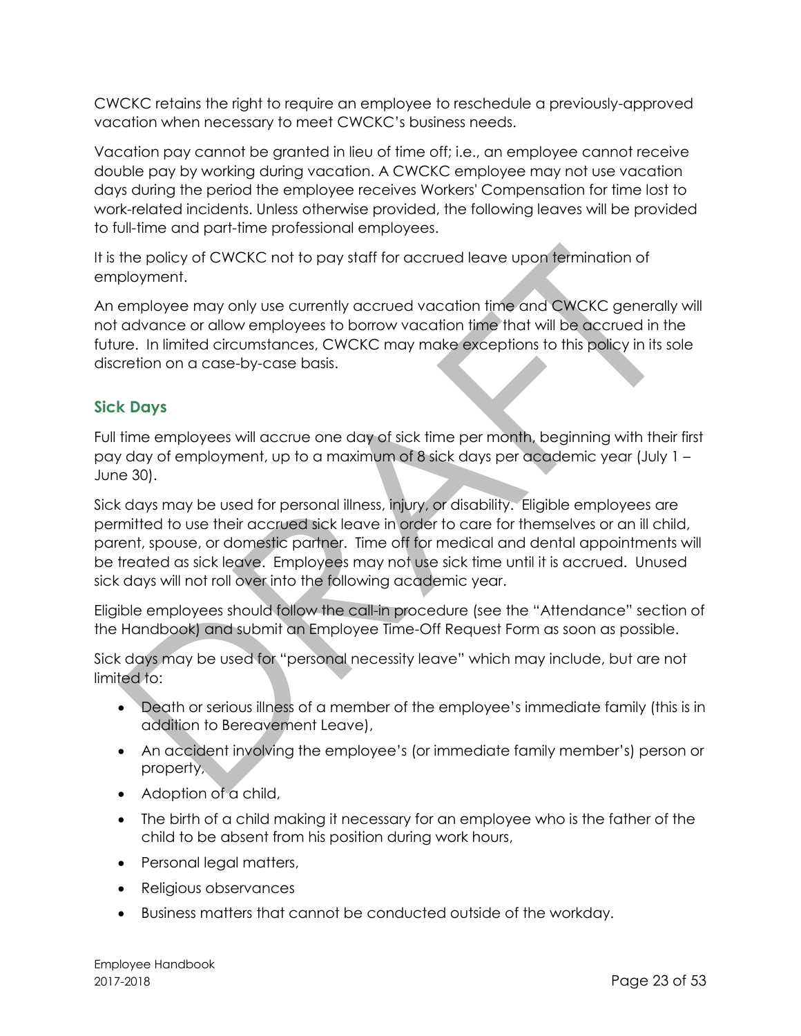CWCKC retains the right to require an employee to reschedule a previously-approved vacation when necessary to meet CWCKC's business needs.

Vacation pay cannot be granted in lieu of time off; i.e., an employee cannot receive double pay by working during vacation. A CWCKC employee may not use vacation days during the period the employee receives Workers' Compensation for time lost to work-related incidents. Unless otherwise provided, the following leaves will be provided to full-time and part-time professional employees.

It is the policy of CWCKC not to pay staff for accrued leave upon termination of employment.

An employee may only use currently accrued vacation time and CWCKC generally will not advance or allow employees to borrow vacation time that will be accrued in the future. In limited circumstances, CWCKC may make exceptions to this policy in its sole discretion on a case-by-case basis.

### Sick Days

Full time employees will accrue one day of sick time per month, beginning with their first pay day of employment, up to a maximum of 8 sick days per academic year (July 1 – June 30).

Sick days may be used for personal illness, injury, or disability. Eligible employees are permitted to use their accrued sick leave in order to care for themselves or an ill child, parent, spouse, or domestic partner. Time off for medical and dental appointments will be treated as sick leave. Employees may not use sick time until it is accrued. Unused sick days will not roll over into the following academic year.

Eligible employees should follow the call-in procedure (see the "Attendance" section of the Handbook) and submit an Employee Time-Off Request Form as soon as possible.

Sick days may be used for "personal necessity leave" which may include, but are not limited to:

- Death or serious illness of a member of the employee's immediate family (this is in addition to Bereavement Leave),
- An accident involving the employee's (or immediate family member's) person or property,
- Adoption of a child,
- The birth of a child making it necessary for an employee who is the father of the child to be absent from his position during work hours,
- Personal legal matters,
- Religious observances
- Business matters that cannot be conducted outside of the workday.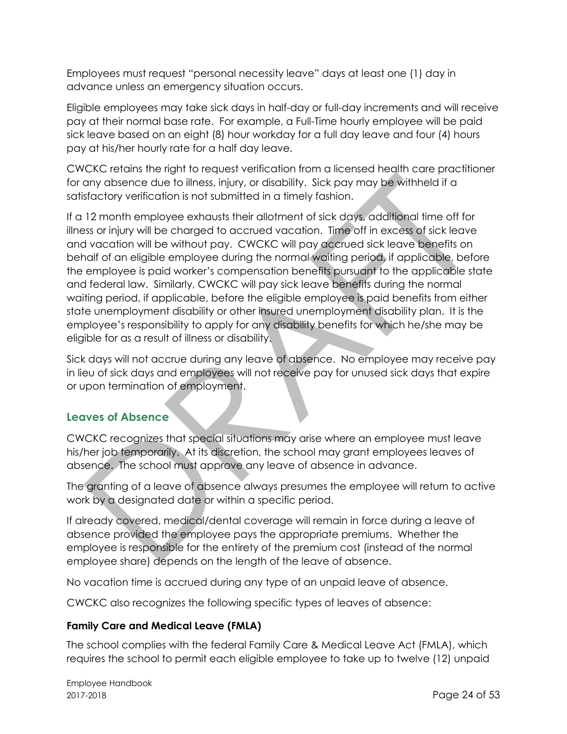Employees must request "personal necessity leave" days at least one (1) day in advance unless an emergency situation occurs.

Eligible employees may take sick days in half-day or full-day increments and will receive pay at their normal base rate. For example, a Full-Time hourly employee will be paid sick leave based on an eight (8) hour workday for a full day leave and four (4) hours pay at his/her hourly rate for a half day leave.

CWCKC retains the right to request verification from a licensed health care practitioner for any absence due to illness, injury, or disability. Sick pay may be withheld if a satisfactory verification is not submitted in a timely fashion.

If a 12 month employee exhausts their allotment of sick days, additional time off for illness or injury will be charged to accrued vacation. Time off in excess of sick leave and vacation will be without pay. CWCKC will pay accrued sick leave benefits on behalf of an eligible employee during the normal waiting period, if applicable, before the employee is paid worker's compensation benefits pursuant to the applicable state and federal law. Similarly, CWCKC will pay sick leave benefits during the normal waiting period, if applicable, before the eligible employee is paid benefits from either state unemployment disability or other insured unemployment disability plan. It is the employee's responsibility to apply for any disability benefits for which he/she may be eligible for as a result of illness or disability.

Sick days will not accrue during any leave of absence. No employee may receive pay in lieu of sick days and employees will not receive pay for unused sick days that expire or upon termination of employment.

## Leaves of Absence

CWCKC recognizes that special situations may arise where an employee must leave his/her job temporarily. At its discretion, the school may grant employees leaves of absence. The school must approve any leave of absence in advance.

The granting of a leave of absence always presumes the employee will return to active work by a designated date or within a specific period.

If already covered, medical/dental coverage will remain in force during a leave of absence provided the employee pays the appropriate premiums. Whether the employee is responsible for the entirety of the premium cost (instead of the normal employee share) depends on the length of the leave of absence.

No vacation time is accrued during any type of an unpaid leave of absence.

CWCKC also recognizes the following specific types of leaves of absence:

### Family Care and Medical Leave (FMLA)

The school complies with the federal Family Care & Medical Leave Act (FMLA), which requires the school to permit each eligible employee to take up to twelve (12) unpaid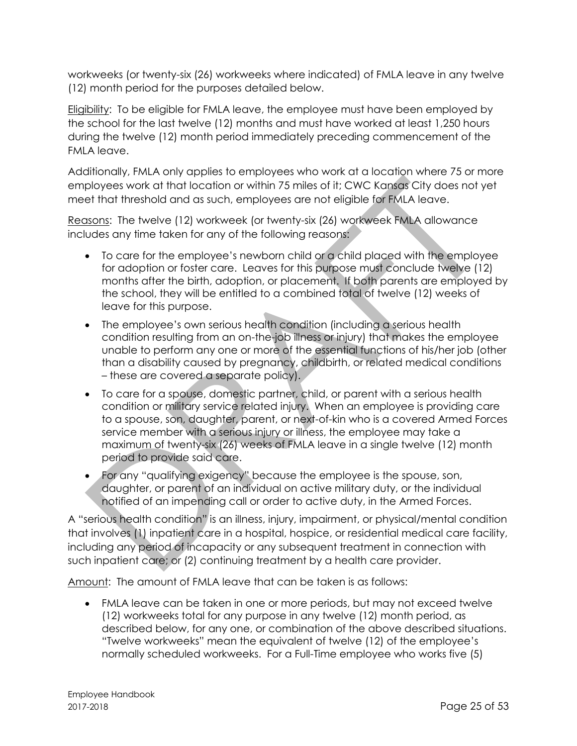workweeks (or twenty-six (26) workweeks where indicated) of FMLA leave in any twelve (12) month period for the purposes detailed below.

Eligibility: To be eligible for FMLA leave, the employee must have been employed by the school for the last twelve (12) months and must have worked at least 1,250 hours during the twelve (12) month period immediately preceding commencement of the FMLA leave.

Additionally, FMLA only applies to employees who work at a location where 75 or more employees work at that location or within 75 miles of it; CWC Kansas City does not yet meet that threshold and as such, employees are not eligible for FMLA leave.

Reasons: The twelve (12) workweek (or twenty-six (26) workweek FMLA allowance includes any time taken for any of the following reasons:

- To care for the employee's newborn child or a child placed with the employee for adoption or foster care. Leaves for this purpose must conclude twelve (12) months after the birth, adoption, or placement. If both parents are employed by the school, they will be entitled to a combined total of twelve (12) weeks of leave for this purpose.
- The employee's own serious health condition (including a serious health condition resulting from an on-the-job illness or injury) that makes the employee unable to perform any one or more of the essential functions of his/her job (other than a disability caused by pregnancy, childbirth, or related medical conditions – these are covered a separate policy).
- To care for a spouse, domestic partner, child, or parent with a serious health condition or military service related injury. When an employee is providing care to a spouse, son, daughter, parent, or next-of-kin who is a covered Armed Forces service member with a serious injury or illness, the employee may take a maximum of twenty-six (26) weeks of FMLA leave in a single twelve (12) month period to provide said care.
- For any "qualifying exigency" because the employee is the spouse, son, daughter, or parent of an individual on active military duty, or the individual notified of an impending call or order to active duty, in the Armed Forces.

A "serious health condition" is an illness, injury, impairment, or physical/mental condition that involves (1) inpatient care in a hospital, hospice, or residential medical care facility, including any period of incapacity or any subsequent treatment in connection with such inpatient care; or (2) continuing treatment by a health care provider.

Amount: The amount of FMLA leave that can be taken is as follows:

- FMLA leave can be taken in one or more periods, but may not exceed twelve (12) workweeks total for any purpose in any twelve (12) month period, as described below, for any one, or combination of the above described situations. "Twelve workweeks" mean the equivalent of twelve (12) of the employee's normally scheduled workweeks. For a Full-Time employee who works five (5)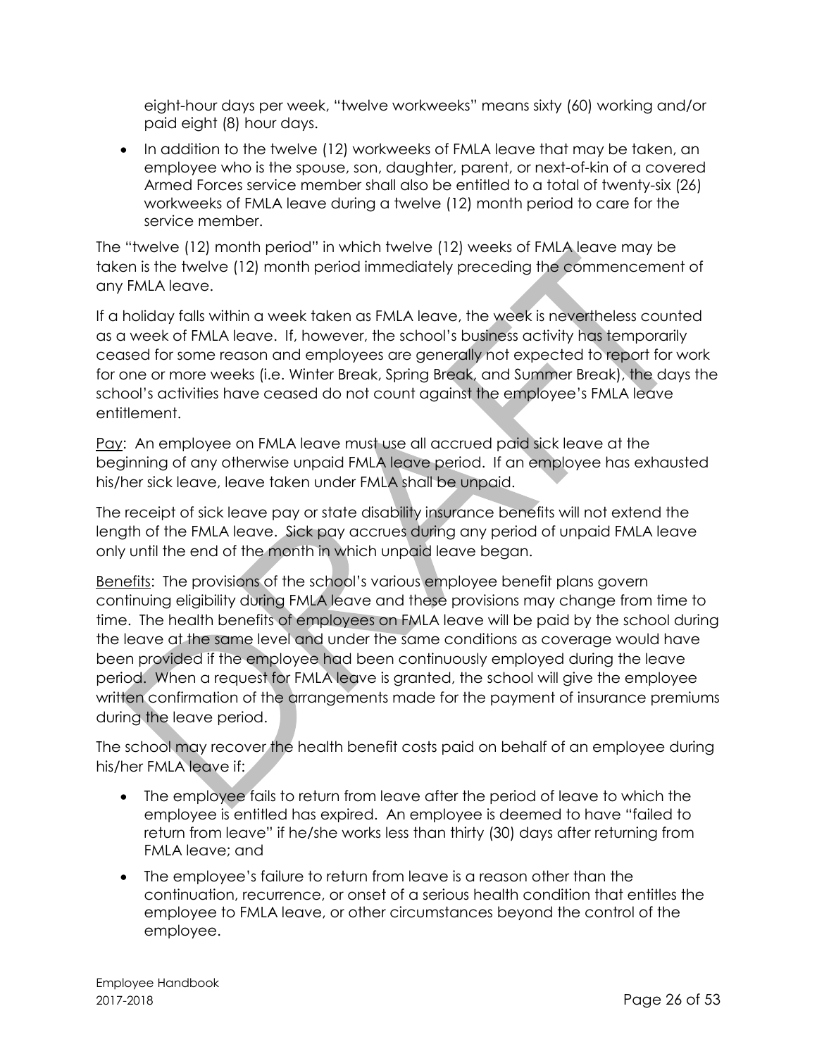eight-hour days per week, "twelve workweeks" means sixty (60) working and/or paid eight (8) hour days.

- In addition to the twelve (12) workweeks of FMLA leave that may be taken, an employee who is the spouse, son, daughter, parent, or next-of-kin of a covered Armed Forces service member shall also be entitled to a total of twenty-six (26) workweeks of FMLA leave during a twelve (12) month period to care for the service member.

The "twelve (12) month period" in which twelve (12) weeks of FMLA leave may be taken is the twelve (12) month period immediately preceding the commencement of any FMLA leave.

If a holiday falls within a week taken as FMLA leave, the week is nevertheless counted as a week of FMLA leave. If, however, the school's business activity has temporarily ceased for some reason and employees are generally not expected to report for work for one or more weeks (i.e. Winter Break, Spring Break, and Summer Break), the days the school's activities have ceased do not count against the employee's FMLA leave entitlement.

<u>Pay</u>: An employee on FMLA leave must use all accrued paid sick leave at the beginning of any otherwise unpaid FMLA leave period. If an employee has exhausted his/her sick leave, leave taken under FMLA shall be unpaid.

The receipt of sick leave pay or state disability insurance benefits will not extend the length of the FMLA leave. Sick pay accrues during any period of unpaid FMLA leave only until the end of the month in which unpaid leave began.

<u>Benefits</u>: The provisions of the school's various employee benefit plans govern continuing eligibility during FMLA leave and these provisions may change from time to time. The health benefits of employees on FMLA leave will be paid by the school during the leave at the same level and under the same conditions as coverage would have been provided if the employee had been continuously employed during the leave period. When a request for FMLA leave is granted, the school will give the employee written confirmation of the arrangements made for the payment of insurance premiums during the leave period.

The school may recover the health benefit costs paid on behalf of an employee during his/her FMLA leave if:

- The employee fails to return from leave after the period of leave to which the employee is entitled has expired. An employee is deemed to have "failed to return from leave" if he/she works less than thirty (30) days after returning from FMLA leave; and
- The employee's failure to return from leave is a reason other than the continuation, recurrence, or onset of a serious health condition that entitles the employee to FMLA leave, or other circumstances beyond the control of the employee.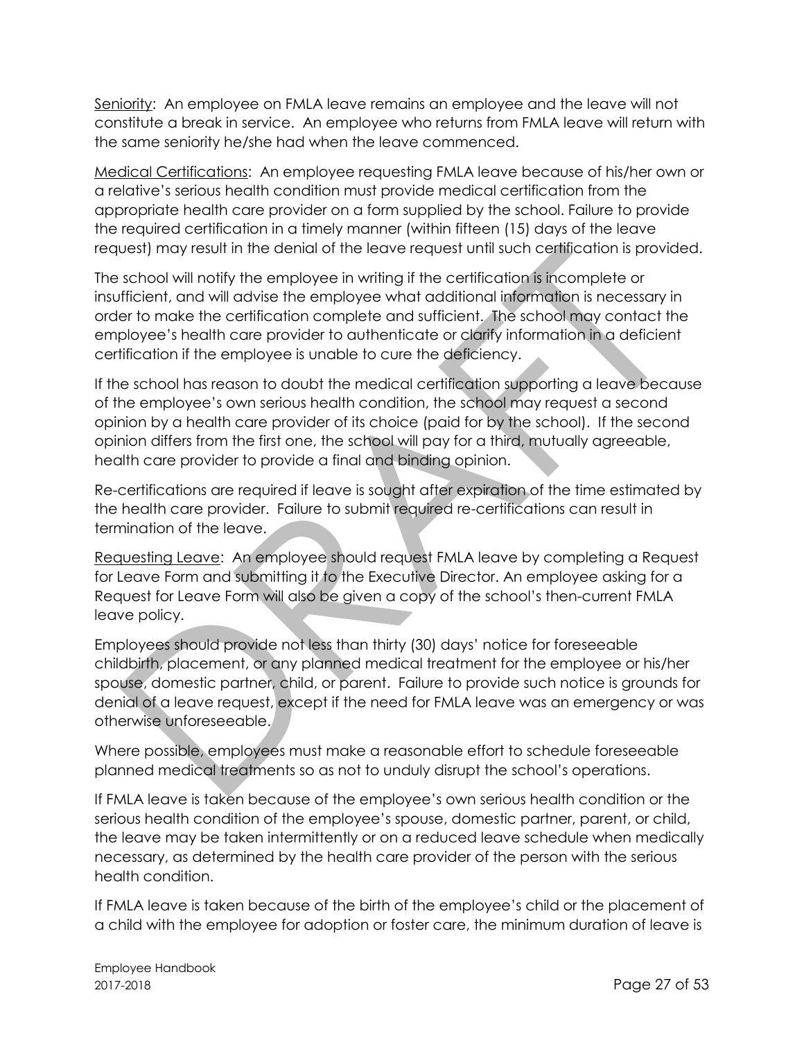Seniority: An employee on FMLA leave remains an employee and the leave will not constitute a break in service. An employee who returns from FMLA leave will return with the same seniority he/she had when the leave commenced.

Medical Certifications: An employee requesting FMLA leave because of his/her own or a relative's serious health condition must provide medical certification from the appropriate health care provider on a form supplied by the school. Failure to provide the required certification in a timely manner (within fifteen (15) days of the leave request) may result in the denial of the leave request until such certification is provided.

The school will notify the employee in writing if the certification is incomplete or insufficient, and will advise the employee what additional information is necessary in order to make the certification complete and sufficient. The school may contact the employee's health care provider to authenticate or clarify information in a deficient certification if the employee is unable to cure the deficiency.

If the school has reason to doubt the medical certification supporting a leave because of the employee's own serious health condition, the school may request a second opinion by a health care provider of its choice (paid for by the school). If the second opinion differs from the first one, the school will pay for a third, mutually agreeable, health care provider to provide a final and binding opinion.

Re-certifications are required if leave is sought after expiration of the time estimated by the health care provider. Failure to submit required re-certifications can result in termination of the leave.

Requesting Leave: An employee should request FMLA leave by completing a Request for Leave Form and submitting it to the Executive Director. An employee asking for a Request for Leave Form will also be given a copy of the school's then-current FMLA leave policy.

Employees should provide not less than thirty (30) days' notice for foreseeable childbirth, placement, or any planned medical treatment for the employee or his/her spouse, domestic partner, child, or parent. Failure to provide such notice is grounds for denial of a leave request, except if the need for FMLA leave was an emergency or was otherwise unforeseeable.

Where possible, employees must make a reasonable effort to schedule foreseeable planned medical treatments so as not to unduly disrupt the school's operations.

If FMLA leave is taken because of the employee's own serious health condition or the serious health condition of the employee's spouse, domestic partner, parent, or child, the leave may be taken intermittently or on a reduced leave schedule when medically necessary, as determined by the health care provider of the person with the serious health condition.

If FMLA leave is taken because of the birth of the employee's child or the placement of a child with the employee for adoption or foster care, the minimum duration of leave is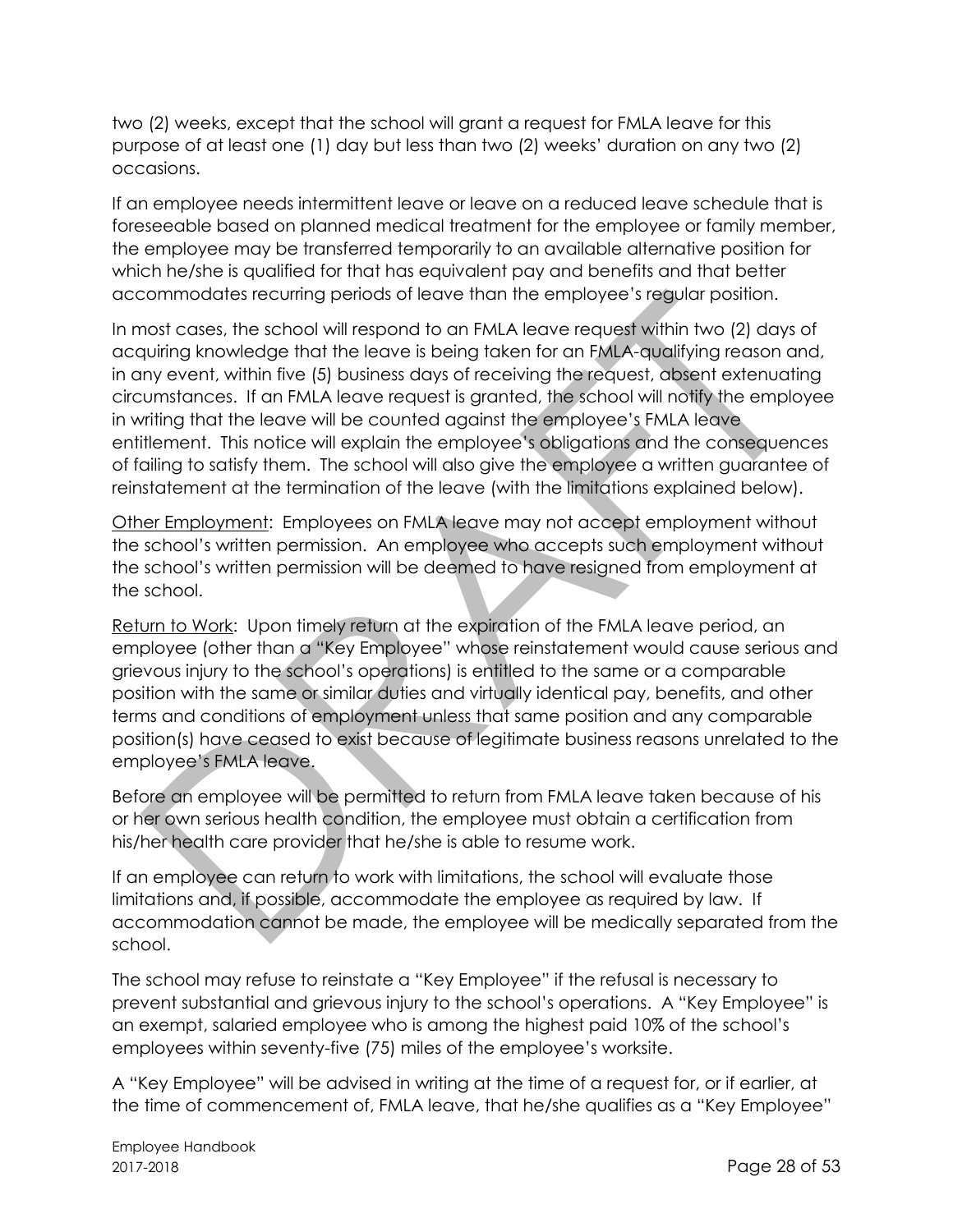two (2) weeks, except that the school will grant a request for FMLA leave for this purpose of at least one (1) day but less than two (2) weeks' duration on any two (2) occasions.

If an employee needs intermittent leave or leave on a reduced leave schedule that is foreseeable based on planned medical treatment for the employee or family member, the employee may be transferred temporarily to an available alternative position for which he/she is qualified for that has equivalent pay and benefits and that better accommodates recurring periods of leave than the employee's regular position.

In most cases, the school will respond to an FMLA leave request within two (2) days of acquiring knowledge that the leave is being taken for an FMLA-qualifying reason and, in any event, within five (5) business days of receiving the request, absent extenuating circumstances. If an FMLA leave request is granted, the school will notify the employee in writing that the leave will be counted against the employee's FMLA leave entitlement. This notice will explain the employee's obligations and the consequences of failing to satisfy them. The school will also give the employee a written guarantee of reinstatement at the termination of the leave (with the limitations explained below).

Other Employment: Employees on FMLA leave may not accept employment without the school's written permission. An employee who accepts such employment without the school's written permission will be deemed to have resigned from employment at the school.

Return to Work: Upon timely return at the expiration of the FMLA leave period, an employee (other than a "Key Employee" whose reinstatement would cause serious and grievous injury to the school's operations) is entitled to the same or a comparable position with the same or similar duties and virtually identical pay, benefits, and other terms and conditions of employment unless that same position and any comparable position(s) have ceased to exist because of legitimate business reasons unrelated to the employee's FMLA leave.

Before an employee will be permitted to return from FMLA leave taken because of his or her own serious health condition, the employee must obtain a certification from his/her health care provider that he/she is able to resume work.

If an employee can return to work with limitations, the school will evaluate those limitations and, if possible, accommodate the employee as required by law. If accommodation cannot be made, the employee will be medically separated from the school.

The school may refuse to reinstate a "Key Employee" if the refusal is necessary to prevent substantial and grievous injury to the school's operations. A "Key Employee" is an exempt, salaried employee who is among the highest paid 10% of the school's employees within seventy-five (75) miles of the employee's worksite.

A "Key Employee" will be advised in writing at the time of a request for, or if earlier, at the time of commencement of, FMLA leave, that he/she qualifies as a "Key Employee"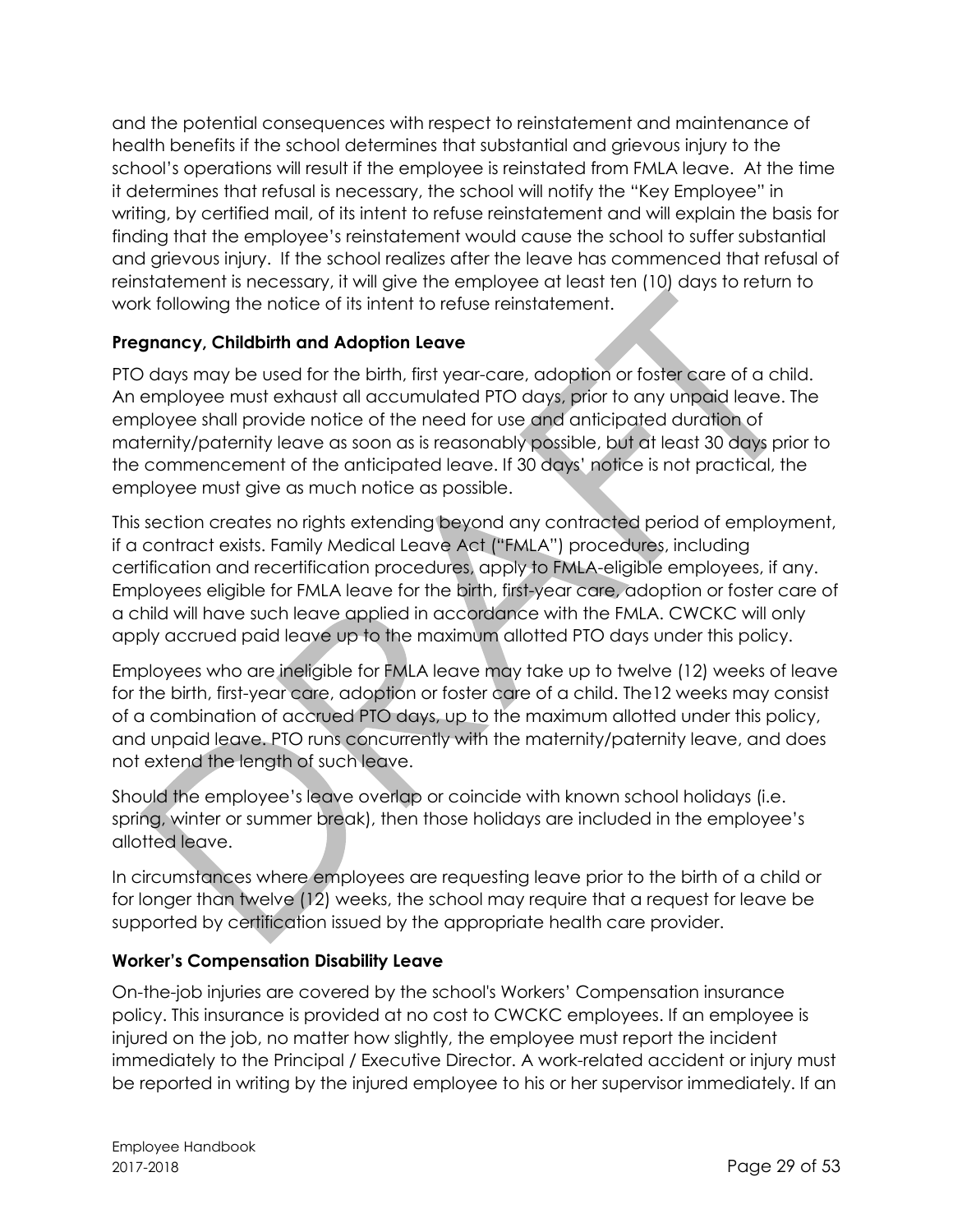and the potential consequences with respect to reinstatement and maintenance of health benefits if the school determines that substantial and grievous injury to the school's operations will result if the employee is reinstated from FMLA leave. At the time it determines that refusal is necessary, the school will notify the "Key Employee" in writing, by certified mail, of its intent to refuse reinstatement and will explain the basis for finding that the employee's reinstatement would cause the school to suffer substantial and grievous injury. If the school realizes after the leave has commenced that refusal of reinstatement is necessary, it will give the employee at least ten (10) days to return to work following the notice of its intent to refuse reinstatement.

**Pregnancy, Childbirth and Adoption Leave**

PTO days may be used for the birth, first year-care, adoption or foster care of a child. An employee must exhaust all accumulated PTO days, prior to any unpaid leave. The employee shall provide notice of the need for use and anticipated duration of maternity/paternity leave as soon as is reasonably possible, but at least 30 days prior to the commencement of the anticipated leave. If 30 days' notice is not practical, the employee must give as much notice as possible.

This section creates no rights extending beyond any contracted period of employment, if a contract exists. Family Medical Leave Act ("FMLA") procedures, including certification and recertification procedures, apply to FMLA-eligible employees, if any. Employees eligible for FMLA leave for the birth, first-year care, adoption or foster care of a child will have such leave applied in accordance with the FMLA. CWCKC will only apply accrued paid leave up to the maximum allotted PTO days under this policy.

Employees who are ineligible for FMLA leave may take up to twelve (12) weeks of leave for the birth, first-year care, adoption or foster care of a child. The12 weeks may consist of a combination of accrued PTO days, up to the maximum allotted under this policy, and unpaid leave. PTO runs concurrently with the maternity/paternity leave, and does not extend the length of such leave.

Should the employee's leave overlap or coincide with known school holidays (i.e. spring, winter or summer break), then those holidays are included in the employee's allotted leave.

In circumstances where employees are requesting leave prior to the birth of a child or for longer than twelve (12) weeks, the school may require that a request for leave be supported by certification issued by the appropriate health care provider.

**Worker's Compensation Disability Leave**

On-the-job injuries are covered by the school's Workers' Compensation insurance policy. This insurance is provided at no cost to CWCKC employees. If an employee is injured on the job, no matter how slightly, the employee must report the incident immediately to the Principal / Executive Director. A work-related accident or injury must be reported in writing by the injured employee to his or her supervisor immediately. If an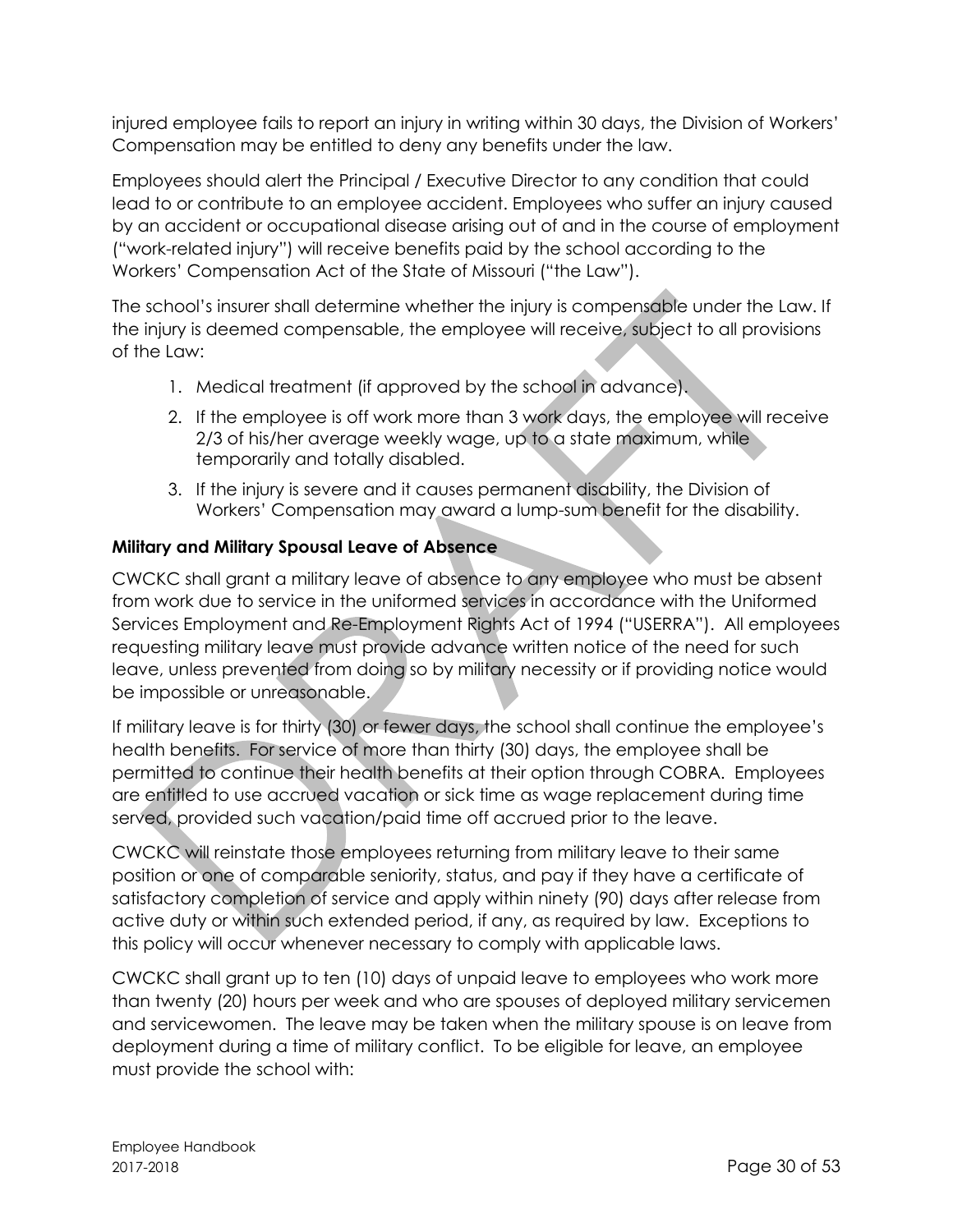injured employee fails to report an injury in writing within 30 days, the Division of Workers' Compensation may be entitled to deny any benefits under the law.

Employees should alert the Principal / Executive Director to any condition that could lead to or contribute to an employee accident. Employees who suffer an injury caused by an accident or occupational disease arising out of and in the course of employment ("work-related injury") will receive benefits paid by the school according to the Workers' Compensation Act of the State of Missouri ("the Law").

The school's insurer shall determine whether the injury is compensable under the Law. If the injury is deemed compensable, the employee will receive, subject to all provisions of the Law:

1. Medical treatment (if approved by the school in advance).
2. If the employee is off work more than 3 work days, the employee will receive 2/3 of his/her average weekly wage, up to a state maximum, while temporarily and totally disabled.
3. If the injury is severe and it causes permanent disability, the Division of Workers' Compensation may award a lump-sum benefit for the disability.

**Military and Military Spousal Leave of Absence**

CWCKC shall grant a military leave of absence to any employee who must be absent from work due to service in the uniformed services in accordance with the Uniformed Services Employment and Re-Employment Rights Act of 1994 ("USERRA"). All employees requesting military leave must provide advance written notice of the need for such leave, unless prevented from doing so by military necessity or if providing notice would be impossible or unreasonable.

If military leave is for thirty (30) or fewer days, the school shall continue the employee's health benefits. For service of more than thirty (30) days, the employee shall be permitted to continue their health benefits at their option through COBRA. Employees are entitled to use accrued vacation or sick time as wage replacement during time served, provided such vacation/paid time off accrued prior to the leave.

CWCKC will reinstate those employees returning from military leave to their same position or one of comparable seniority, status, and pay if they have a certificate of satisfactory completion of service and apply within ninety (90) days after release from active duty or within such extended period, if any, as required by law. Exceptions to this policy will occur whenever necessary to comply with applicable laws.

CWCKC shall grant up to ten (10) days of unpaid leave to employees who work more than twenty (20) hours per week and who are spouses of deployed military servicemen and servicewomen. The leave may be taken when the military spouse is on leave from deployment during a time of military conflict. To be eligible for leave, an employee must provide the school with: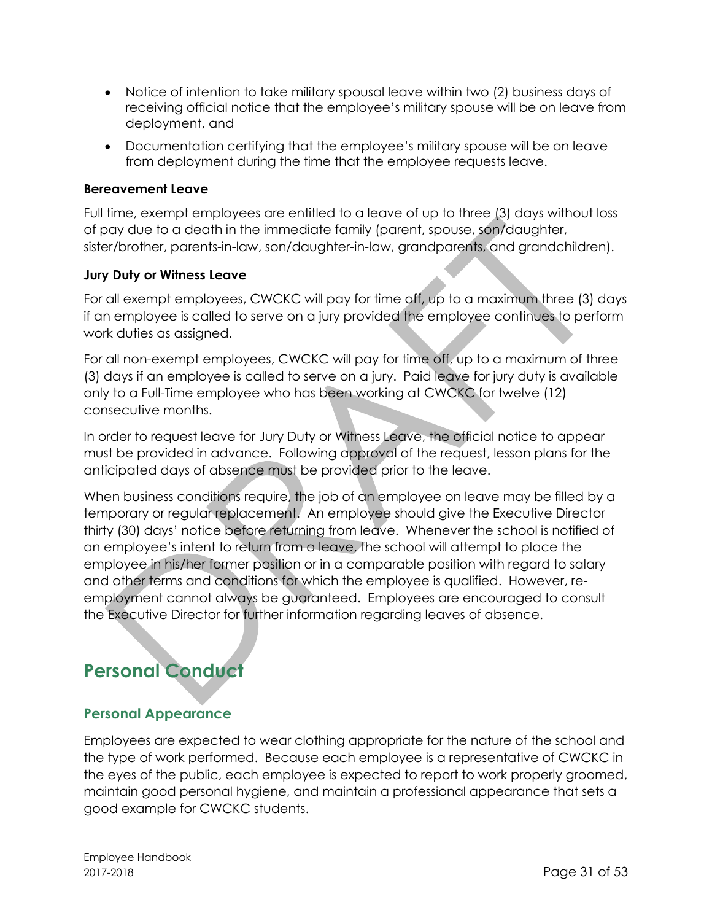- Notice of intention to take military spousal leave within two (2) business days of receiving official notice that the employee's military spouse will be on leave from deployment, and
- Documentation certifying that the employee's military spouse will be on leave from deployment during the time that the employee requests leave.

**Bereavement Leave**

Full time, exempt employees are entitled to a leave of up to three (3) days without loss of pay due to a death in the immediate family (parent, spouse, son/daughter, sister/brother, parents-in-law, son/daughter-in-law, grandparents, and grandchildren).

**Jury Duty or Witness Leave**

For all exempt employees, CWCKC will pay for time off, up to a maximum three (3) days if an employee is called to serve on a jury provided the employee continues to perform work duties as assigned.

For all non-exempt employees, CWCKC will pay for time off, up to a maximum of three (3) days if an employee is called to serve on a jury. Paid leave for jury duty is available only to a Full-Time employee who has been working at CWCKC for twelve (12) consecutive months.

In order to request leave for Jury Duty or Witness Leave, the official notice to appear must be provided in advance. Following approval of the request, lesson plans for the anticipated days of absence must be provided prior to the leave.

When business conditions require, the job of an employee on leave may be filled by a temporary or regular replacement. An employee should give the Executive Director thirty (30) days' notice before returning from leave. Whenever the school is notified of an employee's intent to return from a leave, the school will attempt to place the employee in his/her former position or in a comparable position with regard to salary and other terms and conditions for which the employee is qualified. However, re-employment cannot always be guaranteed. Employees are encouraged to consult the Executive Director for further information regarding leaves of absence.

# Personal Conduct

## Personal Appearance

Employees are expected to wear clothing appropriate for the nature of the school and the type of work performed. Because each employee is a representative of CWCKC in the eyes of the public, each employee is expected to report to work properly groomed, maintain good personal hygiene, and maintain a professional appearance that sets a good example for CWCKC students.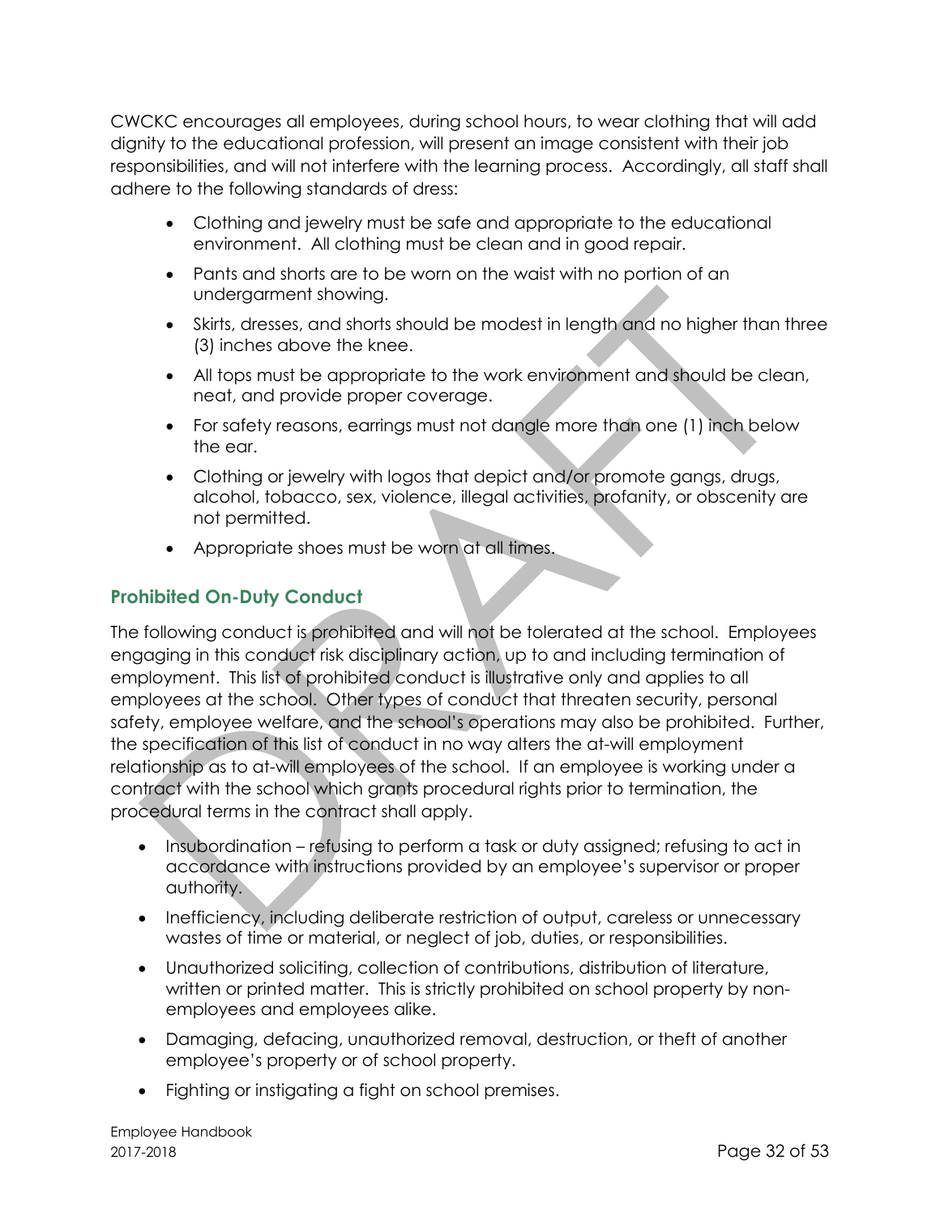CWCKC encourages all employees, during school hours, to wear clothing that will add dignity to the educational profession, will present an image consistent with their job responsibilities, and will not interfere with the learning process. Accordingly, all staff shall adhere to the following standards of dress:

- Clothing and jewelry must be safe and appropriate to the educational environment. All clothing must be clean and in good repair.
- Pants and shorts are to be worn on the waist with no portion of an undergarment showing.
- Skirts, dresses, and shorts should be modest in length and no higher than three (3) inches above the knee.
- All tops must be appropriate to the work environment and should be clean, neat, and provide proper coverage.
- For safety reasons, earrings must not dangle more than one (1) inch below the ear.
- Clothing or jewelry with logos that depict and/or promote gangs, drugs, alcohol, tobacco, sex, violence, illegal activities, profanity, or obscenity are not permitted.
- Appropriate shoes must be worn at all times.

### Prohibited On-Duty Conduct

The following conduct is prohibited and will not be tolerated at the school. Employees engaging in this conduct risk disciplinary action, up to and including termination of employment. This list of prohibited conduct is illustrative only and applies to all employees at the school. Other types of conduct that threaten security, personal safety, employee welfare, and the school's operations may also be prohibited. Further, the specification of this list of conduct in no way alters the at-will employment relationship as to at-will employees of the school. If an employee is working under a contract with the school which grants procedural rights prior to termination, the procedural terms in the contract shall apply.

- Insubordination – refusing to perform a task or duty assigned; refusing to act in accordance with instructions provided by an employee's supervisor or proper authority.
- Inefficiency, including deliberate restriction of output, careless or unnecessary wastes of time or material, or neglect of job, duties, or responsibilities.
- Unauthorized soliciting, collection of contributions, distribution of literature, written or printed matter. This is strictly prohibited on school property by non-employees and employees alike.
- Damaging, defacing, unauthorized removal, destruction, or theft of another employee's property or of school property.
- Fighting or instigating a fight on school premises.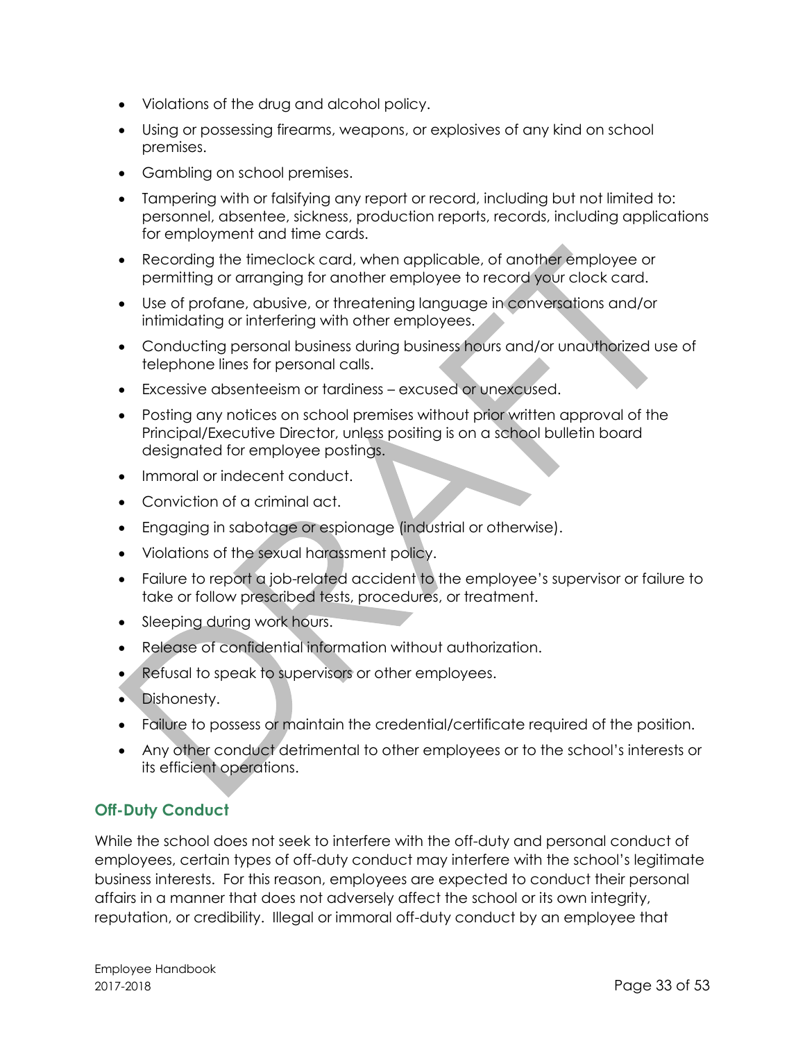- Violations of the drug and alcohol policy.
- Using or possessing firearms, weapons, or explosives of any kind on school premises.
- Gambling on school premises.
- Tampering with or falsifying any report or record, including but not limited to: personnel, absentee, sickness, production reports, records, including applications for employment and time cards.
- Recording the timeclock card, when applicable, of another employee or permitting or arranging for another employee to record your clock card.
- Use of profane, abusive, or threatening language in conversations and/or intimidating or interfering with other employees.
- Conducting personal business during business hours and/or unauthorized use of telephone lines for personal calls.
- Excessive absenteeism or tardiness – excused or unexcused.
- Posting any notices on school premises without prior written approval of the Principal/Executive Director, unless positing is on a school bulletin board designated for employee postings.
- Immoral or indecent conduct.
- Conviction of a criminal act.
- Engaging in sabotage or espionage (industrial or otherwise).
- Violations of the sexual harassment policy.
- Failure to report a job-related accident to the employee's supervisor or failure to take or follow prescribed tests, procedures, or treatment.
- Sleeping during work hours.
- Release of confidential information without authorization.
- Refusal to speak to supervisors or other employees.
- Dishonesty.
- Failure to possess or maintain the credential/certificate required of the position.
- Any other conduct detrimental to other employees or to the school's interests or its efficient operations.

### Off-Duty Conduct

While the school does not seek to interfere with the off-duty and personal conduct of employees, certain types of off-duty conduct may interfere with the school's legitimate business interests. For this reason, employees are expected to conduct their personal affairs in a manner that does not adversely affect the school or its own integrity, reputation, or credibility. Illegal or immoral off-duty conduct by an employee that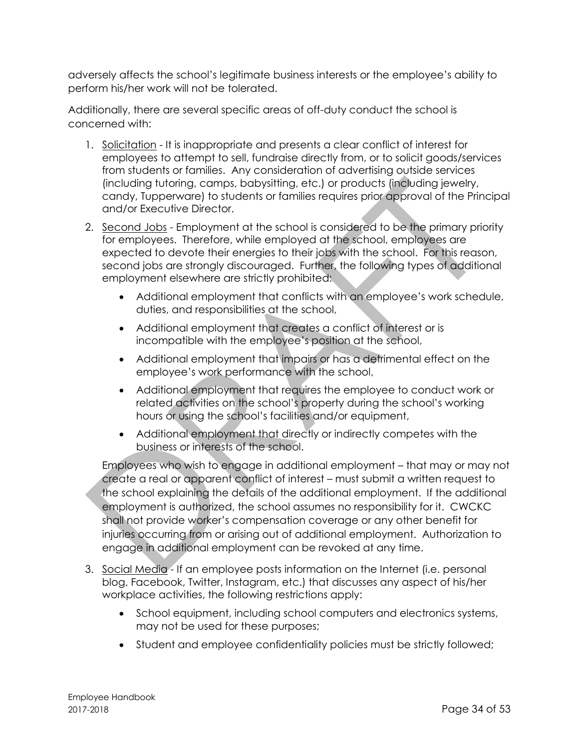adversely affects the school's legitimate business interests or the employee's ability to perform his/her work will not be tolerated.

Additionally, there are several specific areas of off-duty conduct the school is concerned with:

1. Solicitation - It is inappropriate and presents a clear conflict of interest for employees to attempt to sell, fundraise directly from, or to solicit goods/services from students or families. Any consideration of advertising outside services (including tutoring, camps, babysitting, etc.) or products (including jewelry, candy, Tupperware) to students or families requires prior approval of the Principal and/or Executive Director.

2. Second Jobs - Employment at the school is considered to be the primary priority for employees. Therefore, while employed at the school, employees are expected to devote their energies to their jobs with the school. For this reason, second jobs are strongly discouraged. Further, the following types of additional employment elsewhere are strictly prohibited:

    - Additional employment that conflicts with an employee's work schedule, duties, and responsibilities at the school,
    - Additional employment that creates a conflict of interest or is incompatible with the employee's position at the school,
    - Additional employment that impairs or has a detrimental effect on the employee's work performance with the school,
    - Additional employment that requires the employee to conduct work or related activities on the school's property during the school's working hours or using the school's facilities and/or equipment,
    - Additional employment that directly or indirectly competes with the business or interests of the school.

    Employees who wish to engage in additional employment – that may or may not create a real or apparent conflict of interest – must submit a written request to the school explaining the details of the additional employment. If the additional employment is authorized, the school assumes no responsibility for it. CWCKC shall not provide worker's compensation coverage or any other benefit for injuries occurring from or arising out of additional employment. Authorization to engage in additional employment can be revoked at any time.

3. Social Media - If an employee posts information on the Internet (i.e. personal blog, Facebook, Twitter, Instagram, etc.) that discusses any aspect of his/her workplace activities, the following restrictions apply:

    - School equipment, including school computers and electronics systems, may not be used for these purposes;
    - Student and employee confidentiality policies must be strictly followed;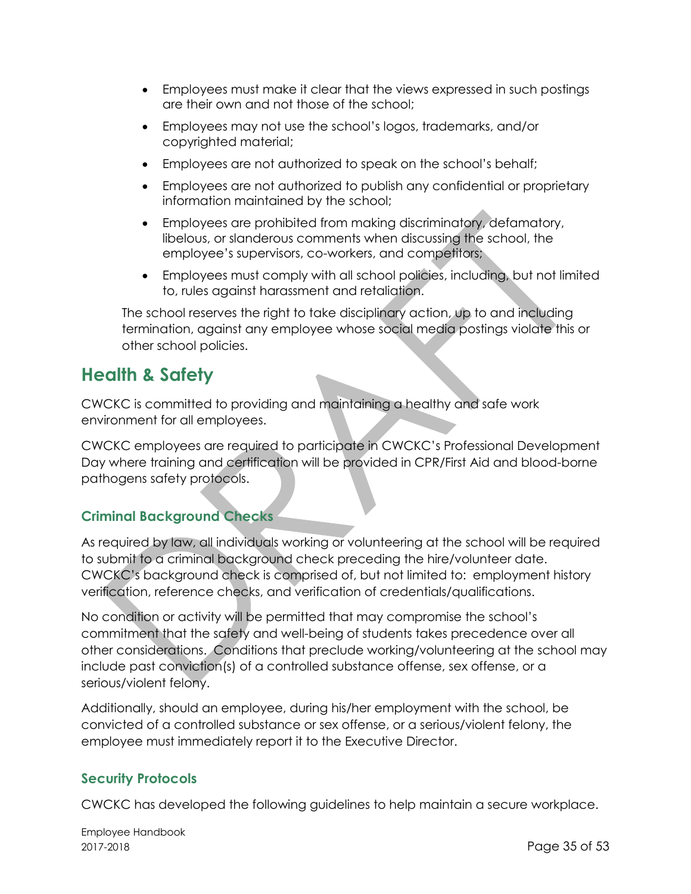- Employees must make it clear that the views expressed in such postings are their own and not those of the school;
- Employees may not use the school's logos, trademarks, and/or copyrighted material;
- Employees are not authorized to speak on the school's behalf;
- Employees are not authorized to publish any confidential or proprietary information maintained by the school;
- Employees are prohibited from making discriminatory, defamatory, libelous, or slanderous comments when discussing the school, the employee's supervisors, co-workers, and competitors;
- Employees must comply with all school policies, including, but not limited to, rules against harassment and retaliation.

The school reserves the right to take disciplinary action, up to and including termination, against any employee whose social media postings violate this or other school policies.

# Health & Safety

CWCKC is committed to providing and maintaining a healthy and safe work environment for all employees.

CWCKC employees are required to participate in CWCKC's Professional Development Day where training and certification will be provided in CPR/First Aid and blood-borne pathogens safety protocols.

## Criminal Background Checks

As required by law, all individuals working or volunteering at the school will be required to submit to a criminal background check preceding the hire/volunteer date. CWCKC's background check is comprised of, but not limited to: employment history verification, reference checks, and verification of credentials/qualifications.

No condition or activity will be permitted that may compromise the school's commitment that the safety and well-being of students takes precedence over all other considerations. Conditions that preclude working/volunteering at the school may include past conviction(s) of a controlled substance offense, sex offense, or a serious/violent felony.

Additionally, should an employee, during his/her employment with the school, be convicted of a controlled substance or sex offense, or a serious/violent felony, the employee must immediately report it to the Executive Director.

## Security Protocols

CWCKC has developed the following guidelines to help maintain a secure workplace.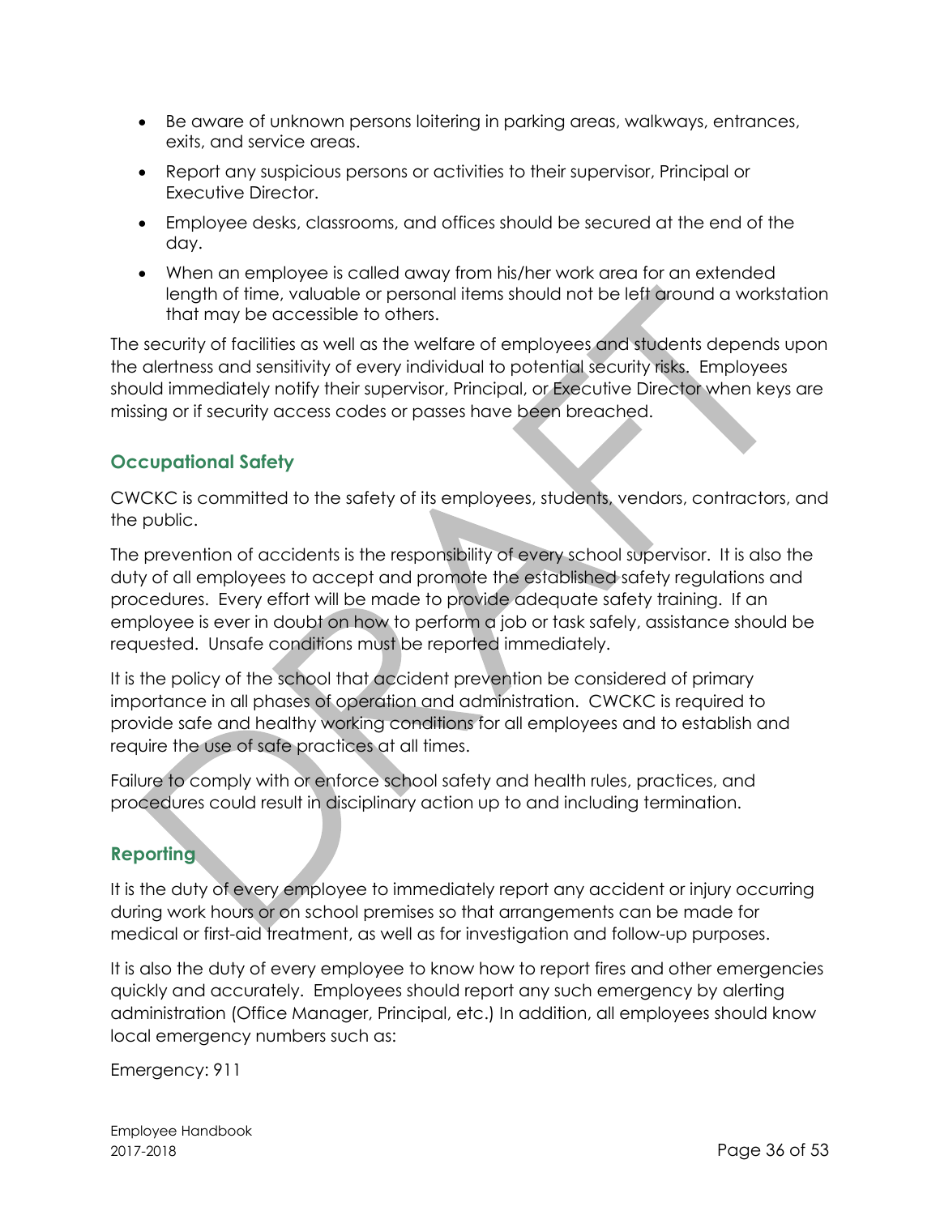- Be aware of unknown persons loitering in parking areas, walkways, entrances, exits, and service areas.
- Report any suspicious persons or activities to their supervisor, Principal or Executive Director.
- Employee desks, classrooms, and offices should be secured at the end of the day.
- When an employee is called away from his/her work area for an extended length of time, valuable or personal items should not be left around a workstation that may be accessible to others.

The security of facilities as well as the welfare of employees and students depends upon the alertness and sensitivity of every individual to potential security risks. Employees should immediately notify their supervisor, Principal, or Executive Director when keys are missing or if security access codes or passes have been breached.

## Occupational Safety

CWCKC is committed to the safety of its employees, students, vendors, contractors, and the public.

The prevention of accidents is the responsibility of every school supervisor. It is also the duty of all employees to accept and promote the established safety regulations and procedures. Every effort will be made to provide adequate safety training. If an employee is ever in doubt on how to perform a job or task safely, assistance should be requested. Unsafe conditions must be reported immediately.

It is the policy of the school that accident prevention be considered of primary importance in all phases of operation and administration. CWCKC is required to provide safe and healthy working conditions for all employees and to establish and require the use of safe practices at all times.

Failure to comply with or enforce school safety and health rules, practices, and procedures could result in disciplinary action up to and including termination.

## Reporting

It is the duty of every employee to immediately report any accident or injury occurring during work hours or on school premises so that arrangements can be made for medical or first-aid treatment, as well as for investigation and follow-up purposes.

It is also the duty of every employee to know how to report fires and other emergencies quickly and accurately. Employees should report any such emergency by alerting administration (Office Manager, Principal, etc.) In addition, all employees should know local emergency numbers such as:

Emergency: 911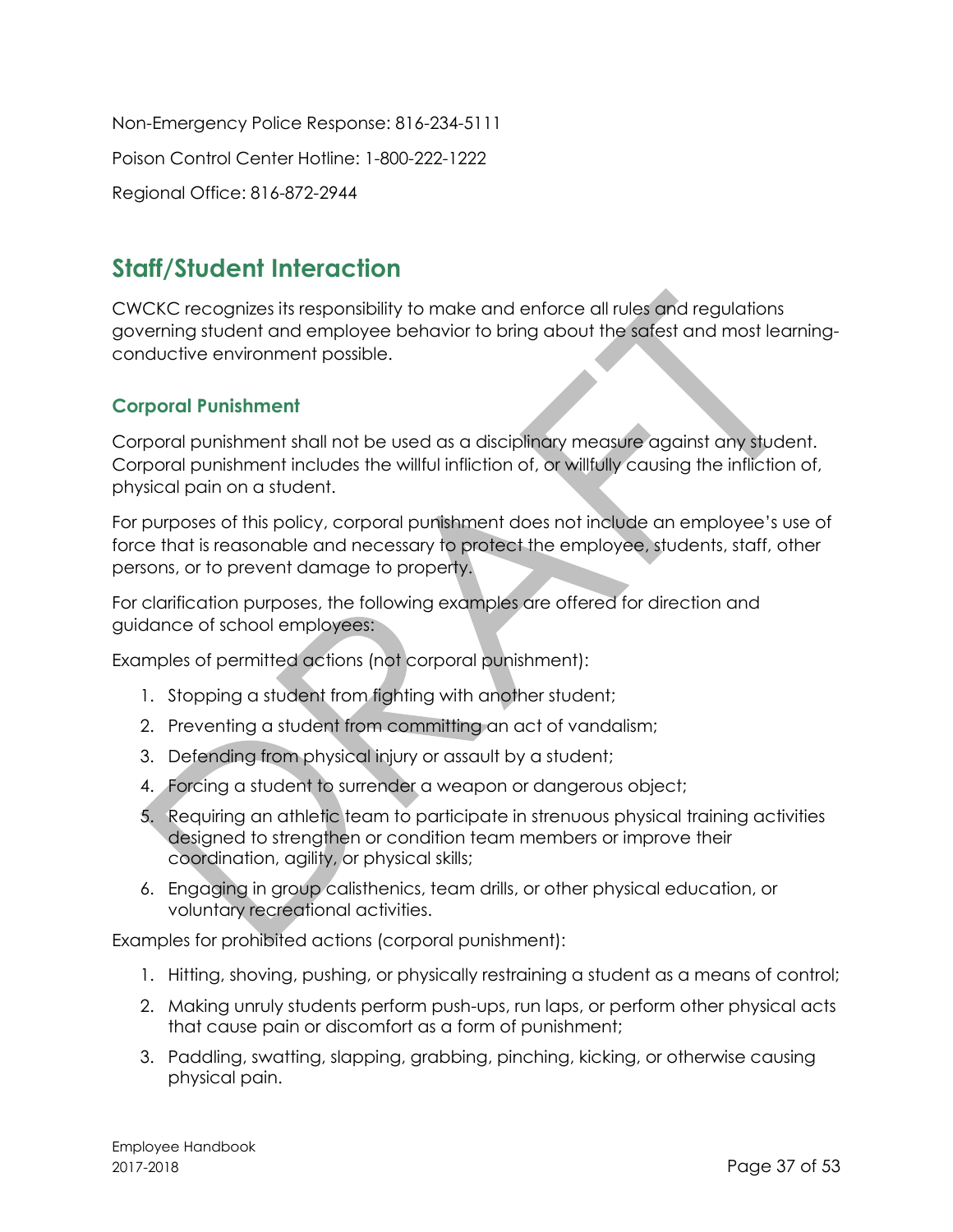Non-Emergency Police Response: 816-234-5111

Poison Control Center Hotline: 1-800-222-1222

Regional Office: 816-872-2944

# Staff/Student Interaction

CWCKC recognizes its responsibility to make and enforce all rules and regulations governing student and employee behavior to bring about the safest and most learning-conductive environment possible.

## Corporal Punishment

Corporal punishment shall not be used as a disciplinary measure against any student. Corporal punishment includes the willful infliction of, or willfully causing the infliction of, physical pain on a student.

For purposes of this policy, corporal punishment does not include an employee's use of force that is reasonable and necessary to protect the employee, students, staff, other persons, or to prevent damage to property.

For clarification purposes, the following examples are offered for direction and guidance of school employees:

Examples of permitted actions (not corporal punishment):

1. Stopping a student from fighting with another student;
2. Preventing a student from committing an act of vandalism;
3. Defending from physical injury or assault by a student;
4. Forcing a student to surrender a weapon or dangerous object;
5. Requiring an athletic team to participate in strenuous physical training activities designed to strengthen or condition team members or improve their coordination, agility, or physical skills;
6. Engaging in group calisthenics, team drills, or other physical education, or voluntary recreational activities.

Examples for prohibited actions (corporal punishment):

1. Hitting, shoving, pushing, or physically restraining a student as a means of control;
2. Making unruly students perform push-ups, run laps, or perform other physical acts that cause pain or discomfort as a form of punishment;
3. Paddling, swatting, slapping, grabbing, pinching, kicking, or otherwise causing physical pain.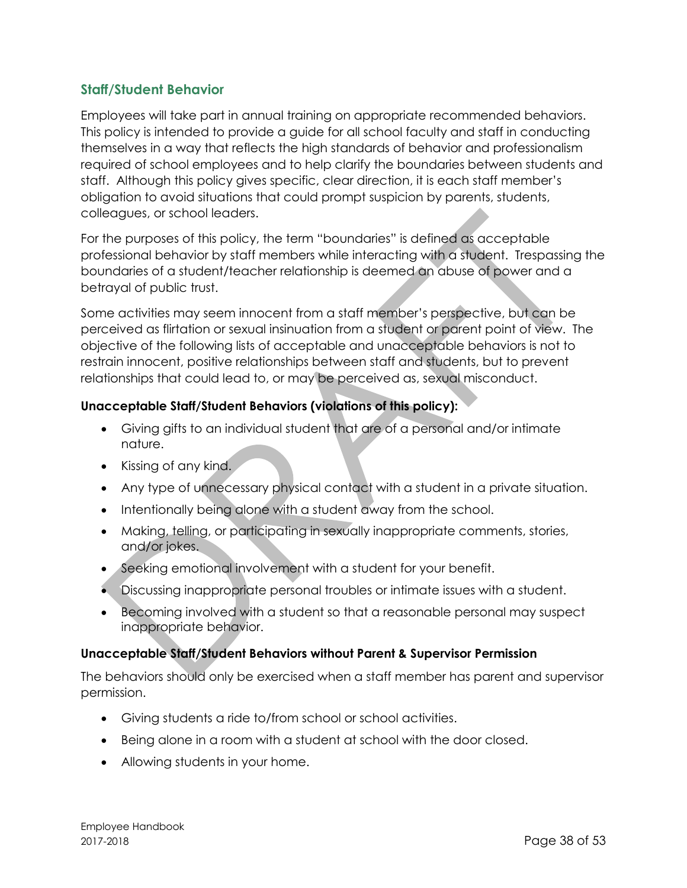## Staff/Student Behavior

Employees will take part in annual training on appropriate recommended behaviors. This policy is intended to provide a guide for all school faculty and staff in conducting themselves in a way that reflects the high standards of behavior and professionalism required of school employees and to help clarify the boundaries between students and staff. Although this policy gives specific, clear direction, it is each staff member's obligation to avoid situations that could prompt suspicion by parents, students, colleagues, or school leaders.

For the purposes of this policy, the term "boundaries" is defined as acceptable professional behavior by staff members while interacting with a student. Trespassing the boundaries of a student/teacher relationship is deemed an abuse of power and a betrayal of public trust.

Some activities may seem innocent from a staff member's perspective, but can be perceived as flirtation or sexual insinuation from a student or parent point of view. The objective of the following lists of acceptable and unacceptable behaviors is not to restrain innocent, positive relationships between staff and students, but to prevent relationships that could lead to, or may be perceived as, sexual misconduct.

**Unacceptable Staff/Student Behaviors (violations of this policy):**

- Giving gifts to an individual student that are of a personal and/or intimate nature.
- Kissing of any kind.
- Any type of unnecessary physical contact with a student in a private situation.
- Intentionally being alone with a student away from the school.
- Making, telling, or participating in sexually inappropriate comments, stories, and/or jokes.
- Seeking emotional involvement with a student for your benefit.
- Discussing inappropriate personal troubles or intimate issues with a student.
- Becoming involved with a student so that a reasonable personal may suspect inappropriate behavior.

**Unacceptable Staff/Student Behaviors without Parent & Supervisor Permission**

The behaviors should only be exercised when a staff member has parent and supervisor permission.

- Giving students a ride to/from school or school activities.
- Being alone in a room with a student at school with the door closed.
- Allowing students in your home.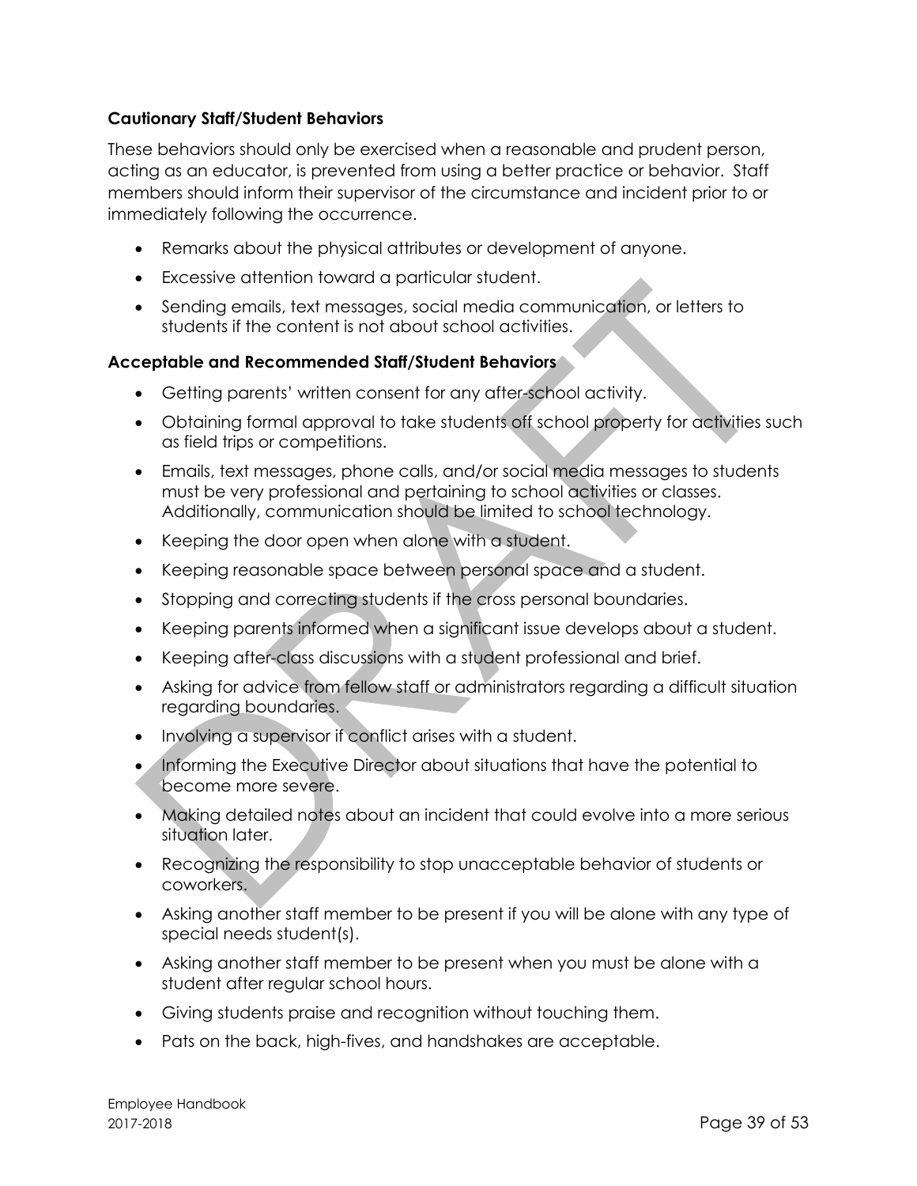**Cautionary Staff/Student Behaviors**

These behaviors should only be exercised when a reasonable and prudent person, acting as an educator, is prevented from using a better practice or behavior. Staff members should inform their supervisor of the circumstance and incident prior to or immediately following the occurrence.

- Remarks about the physical attributes or development of anyone.
- Excessive attention toward a particular student.
- Sending emails, text messages, social media communication, or letters to students if the content is not about school activities.

**Acceptable and Recommended Staff/Student Behaviors**

- Getting parents' written consent for any after-school activity.
- Obtaining formal approval to take students off school property for activities such as field trips or competitions.
- Emails, text messages, phone calls, and/or social media messages to students must be very professional and pertaining to school activities or classes. Additionally, communication should be limited to school technology.
- Keeping the door open when alone with a student.
- Keeping reasonable space between personal space and a student.
- Stopping and correcting students if the cross personal boundaries.
- Keeping parents informed when a significant issue develops about a student.
- Keeping after-class discussions with a student professional and brief.
- Asking for advice from fellow staff or administrators regarding a difficult situation regarding boundaries.
- Involving a supervisor if conflict arises with a student.
- Informing the Executive Director about situations that have the potential to become more severe.
- Making detailed notes about an incident that could evolve into a more serious situation later.
- Recognizing the responsibility to stop unacceptable behavior of students or coworkers.
- Asking another staff member to be present if you will be alone with any type of special needs student(s).
- Asking another staff member to be present when you must be alone with a student after regular school hours.
- Giving students praise and recognition without touching them.
- Pats on the back, high-fives, and handshakes are acceptable.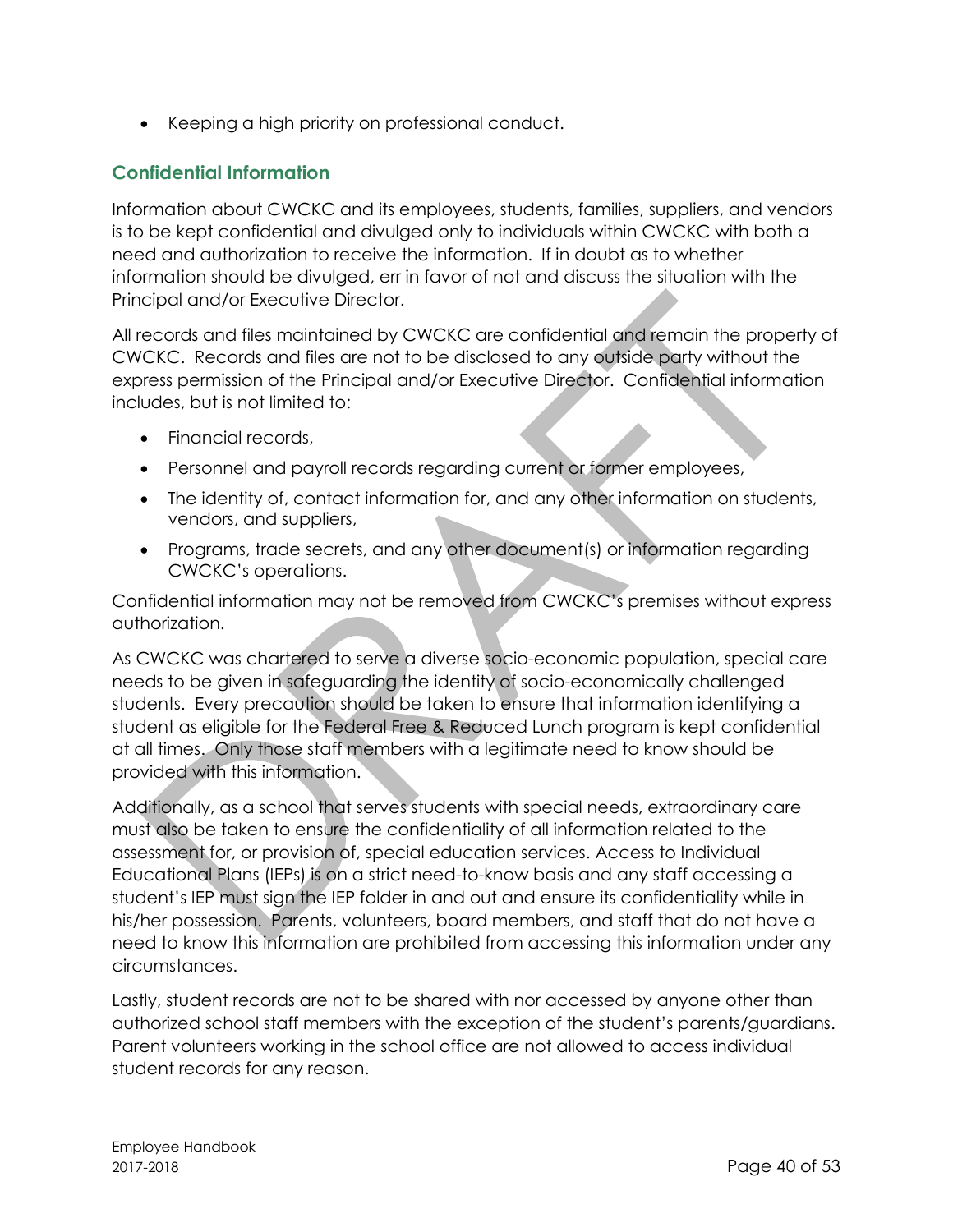- Keeping a high priority on professional conduct.

## Confidential Information

Information about CWCKC and its employees, students, families, suppliers, and vendors is to be kept confidential and divulged only to individuals within CWCKC with both a need and authorization to receive the information. If in doubt as to whether information should be divulged, err in favor of not and discuss the situation with the Principal and/or Executive Director.

All records and files maintained by CWCKC are confidential and remain the property of CWCKC. Records and files are not to be disclosed to any outside party without the express permission of the Principal and/or Executive Director. Confidential information includes, but is not limited to:

- Financial records,
- Personnel and payroll records regarding current or former employees,
- The identity of, contact information for, and any other information on students, vendors, and suppliers,
- Programs, trade secrets, and any other document(s) or information regarding CWCKC's operations.

Confidential information may not be removed from CWCKC's premises without express authorization.

As CWCKC was chartered to serve a diverse socio-economic population, special care needs to be given in safeguarding the identity of socio-economically challenged students. Every precaution should be taken to ensure that information identifying a student as eligible for the Federal Free & Reduced Lunch program is kept confidential at all times. Only those staff members with a legitimate need to know should be provided with this information.

Additionally, as a school that serves students with special needs, extraordinary care must also be taken to ensure the confidentiality of all information related to the assessment for, or provision of, special education services. Access to Individual Educational Plans (IEPs) is on a strict need-to-know basis and any staff accessing a student's IEP must sign the IEP folder in and out and ensure its confidentiality while in his/her possession. Parents, volunteers, board members, and staff that do not have a need to know this information are prohibited from accessing this information under any circumstances.

Lastly, student records are not to be shared with nor accessed by anyone other than authorized school staff members with the exception of the student's parents/guardians. Parent volunteers working in the school office are not allowed to access individual student records for any reason.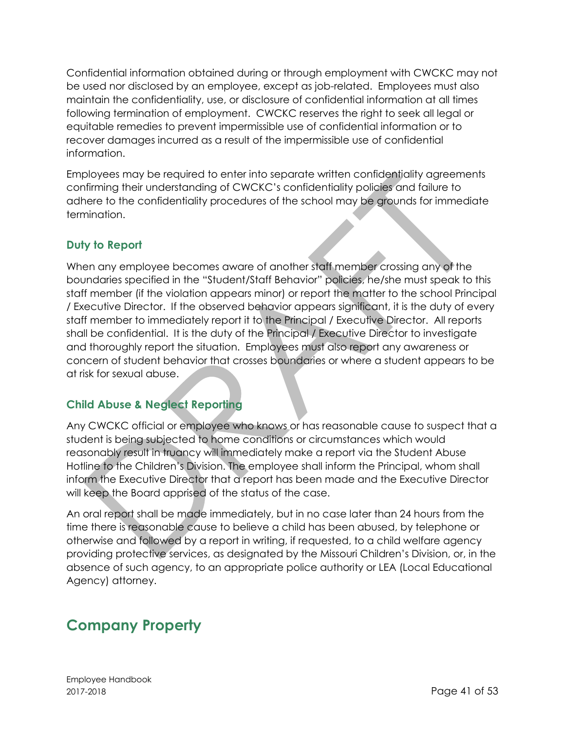Confidential information obtained during or through employment with CWCKC may not be used nor disclosed by an employee, except as job-related. Employees must also maintain the confidentiality, use, or disclosure of confidential information at all times following termination of employment. CWCKC reserves the right to seek all legal or equitable remedies to prevent impermissible use of confidential information or to recover damages incurred as a result of the impermissible use of confidential information.

Employees may be required to enter into separate written confidentiality agreements confirming their understanding of CWCKC's confidentiality policies and failure to adhere to the confidentiality procedures of the school may be grounds for immediate termination.

### Duty to Report

When any employee becomes aware of another staff member crossing any of the boundaries specified in the "Student/Staff Behavior" policies, he/she must speak to this staff member (if the violation appears minor) or report the matter to the school Principal / Executive Director. If the observed behavior appears significant, it is the duty of every staff member to immediately report it to the Principal / Executive Director. All reports shall be confidential. It is the duty of the Principal / Executive Director to investigate and thoroughly report the situation. Employees must also report any awareness or concern of student behavior that crosses boundaries or where a student appears to be at risk for sexual abuse.

### Child Abuse & Neglect Reporting

Any CWCKC official or employee who knows or has reasonable cause to suspect that a student is being subjected to home conditions or circumstances which would reasonably result in truancy will immediately make a report via the Student Abuse Hotline to the Children's Division. The employee shall inform the Principal, whom shall inform the Executive Director that a report has been made and the Executive Director will keep the Board apprised of the status of the case.

An oral report shall be made immediately, but in no case later than 24 hours from the time there is reasonable cause to believe a child has been abused, by telephone or otherwise and followed by a report in writing, if requested, to a child welfare agency providing protective services, as designated by the Missouri Children's Division, or, in the absence of such agency, to an appropriate police authority or LEA (Local Educational Agency) attorney.

## Company Property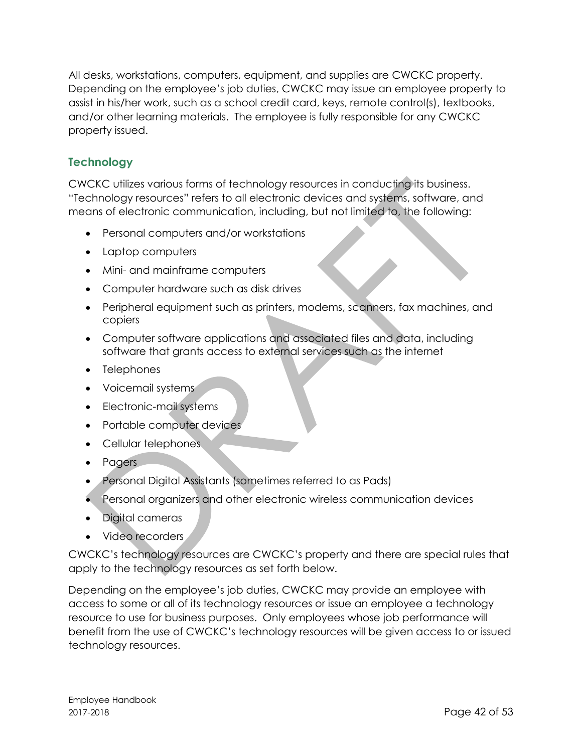All desks, workstations, computers, equipment, and supplies are CWCKC property. Depending on the employee's job duties, CWCKC may issue an employee property to assist in his/her work, such as a school credit card, keys, remote control(s), textbooks, and/or other learning materials. The employee is fully responsible for any CWCKC property issued.

### Technology

CWCKC utilizes various forms of technology resources in conducting its business. "Technology resources" refers to all electronic devices and systems, software, and means of electronic communication, including, but not limited to, the following:

- Personal computers and/or workstations
- Laptop computers
- Mini- and mainframe computers
- Computer hardware such as disk drives
- Peripheral equipment such as printers, modems, scanners, fax machines, and copiers
- Computer software applications and associated files and data, including software that grants access to external services such as the internet
- Telephones
- Voicemail systems
- Electronic-mail systems
- Portable computer devices
- Cellular telephones
- Pagers
- Personal Digital Assistants (sometimes referred to as Pads)
- Personal organizers and other electronic wireless communication devices
- Digital cameras
- Video recorders

CWCKC's technology resources are CWCKC's property and there are special rules that apply to the technology resources as set forth below.

Depending on the employee's job duties, CWCKC may provide an employee with access to some or all of its technology resources or issue an employee a technology resource to use for business purposes. Only employees whose job performance will benefit from the use of CWCKC's technology resources will be given access to or issued technology resources.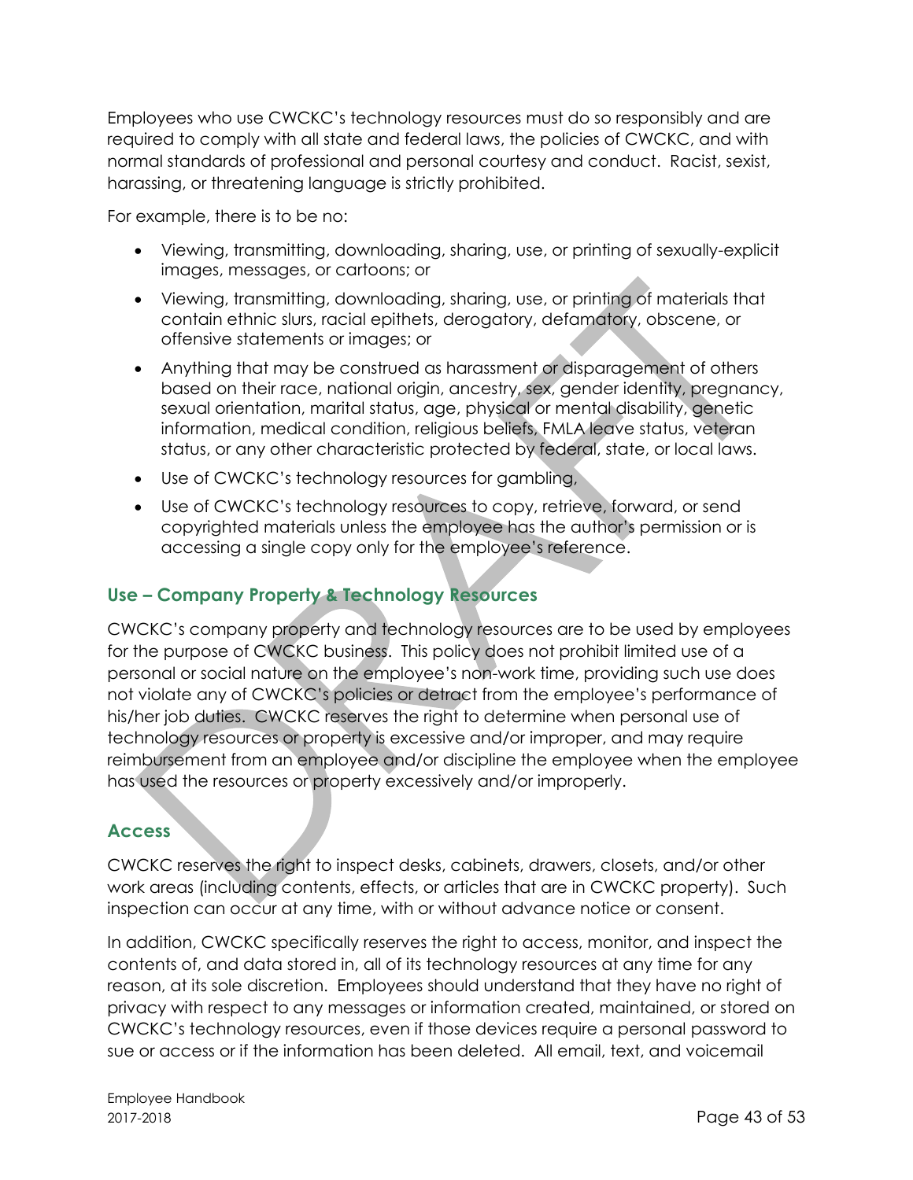Employees who use CWCKC's technology resources must do so responsibly and are required to comply with all state and federal laws, the policies of CWCKC, and with normal standards of professional and personal courtesy and conduct. Racist, sexist, harassing, or threatening language is strictly prohibited.

For example, there is to be no:

- Viewing, transmitting, downloading, sharing, use, or printing of sexually-explicit images, messages, or cartoons; or
- Viewing, transmitting, downloading, sharing, use, or printing of materials that contain ethnic slurs, racial epithets, derogatory, defamatory, obscene, or offensive statements or images; or
- Anything that may be construed as harassment or disparagement of others based on their race, national origin, ancestry, sex, gender identity, pregnancy, sexual orientation, marital status, age, physical or mental disability, genetic information, medical condition, religious beliefs, FMLA leave status, veteran status, or any other characteristic protected by federal, state, or local laws.
- Use of CWCKC's technology resources for gambling,
- Use of CWCKC's technology resources to copy, retrieve, forward, or send copyrighted materials unless the employee has the author's permission or is accessing a single copy only for the employee's reference.

## Use – Company Property & Technology Resources

CWCKC's company property and technology resources are to be used by employees for the purpose of CWCKC business. This policy does not prohibit limited use of a personal or social nature on the employee's non-work time, providing such use does not violate any of CWCKC's policies or detract from the employee's performance of his/her job duties. CWCKC reserves the right to determine when personal use of technology resources or property is excessive and/or improper, and may require reimbursement from an employee and/or discipline the employee when the employee has used the resources or property excessively and/or improperly.

## Access

CWCKC reserves the right to inspect desks, cabinets, drawers, closets, and/or other work areas (including contents, effects, or articles that are in CWCKC property). Such inspection can occur at any time, with or without advance notice or consent.

In addition, CWCKC specifically reserves the right to access, monitor, and inspect the contents of, and data stored in, all of its technology resources at any time for any reason, at its sole discretion. Employees should understand that they have no right of privacy with respect to any messages or information created, maintained, or stored on CWCKC's technology resources, even if those devices require a personal password to sue or access or if the information has been deleted. All email, text, and voicemail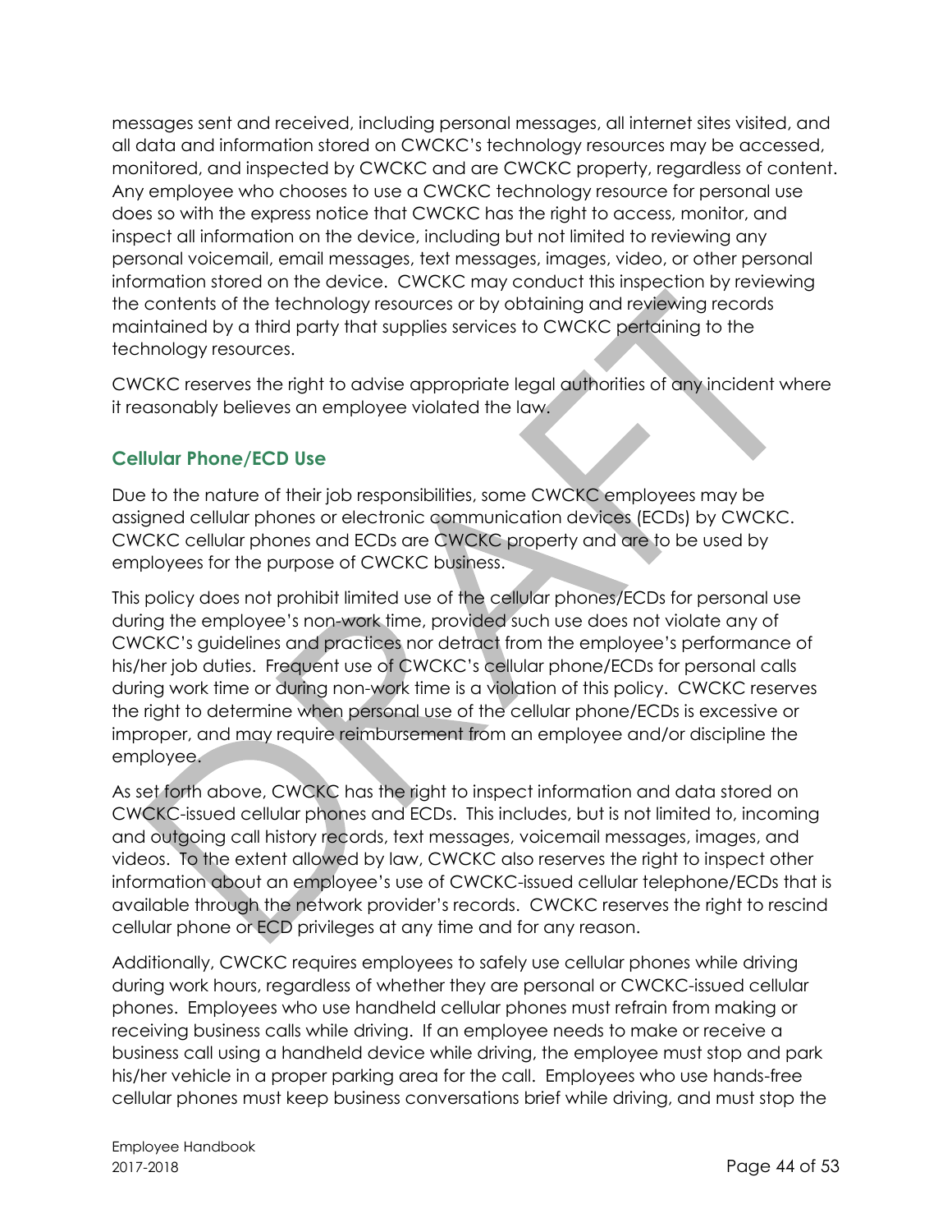messages sent and received, including personal messages, all internet sites visited, and all data and information stored on CWCKC's technology resources may be accessed, monitored, and inspected by CWCKC and are CWCKC property, regardless of content. Any employee who chooses to use a CWCKC technology resource for personal use does so with the express notice that CWCKC has the right to access, monitor, and inspect all information on the device, including but not limited to reviewing any personal voicemail, email messages, text messages, images, video, or other personal information stored on the device. CWCKC may conduct this inspection by reviewing the contents of the technology resources or by obtaining and reviewing records maintained by a third party that supplies services to CWCKC pertaining to the technology resources.

CWCKC reserves the right to advise appropriate legal authorities of any incident where it reasonably believes an employee violated the law.

## Cellular Phone/ECD Use

Due to the nature of their job responsibilities, some CWCKC employees may be assigned cellular phones or electronic communication devices (ECDs) by CWCKC. CWCKC cellular phones and ECDs are CWCKC property and are to be used by employees for the purpose of CWCKC business.

This policy does not prohibit limited use of the cellular phones/ECDs for personal use during the employee's non-work time, provided such use does not violate any of CWCKC's guidelines and practices nor detract from the employee's performance of his/her job duties. Frequent use of CWCKC's cellular phone/ECDs for personal calls during work time or during non-work time is a violation of this policy. CWCKC reserves the right to determine when personal use of the cellular phone/ECDs is excessive or improper, and may require reimbursement from an employee and/or discipline the employee.

As set forth above, CWCKC has the right to inspect information and data stored on CWCKC-issued cellular phones and ECDs. This includes, but is not limited to, incoming and outgoing call history records, text messages, voicemail messages, images, and videos. To the extent allowed by law, CWCKC also reserves the right to inspect other information about an employee's use of CWCKC-issued cellular telephone/ECDs that is available through the network provider's records. CWCKC reserves the right to rescind cellular phone or ECD privileges at any time and for any reason.

Additionally, CWCKC requires employees to safely use cellular phones while driving during work hours, regardless of whether they are personal or CWCKC-issued cellular phones. Employees who use handheld cellular phones must refrain from making or receiving business calls while driving. If an employee needs to make or receive a business call using a handheld device while driving, the employee must stop and park his/her vehicle in a proper parking area for the call. Employees who use hands-free cellular phones must keep business conversations brief while driving, and must stop the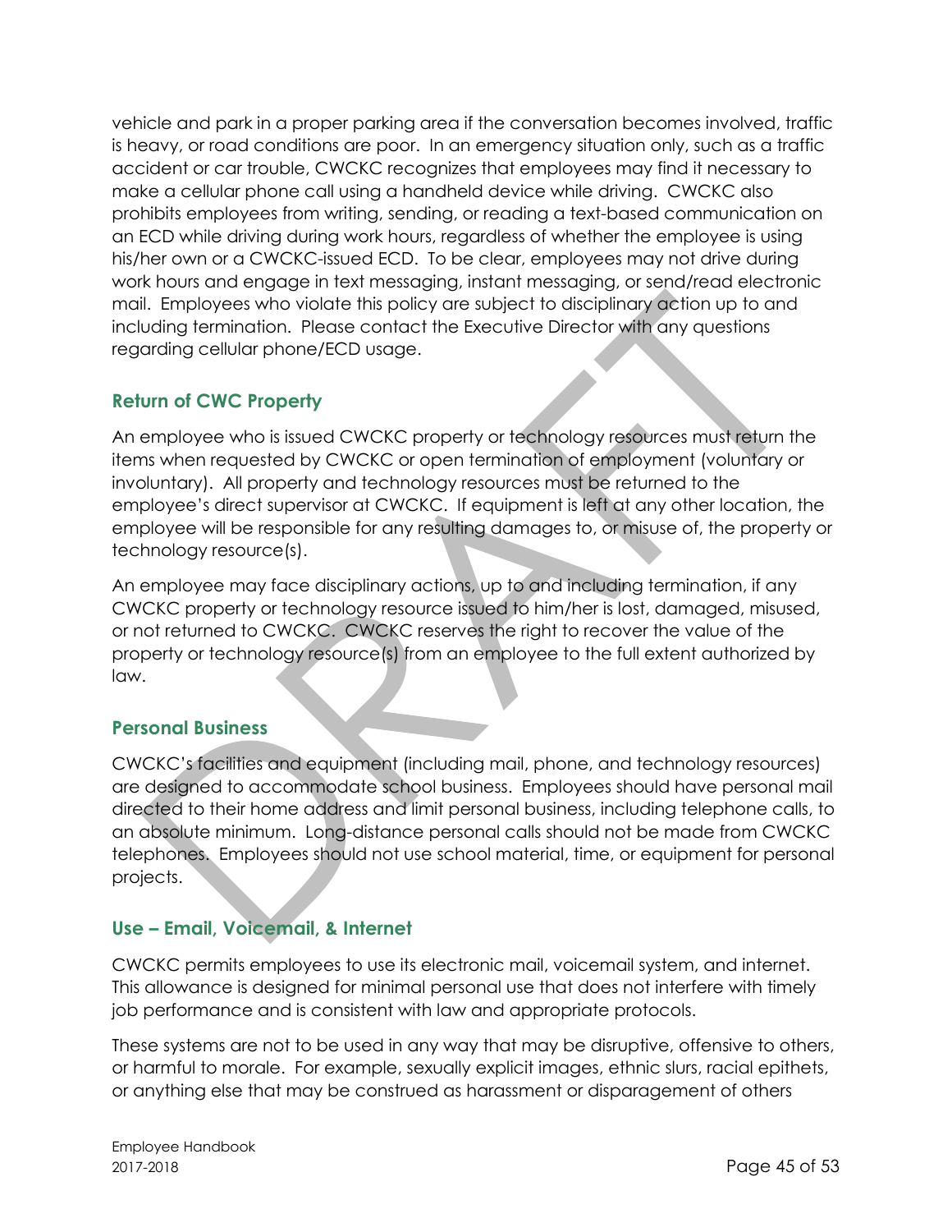vehicle and park in a proper parking area if the conversation becomes involved, traffic is heavy, or road conditions are poor. In an emergency situation only, such as a traffic accident or car trouble, CWCKC recognizes that employees may find it necessary to make a cellular phone call using a handheld device while driving. CWCKC also prohibits employees from writing, sending, or reading a text-based communication on an ECD while driving during work hours, regardless of whether the employee is using his/her own or a CWCKC-issued ECD. To be clear, employees may not drive during work hours and engage in text messaging, instant messaging, or send/read electronic mail. Employees who violate this policy are subject to disciplinary action up to and including termination. Please contact the Executive Director with any questions regarding cellular phone/ECD usage.

### Return of CWC Property

An employee who is issued CWCKC property or technology resources must return the items when requested by CWCKC or open termination of employment (voluntary or involuntary). All property and technology resources must be returned to the employee's direct supervisor at CWCKC. If equipment is left at any other location, the employee will be responsible for any resulting damages to, or misuse of, the property or technology resource(s).

An employee may face disciplinary actions, up to and including termination, if any CWCKC property or technology resource issued to him/her is lost, damaged, misused, or not returned to CWCKC. CWCKC reserves the right to recover the value of the property or technology resource(s) from an employee to the full extent authorized by law.

### Personal Business

CWCKC's facilities and equipment (including mail, phone, and technology resources) are designed to accommodate school business. Employees should have personal mail directed to their home address and limit personal business, including telephone calls, to an absolute minimum. Long-distance personal calls should not be made from CWCKC telephones. Employees should not use school material, time, or equipment for personal projects.

### Use – Email, Voicemail, & Internet

CWCKC permits employees to use its electronic mail, voicemail system, and internet. This allowance is designed for minimal personal use that does not interfere with timely job performance and is consistent with law and appropriate protocols.

These systems are not to be used in any way that may be disruptive, offensive to others, or harmful to morale. For example, sexually explicit images, ethnic slurs, racial epithets, or anything else that may be construed as harassment or disparagement of others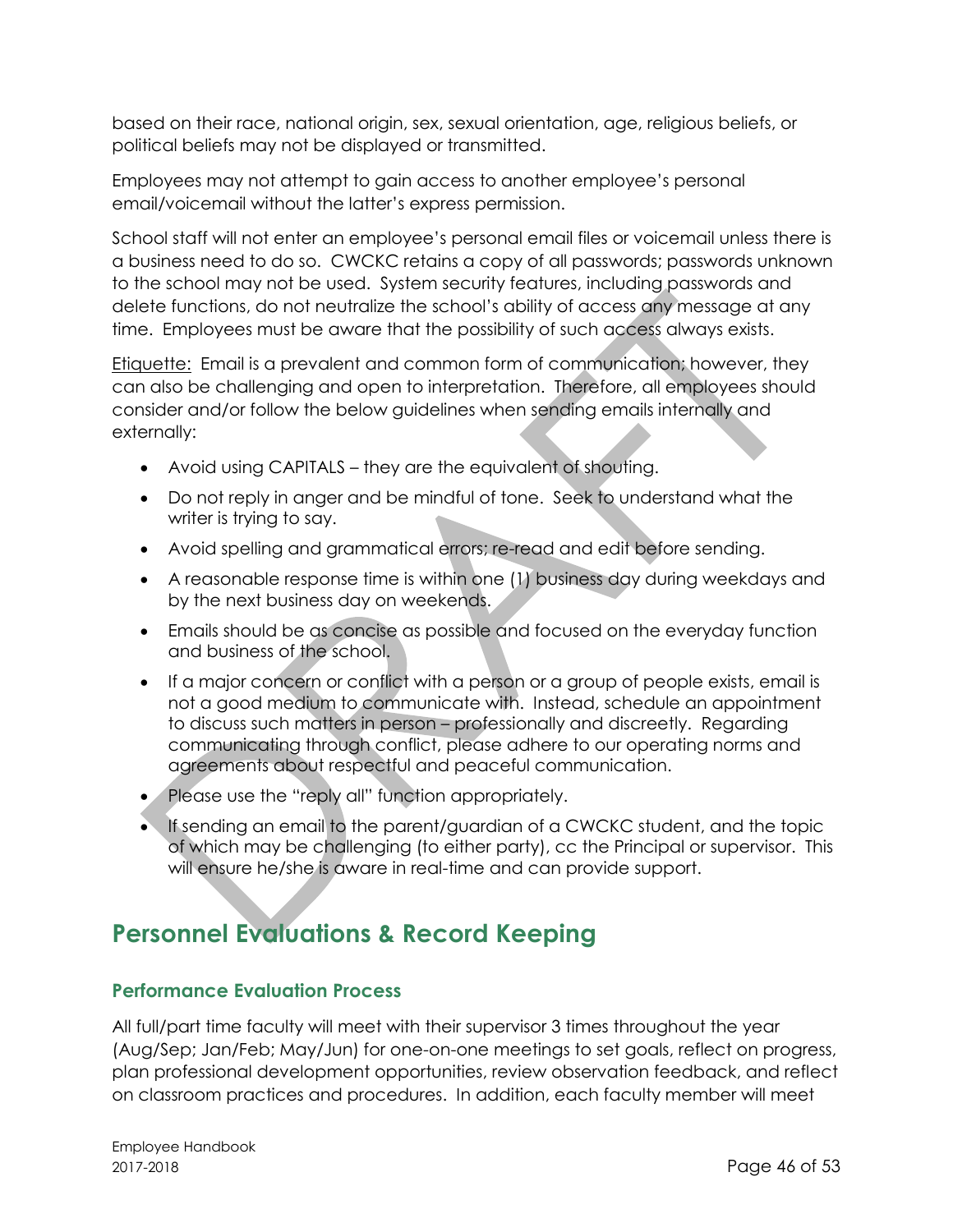based on their race, national origin, sex, sexual orientation, age, religious beliefs, or political beliefs may not be displayed or transmitted.

Employees may not attempt to gain access to another employee's personal email/voicemail without the latter's express permission.

School staff will not enter an employee's personal email files or voicemail unless there is a business need to do so. CWCKC retains a copy of all passwords; passwords unknown to the school may not be used. System security features, including passwords and delete functions, do not neutralize the school's ability of access any message at any time. Employees must be aware that the possibility of such access always exists.

<u>Etiquette:</u> Email is a prevalent and common form of communication; however, they can also be challenging and open to interpretation. Therefore, all employees should consider and/or follow the below guidelines when sending emails internally and externally:

- Avoid using CAPITALS – they are the equivalent of shouting.
- Do not reply in anger and be mindful of tone. Seek to understand what the writer is trying to say.
- Avoid spelling and grammatical errors; re-read and edit before sending.
- A reasonable response time is within one (1) business day during weekdays and by the next business day on weekends.
- Emails should be as concise as possible and focused on the everyday function and business of the school.
- If a major concern or conflict with a person or a group of people exists, email is not a good medium to communicate with. Instead, schedule an appointment to discuss such matters in person – professionally and discreetly. Regarding communicating through conflict, please adhere to our operating norms and agreements about respectful and peaceful communication.
- Please use the "reply all" function appropriately.
- If sending an email to the parent/guardian of a CWCKC student, and the topic of which may be challenging (to either party), cc the Principal or supervisor. This will ensure he/she is aware in real-time and can provide support.

# Personnel Evaluations & Record Keeping

## Performance Evaluation Process

All full/part time faculty will meet with their supervisor 3 times throughout the year (Aug/Sep; Jan/Feb; May/Jun) for one-on-one meetings to set goals, reflect on progress, plan professional development opportunities, review observation feedback, and reflect on classroom practices and procedures. In addition, each faculty member will meet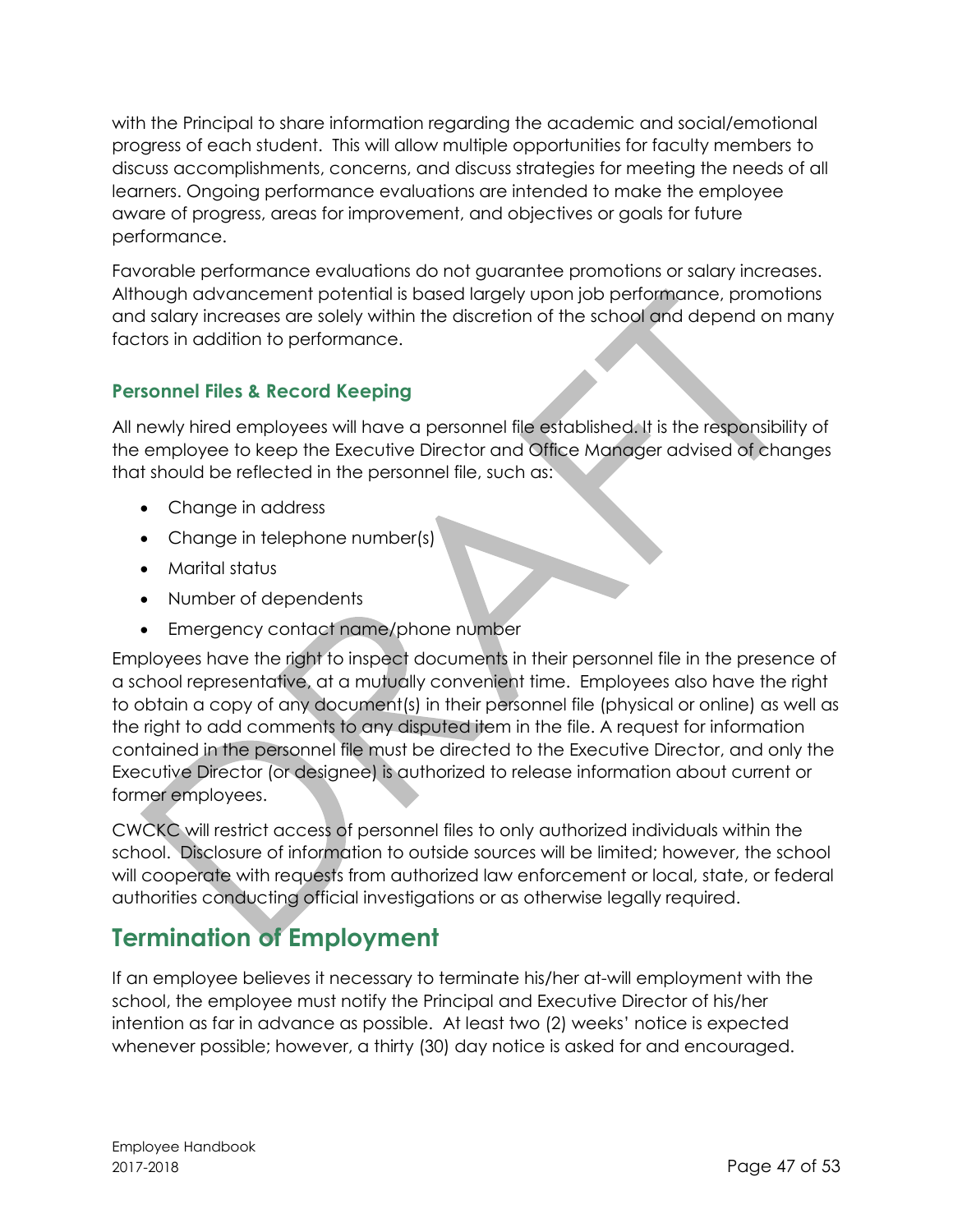with the Principal to share information regarding the academic and social/emotional progress of each student. This will allow multiple opportunities for faculty members to discuss accomplishments, concerns, and discuss strategies for meeting the needs of all learners. Ongoing performance evaluations are intended to make the employee aware of progress, areas for improvement, and objectives or goals for future performance.

Favorable performance evaluations do not guarantee promotions or salary increases. Although advancement potential is based largely upon job performance, promotions and salary increases are solely within the discretion of the school and depend on many factors in addition to performance.

### Personnel Files & Record Keeping

All newly hired employees will have a personnel file established. It is the responsibility of the employee to keep the Executive Director and Office Manager advised of changes that should be reflected in the personnel file, such as:

- Change in address
- Change in telephone number(s)
- Marital status
- Number of dependents
- Emergency contact name/phone number

Employees have the right to inspect documents in their personnel file in the presence of a school representative, at a mutually convenient time. Employees also have the right to obtain a copy of any document(s) in their personnel file (physical or online) as well as the right to add comments to any disputed item in the file. A request for information contained in the personnel file must be directed to the Executive Director, and only the Executive Director (or designee) is authorized to release information about current or former employees.

CWCKC will restrict access of personnel files to only authorized individuals within the school. Disclosure of information to outside sources will be limited; however, the school will cooperate with requests from authorized law enforcement or local, state, or federal authorities conducting official investigations or as otherwise legally required.

## Termination of Employment

If an employee believes it necessary to terminate his/her at-will employment with the school, the employee must notify the Principal and Executive Director of his/her intention as far in advance as possible. At least two (2) weeks' notice is expected whenever possible; however, a thirty (30) day notice is asked for and encouraged.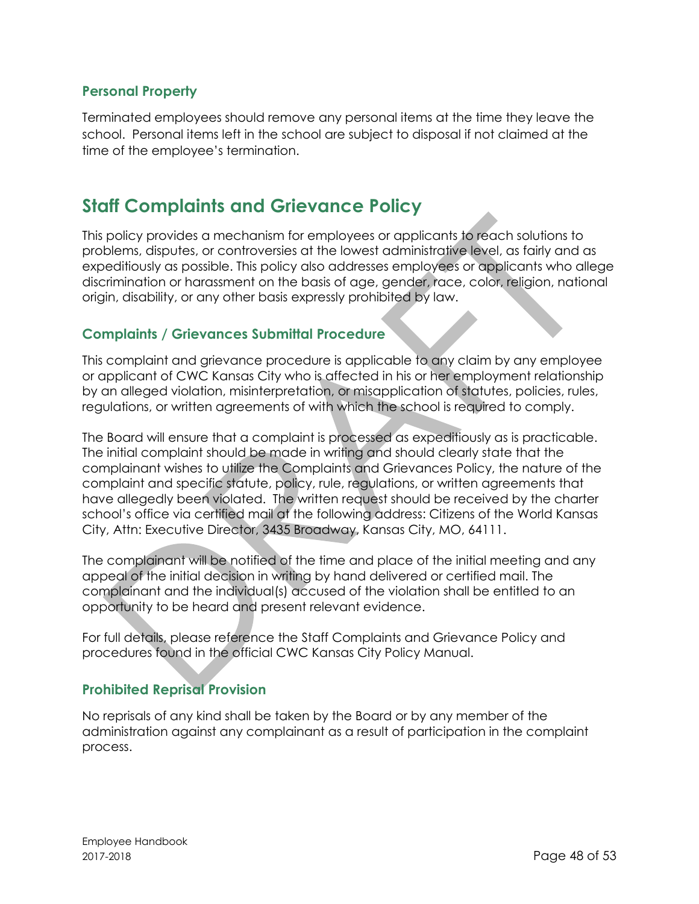### Personal Property

Terminated employees should remove any personal items at the time they leave the school. Personal items left in the school are subject to disposal if not claimed at the time of the employee's termination.

## Staff Complaints and Grievance Policy

This policy provides a mechanism for employees or applicants to reach solutions to problems, disputes, or controversies at the lowest administrative level, as fairly and as expeditiously as possible. This policy also addresses employees or applicants who allege discrimination or harassment on the basis of age, gender, race, color, religion, national origin, disability, or any other basis expressly prohibited by law.

### Complaints / Grievances Submittal Procedure

This complaint and grievance procedure is applicable to any claim by any employee or applicant of CWC Kansas City who is affected in his or her employment relationship by an alleged violation, misinterpretation, or misapplication of statutes, policies, rules, regulations, or written agreements of with which the school is required to comply.

The Board will ensure that a complaint is processed as expeditiously as is practicable. The initial complaint should be made in writing and should clearly state that the complainant wishes to utilize the Complaints and Grievances Policy, the nature of the complaint and specific statute, policy, rule, regulations, or written agreements that have allegedly been violated. The written request should be received by the charter school's office via certified mail at the following address: Citizens of the World Kansas City, Attn: Executive Director, 3435 Broadway, Kansas City, MO, 64111.

The complainant will be notified of the time and place of the initial meeting and any appeal of the initial decision in writing by hand delivered or certified mail. The complainant and the individual(s) accused of the violation shall be entitled to an opportunity to be heard and present relevant evidence.

For full details, please reference the Staff Complaints and Grievance Policy and procedures found in the official CWC Kansas City Policy Manual.

### Prohibited Reprisal Provision

No reprisals of any kind shall be taken by the Board or by any member of the administration against any complainant as a result of participation in the complaint process.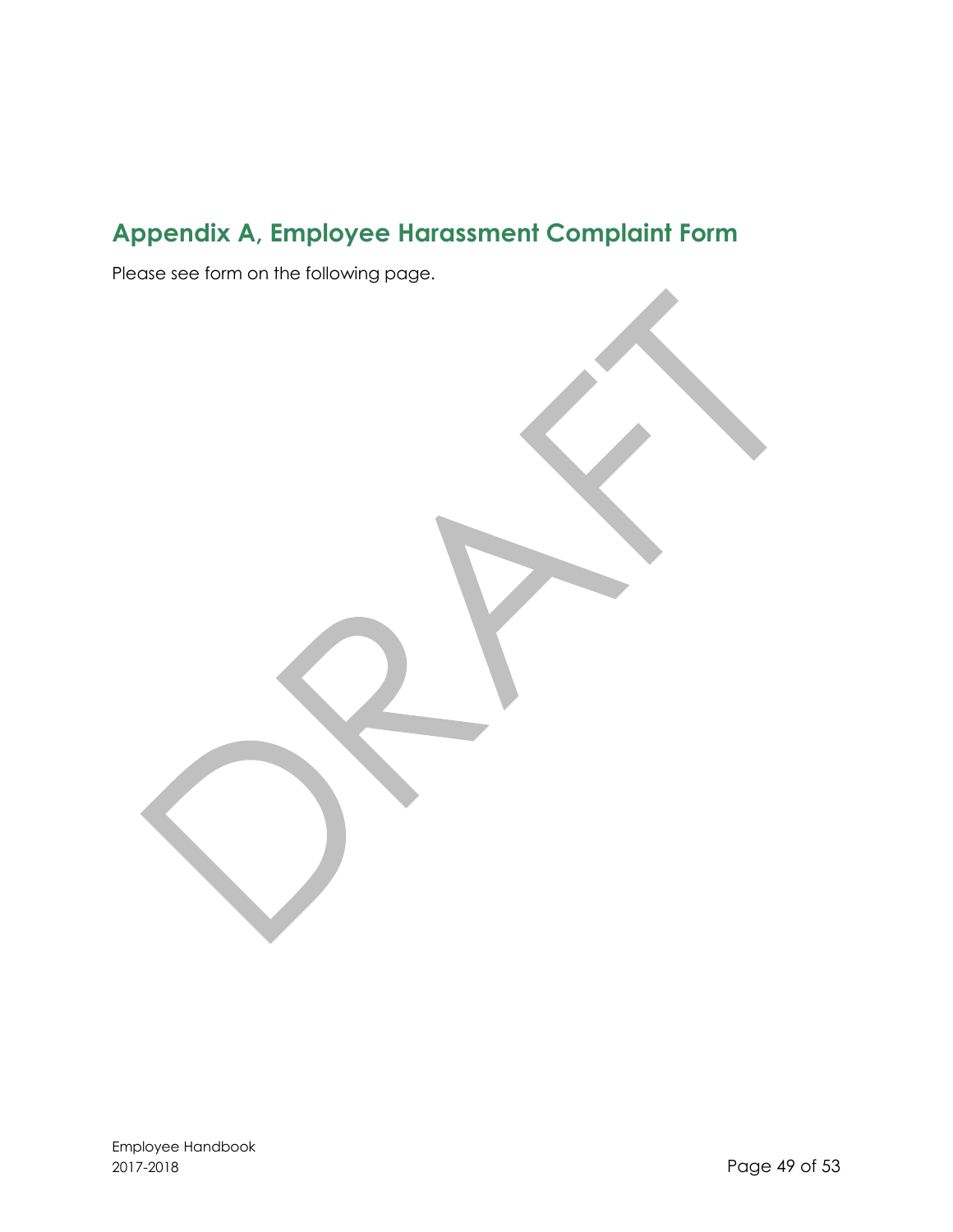## Appendix A, Employee Harassment Complaint Form

Please see form on the following page.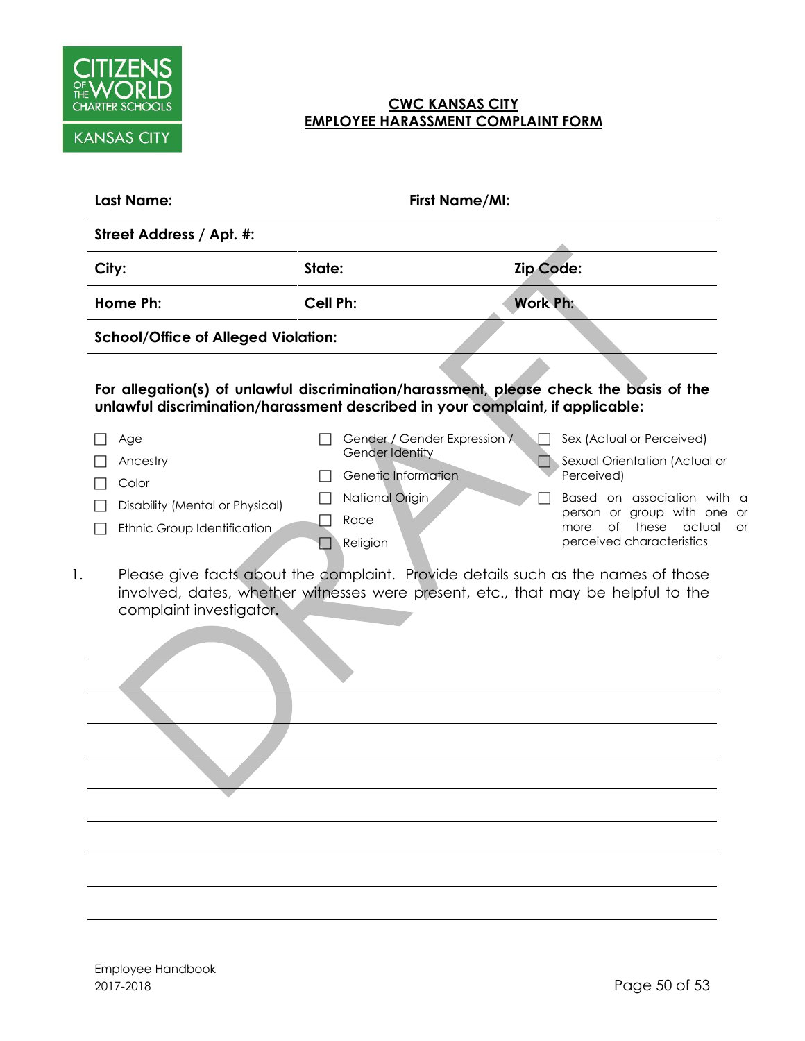CITIZENS OF THE WORLD CHARTER SCHOOLS

KANSAS CITY

## CWC KANSAS CITY
## EMPLOYEE HARASSMENT COMPLAINT FORM

| **Last Name:** | **First Name/MI:** | |
|---|---|---|
| **Street Address / Apt. #:** | | |
| **City:** | **State:** | **Zip Code:** |
| **Home Ph:** | **Cell Ph:** | **Work Ph:** |
| **School/Office of Alleged Violation:** | | |

**For allegation(s) of unlawful discrimination/harassment, please check the basis of the unlawful discrimination/harassment described in your complaint, if applicable:**

- ☐ Age
- ☐ Ancestry
- ☐ Color
- ☐ Disability (Mental or Physical)
- ☐ Ethnic Group Identification
- ☐ Gender / Gender Expression / Gender Identity
- ☐ Genetic Information
- ☐ National Origin
- ☐ Race
- ☐ Religion
- ☐ Sex (Actual or Perceived)
- ☐ Sexual Orientation (Actual or Perceived)
- ☐ Based on association with a person or group with one or more of these actual or perceived characteristics

1. Please give facts about the complaint. Provide details such as the names of those involved, dates, whether witnesses were present, etc., that may be helpful to the complaint investigator.

______________________________________________________________________

______________________________________________________________________

______________________________________________________________________

______________________________________________________________________

______________________________________________________________________

______________________________________________________________________

______________________________________________________________________

______________________________________________________________________

Employee Handbook
2017-2018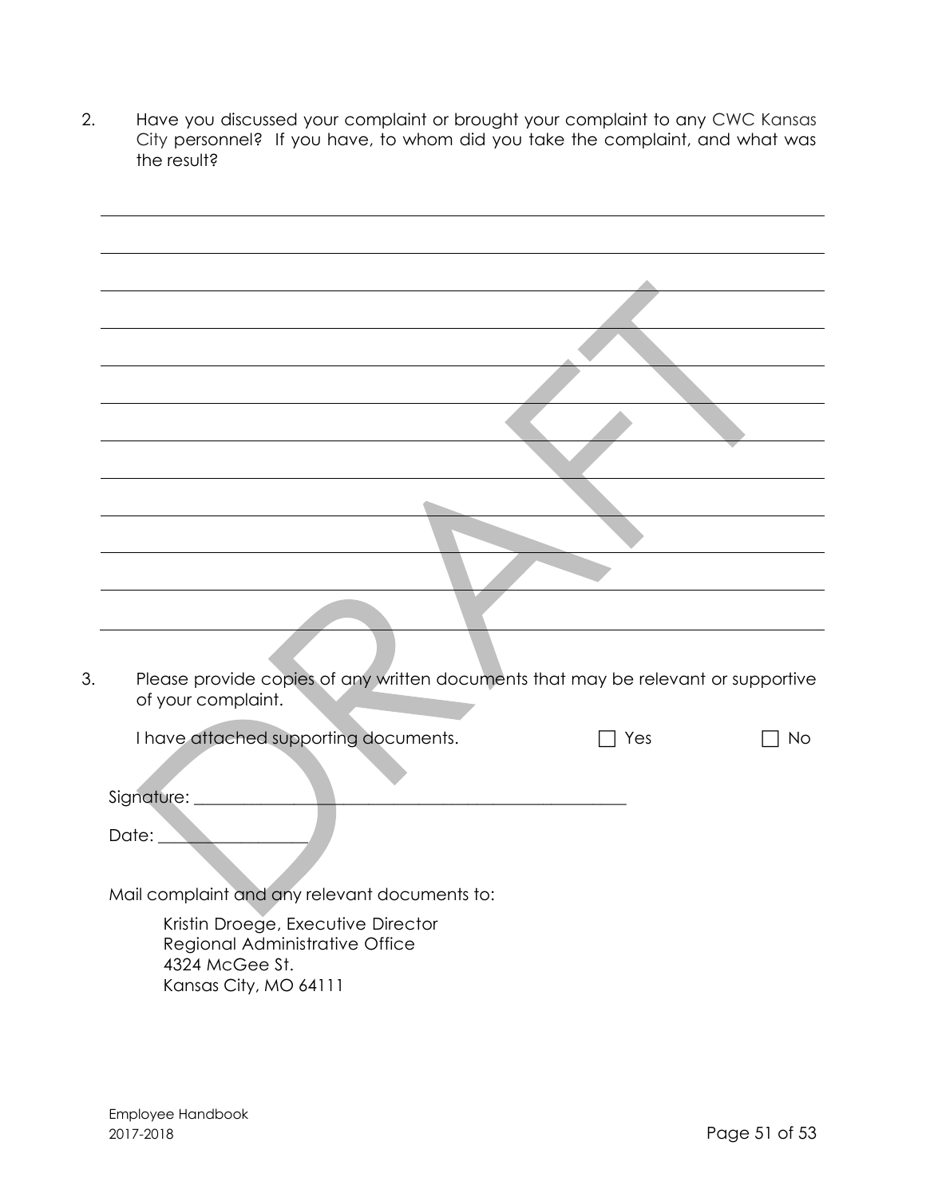2. Have you discussed your complaint or brought your complaint to any CWC Kansas City personnel? If you have, to whom did you take the complaint, and what was the result?

\_\_\_\_\_\_\_\_\_\_\_\_\_\_\_\_\_\_\_\_\_\_\_\_\_\_\_\_\_\_\_\_\_\_\_\_\_\_\_\_\_\_\_\_\_\_\_\_\_\_\_\_\_\_\_\_\_\_\_\_\_\_\_\_\_\_\_\_\_\_\_\_\_\_\_\_

\_\_\_\_\_\_\_\_\_\_\_\_\_\_\_\_\_\_\_\_\_\_\_\_\_\_\_\_\_\_\_\_\_\_\_\_\_\_\_\_\_\_\_\_\_\_\_\_\_\_\_\_\_\_\_\_\_\_\_\_\_\_\_\_\_\_\_\_\_\_\_\_\_\_\_\_

\_\_\_\_\_\_\_\_\_\_\_\_\_\_\_\_\_\_\_\_\_\_\_\_\_\_\_\_\_\_\_\_\_\_\_\_\_\_\_\_\_\_\_\_\_\_\_\_\_\_\_\_\_\_\_\_\_\_\_\_\_\_\_\_\_\_\_\_\_\_\_\_\_\_\_\_

\_\_\_\_\_\_\_\_\_\_\_\_\_\_\_\_\_\_\_\_\_\_\_\_\_\_\_\_\_\_\_\_\_\_\_\_\_\_\_\_\_\_\_\_\_\_\_\_\_\_\_\_\_\_\_\_\_\_\_\_\_\_\_\_\_\_\_\_\_\_\_\_\_\_\_\_

\_\_\_\_\_\_\_\_\_\_\_\_\_\_\_\_\_\_\_\_\_\_\_\_\_\_\_\_\_\_\_\_\_\_\_\_\_\_\_\_\_\_\_\_\_\_\_\_\_\_\_\_\_\_\_\_\_\_\_\_\_\_\_\_\_\_\_\_\_\_\_\_\_\_\_\_

\_\_\_\_\_\_\_\_\_\_\_\_\_\_\_\_\_\_\_\_\_\_\_\_\_\_\_\_\_\_\_\_\_\_\_\_\_\_\_\_\_\_\_\_\_\_\_\_\_\_\_\_\_\_\_\_\_\_\_\_\_\_\_\_\_\_\_\_\_\_\_\_\_\_\_\_

\_\_\_\_\_\_\_\_\_\_\_\_\_\_\_\_\_\_\_\_\_\_\_\_\_\_\_\_\_\_\_\_\_\_\_\_\_\_\_\_\_\_\_\_\_\_\_\_\_\_\_\_\_\_\_\_\_\_\_\_\_\_\_\_\_\_\_\_\_\_\_\_\_\_\_\_

\_\_\_\_\_\_\_\_\_\_\_\_\_\_\_\_\_\_\_\_\_\_\_\_\_\_\_\_\_\_\_\_\_\_\_\_\_\_\_\_\_\_\_\_\_\_\_\_\_\_\_\_\_\_\_\_\_\_\_\_\_\_\_\_\_\_\_\_\_\_\_\_\_\_\_\_

\_\_\_\_\_\_\_\_\_\_\_\_\_\_\_\_\_\_\_\_\_\_\_\_\_\_\_\_\_\_\_\_\_\_\_\_\_\_\_\_\_\_\_\_\_\_\_\_\_\_\_\_\_\_\_\_\_\_\_\_\_\_\_\_\_\_\_\_\_\_\_\_\_\_\_\_

\_\_\_\_\_\_\_\_\_\_\_\_\_\_\_\_\_\_\_\_\_\_\_\_\_\_\_\_\_\_\_\_\_\_\_\_\_\_\_\_\_\_\_\_\_\_\_\_\_\_\_\_\_\_\_\_\_\_\_\_\_\_\_\_\_\_\_\_\_\_\_\_\_\_\_\_

\_\_\_\_\_\_\_\_\_\_\_\_\_\_\_\_\_\_\_\_\_\_\_\_\_\_\_\_\_\_\_\_\_\_\_\_\_\_\_\_\_\_\_\_\_\_\_\_\_\_\_\_\_\_\_\_\_\_\_\_\_\_\_\_\_\_\_\_\_\_\_\_\_\_\_\_

\_\_\_\_\_\_\_\_\_\_\_\_\_\_\_\_\_\_\_\_\_\_\_\_\_\_\_\_\_\_\_\_\_\_\_\_\_\_\_\_\_\_\_\_\_\_\_\_\_\_\_\_\_\_\_\_\_\_\_\_\_\_\_\_\_\_\_\_\_\_\_\_\_\_\_\_

3. Please provide copies of any written documents that may be relevant or supportive of your complaint.

I have attached supporting documents. ☐ Yes ☐ No

Signature: \_\_\_\_\_\_\_\_\_\_\_\_\_\_\_\_\_\_\_\_\_\_\_\_\_\_\_\_\_\_\_\_\_\_\_\_\_\_\_\_\_\_\_\_\_\_\_\_\_\_

Date: \_\_\_\_\_\_\_\_\_\_\_\_\_\_\_\_\_\_

Mail complaint and any relevant documents to:

Kristin Droege, Executive Director
Regional Administrative Office
4324 McGee St.
Kansas City, MO 64111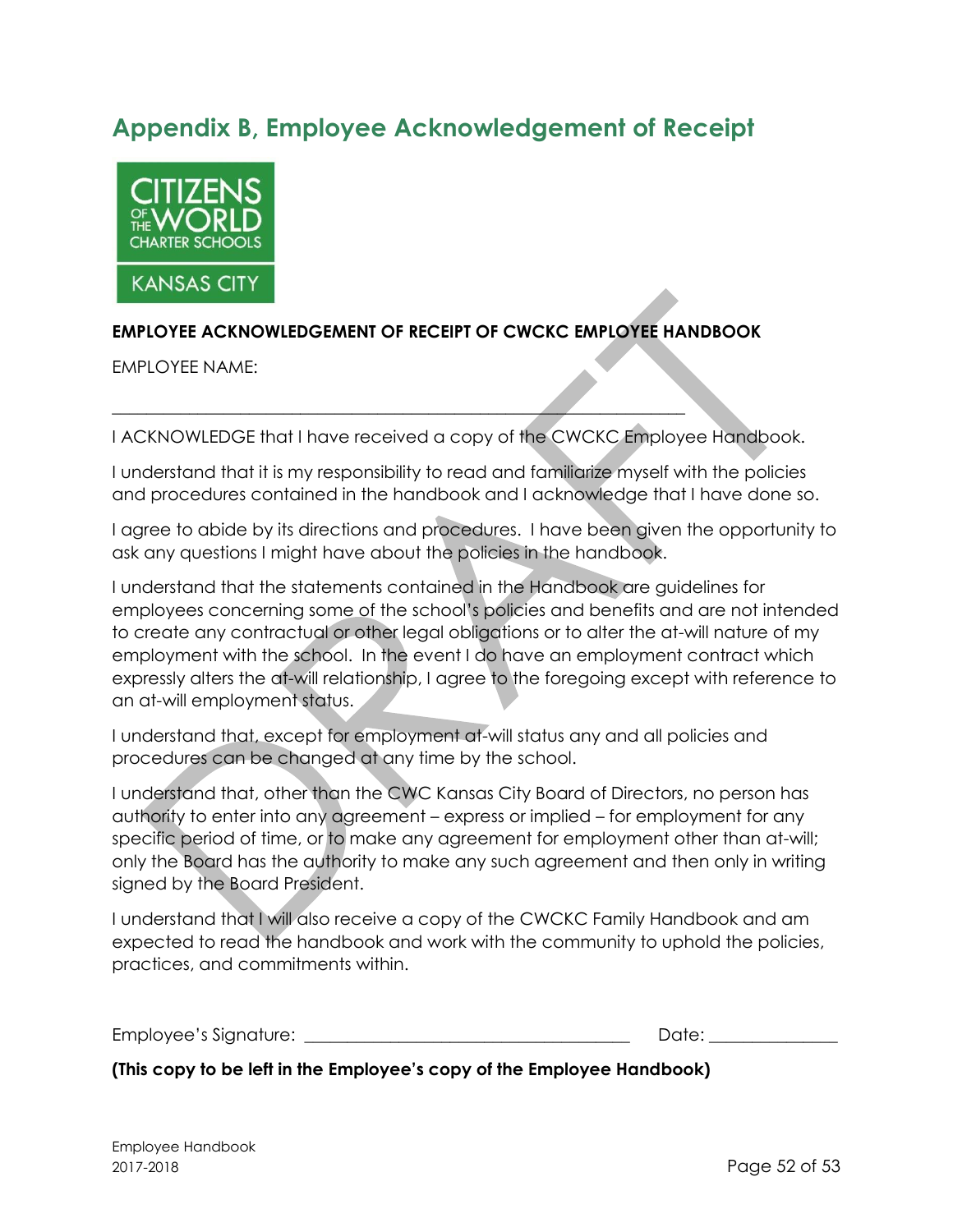## Appendix B, Employee Acknowledgement of Receipt

CITIZENS OF THE WORLD CHARTER SCHOOLS KANSAS CITY

**EMPLOYEE ACKNOWLEDGEMENT OF RECEIPT OF CWCKC EMPLOYEE HANDBOOK**

EMPLOYEE NAME:

______________________________________________________________________

I ACKNOWLEDGE that I have received a copy of the CWCKC Employee Handbook.

I understand that it is my responsibility to read and familiarize myself with the policies and procedures contained in the handbook and I acknowledge that I have done so.

I agree to abide by its directions and procedures. I have been given the opportunity to ask any questions I might have about the policies in the handbook.

I understand that the statements contained in the Handbook are guidelines for employees concerning some of the school's policies and benefits and are not intended to create any contractual or other legal obligations or to alter the at-will nature of my employment with the school. In the event I do have an employment contract which expressly alters the at-will relationship, I agree to the foregoing except with reference to an at-will employment status.

I understand that, except for employment at-will status any and all policies and procedures can be changed at any time by the school.

I understand that, other than the CWC Kansas City Board of Directors, no person has authority to enter into any agreement – express or implied – for employment for any specific period of time, or to make any agreement for employment other than at-will; only the Board has the authority to make any such agreement and then only in writing signed by the Board President.

I understand that I will also receive a copy of the CWCKC Family Handbook and am expected to read the handbook and work with the community to uphold the policies, practices, and commitments within.

Employee's Signature: ____________________________________ Date: ______________

**(This copy to be left in the Employee's copy of the Employee Handbook)**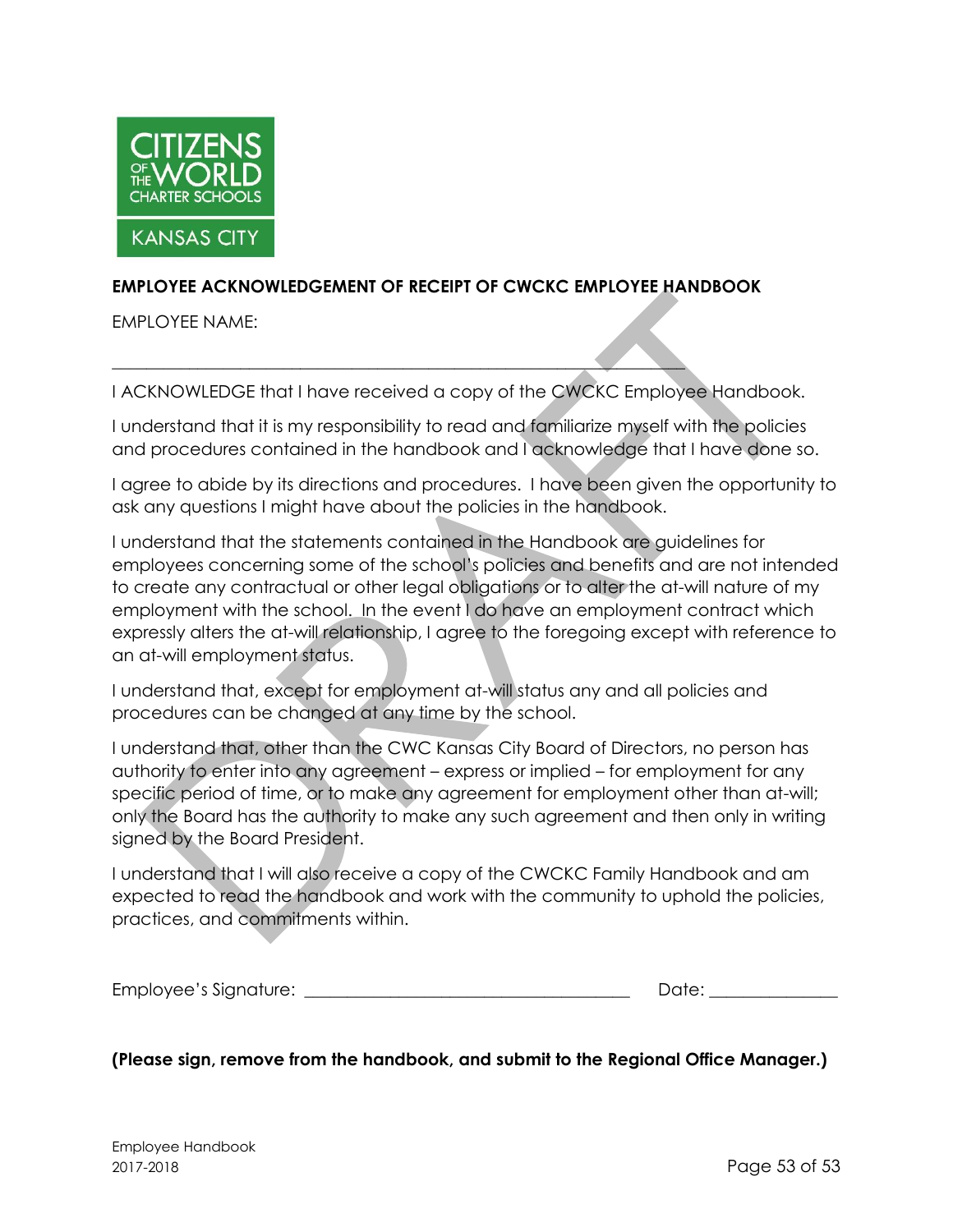**EMPLOYEE ACKNOWLEDGEMENT OF RECEIPT OF CWCKC EMPLOYEE HANDBOOK**

EMPLOYEE NAME:

\_\_\_\_\_\_\_\_\_\_\_\_\_\_\_\_\_\_\_\_\_\_\_\_\_\_\_\_\_\_\_\_\_\_\_\_\_\_\_\_\_\_\_\_\_\_\_\_\_\_\_\_\_\_\_\_\_\_\_\_\_\_\_\_

I ACKNOWLEDGE that I have received a copy of the CWCKC Employee Handbook.

I understand that it is my responsibility to read and familiarize myself with the policies and procedures contained in the handbook and I acknowledge that I have done so.

I agree to abide by its directions and procedures. I have been given the opportunity to ask any questions I might have about the policies in the handbook.

I understand that the statements contained in the Handbook are guidelines for employees concerning some of the school's policies and benefits and are not intended to create any contractual or other legal obligations or to alter the at-will nature of my employment with the school. In the event I do have an employment contract which expressly alters the at-will relationship, I agree to the foregoing except with reference to an at-will employment status.

I understand that, except for employment at-will status any and all policies and procedures can be changed at any time by the school.

I understand that, other than the CWC Kansas City Board of Directors, no person has authority to enter into any agreement – express or implied – for employment for any specific period of time, or to make any agreement for employment other than at-will; only the Board has the authority to make any such agreement and then only in writing signed by the Board President.

I understand that I will also receive a copy of the CWCKC Family Handbook and am expected to read the handbook and work with the community to uphold the policies, practices, and commitments within.

Employee's Signature: \_\_\_\_\_\_\_\_\_\_\_\_\_\_\_\_\_\_\_\_\_\_\_\_\_\_\_\_\_\_\_\_\_\_\_\_\_\_ Date: \_\_\_\_\_\_\_\_\_\_\_\_\_\_\_

**(Please sign, remove from the handbook, and submit to the Regional Office Manager.)**